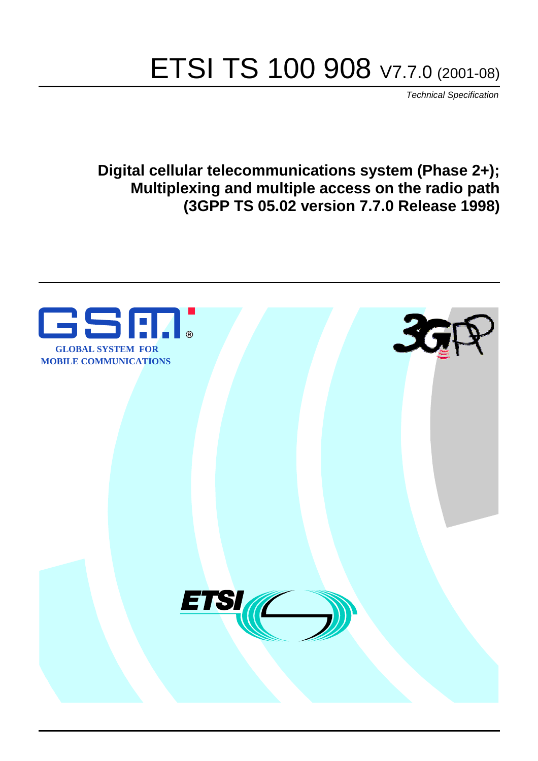# ETSI TS 100 908 V7.7.0 (2001-08)

*Technical Specification*

**Digital cellular telecommunications system (Phase 2+);**
**Multiplexing and multiple access on the radio path**
**(3GPP TS 05.02 version 7.7.0 Release 1998)**

GLOBAL SYSTEM FOR MOBILE COMMUNICATIONS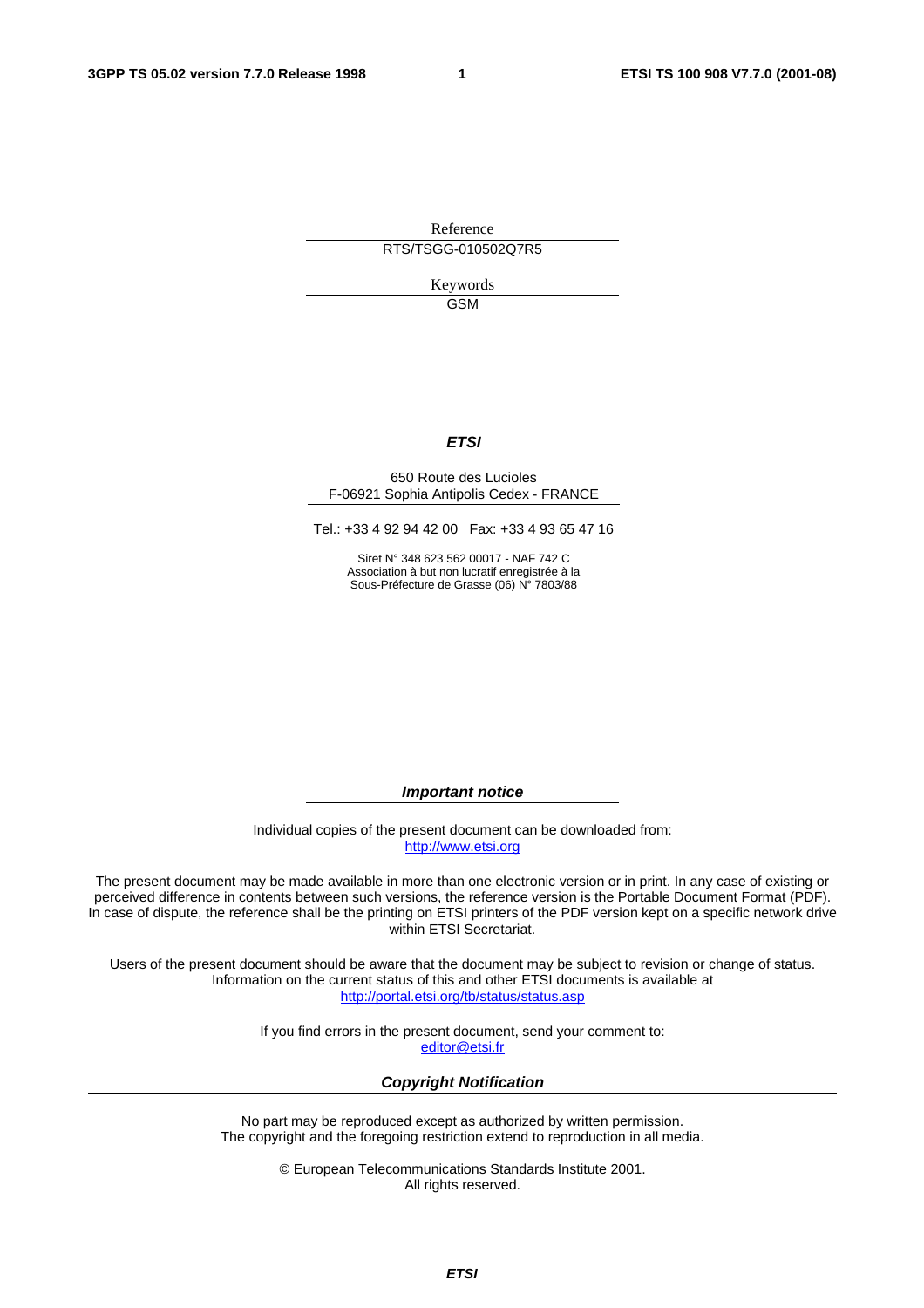Reference

RTS/TSGG-010502Q7R5

Keywords

GSM

***ETSI***

650 Route des Lucioles
F-06921 Sophia Antipolis Cedex - FRANCE

Tel.: +33 4 92 94 42 00 Fax: +33 4 93 65 47 16

Siret N° 348 623 562 00017 - NAF 742 C
Association à but non lucratif enregistrée à la
Sous-Préfecture de Grasse (06) N° 7803/88

***Important notice***

Individual copies of the present document can be downloaded from:
http://www.etsi.org

The present document may be made available in more than one electronic version or in print. In any case of existing or perceived difference in contents between such versions, the reference version is the Portable Document Format (PDF). In case of dispute, the reference shall be the printing on ETSI printers of the PDF version kept on a specific network drive within ETSI Secretariat.

Users of the present document should be aware that the document may be subject to revision or change of status. Information on the current status of this and other ETSI documents is available at
http://portal.etsi.org/tb/status/status.asp

If you find errors in the present document, send your comment to:
editor@etsi.fr

***Copyright Notification***

No part may be reproduced except as authorized by written permission.
The copyright and the foregoing restriction extend to reproduction in all media.

© European Telecommunications Standards Institute 2001.
All rights reserved.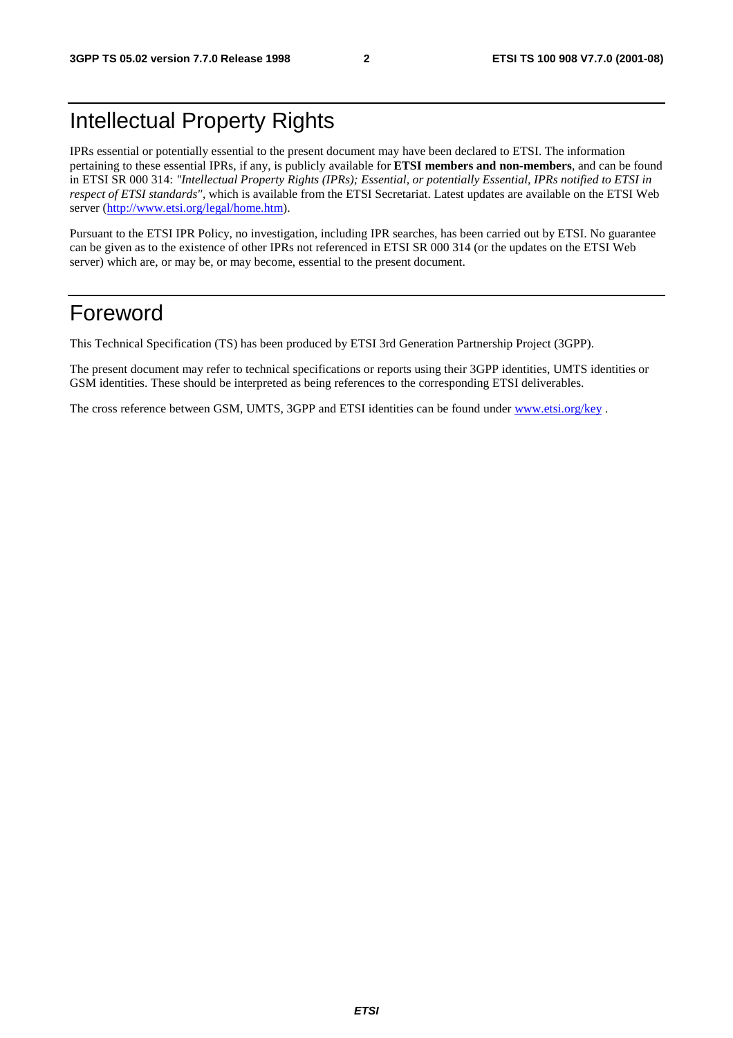# Intellectual Property Rights

IPRs essential or potentially essential to the present document may have been declared to ETSI. The information pertaining to these essential IPRs, if any, is publicly available for **ETSI members and non-members**, and can be found in ETSI SR 000 314: *"Intellectual Property Rights (IPRs); Essential, or potentially Essential, IPRs notified to ETSI in respect of ETSI standards"*, which is available from the ETSI Secretariat. Latest updates are available on the ETSI Web server (http://www.etsi.org/legal/home.htm).

Pursuant to the ETSI IPR Policy, no investigation, including IPR searches, has been carried out by ETSI. No guarantee can be given as to the existence of other IPRs not referenced in ETSI SR 000 314 (or the updates on the ETSI Web server) which are, or may be, or may become, essential to the present document.

# Foreword

This Technical Specification (TS) has been produced by ETSI 3rd Generation Partnership Project (3GPP).

The present document may refer to technical specifications or reports using their 3GPP identities, UMTS identities or GSM identities. These should be interpreted as being references to the corresponding ETSI deliverables.

The cross reference between GSM, UMTS, 3GPP and ETSI identities can be found under www.etsi.org/key .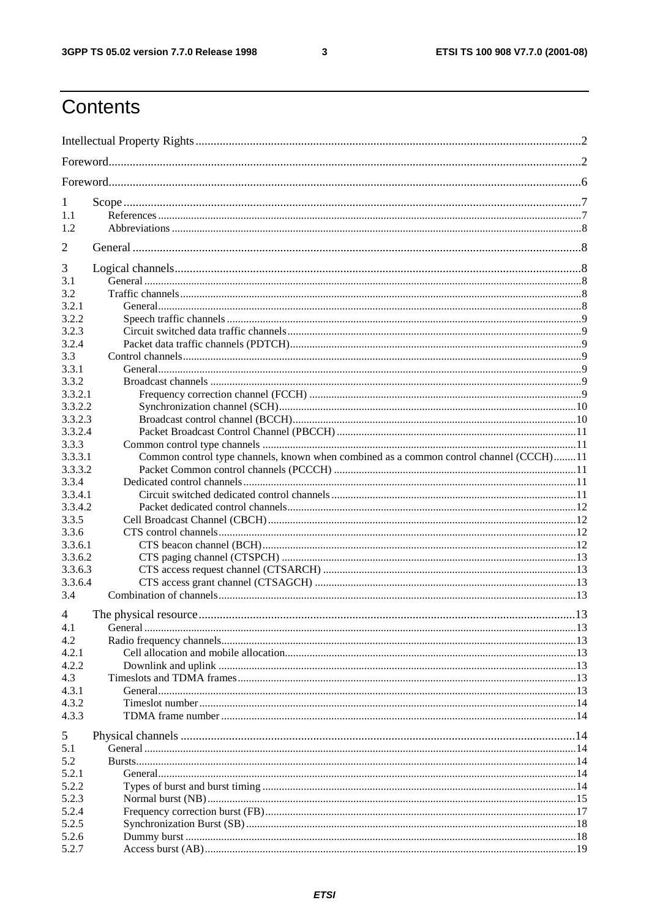# Contents

Intellectual Property Rights ....................................................................................................................................2

Foreword...........................................................................................................................................................2

Foreword...........................................................................................................................................................6

1 Scope .......................................................................................................................................................7
1.1 References ........................................................................................................................................................7
1.2 Abbreviations ...................................................................................................................................................8

2 General ....................................................................................................................................................8

3 Logical channels......................................................................................................................................8
3.1 General .............................................................................................................................................................8
3.2 Traffic channels................................................................................................................................................8
3.2.1 General.........................................................................................................................................................8
3.2.2 Speech traffic channels ...............................................................................................................................9
3.2.3 Circuit switched data traffic channels..........................................................................................................9
3.2.4 Packet data traffic channels (PDTCH).........................................................................................................9
3.3 Control channels...............................................................................................................................................9
3.3.1 General.........................................................................................................................................................9
3.3.2 Broadcast channels ......................................................................................................................................9
3.3.2.1 Frequency correction channel (FCCH) .................................................................................................9
3.3.2.2 Synchronization channel (SCH)...........................................................................................................10
3.3.2.3 Broadcast control channel (BCCH)......................................................................................................10
3.3.2.4 Packet Broadcast Control Channel (PBCCH) ......................................................................................11
3.3.3 Common control type channels .................................................................................................................11
3.3.3.1 Common control type channels, known when combined as a common control channel (CCCH)........11
3.3.3.2 Packet Common control channels (PCCCH) .......................................................................................11
3.3.4 Dedicated control channels........................................................................................................................11
3.3.4.1 Circuit switched dedicated control channels ........................................................................................11
3.3.4.2 Packet dedicated control channels........................................................................................................12
3.3.5 Cell Broadcast Channel (CBCH)...............................................................................................................12
3.3.6 CTS control channels.................................................................................................................................12
3.3.6.1 CTS beacon channel (BCH).................................................................................................................12
3.3.6.2 CTS paging channel (CTSPCH) ..........................................................................................................13
3.3.6.3 CTS access request channel (CTSARCH) ...........................................................................................13
3.3.6.4 CTS access grant channel (CTSAGCH) ..............................................................................................13
3.4 Combination of channels................................................................................................................................13

4 The physical resource............................................................................................................................13
4.1 General ...........................................................................................................................................................13
4.2 Radio frequency channels...............................................................................................................................13
4.2.1 Cell allocation and mobile allocation.........................................................................................................13
4.2.2 Downlink and uplink .................................................................................................................................13
4.3 Timeslots and TDMA frames..........................................................................................................................13
4.3.1 General.......................................................................................................................................................13
4.3.2 Timeslot number ........................................................................................................................................14
4.3.3 TDMA frame number ................................................................................................................................14

5 Physical channels ..................................................................................................................................14
5.1 General ...........................................................................................................................................................14
5.2 Bursts..............................................................................................................................................................14
5.2.1 General.......................................................................................................................................................14
5.2.2 Types of burst and burst timing .................................................................................................................14
5.2.3 Normal burst (NB).....................................................................................................................................15
5.2.4 Frequency correction burst (FB)................................................................................................................17
5.2.5 Synchronization Burst (SB).......................................................................................................................18
5.2.6 Dummy burst .............................................................................................................................................18
5.2.7 Access burst (AB)......................................................................................................................................19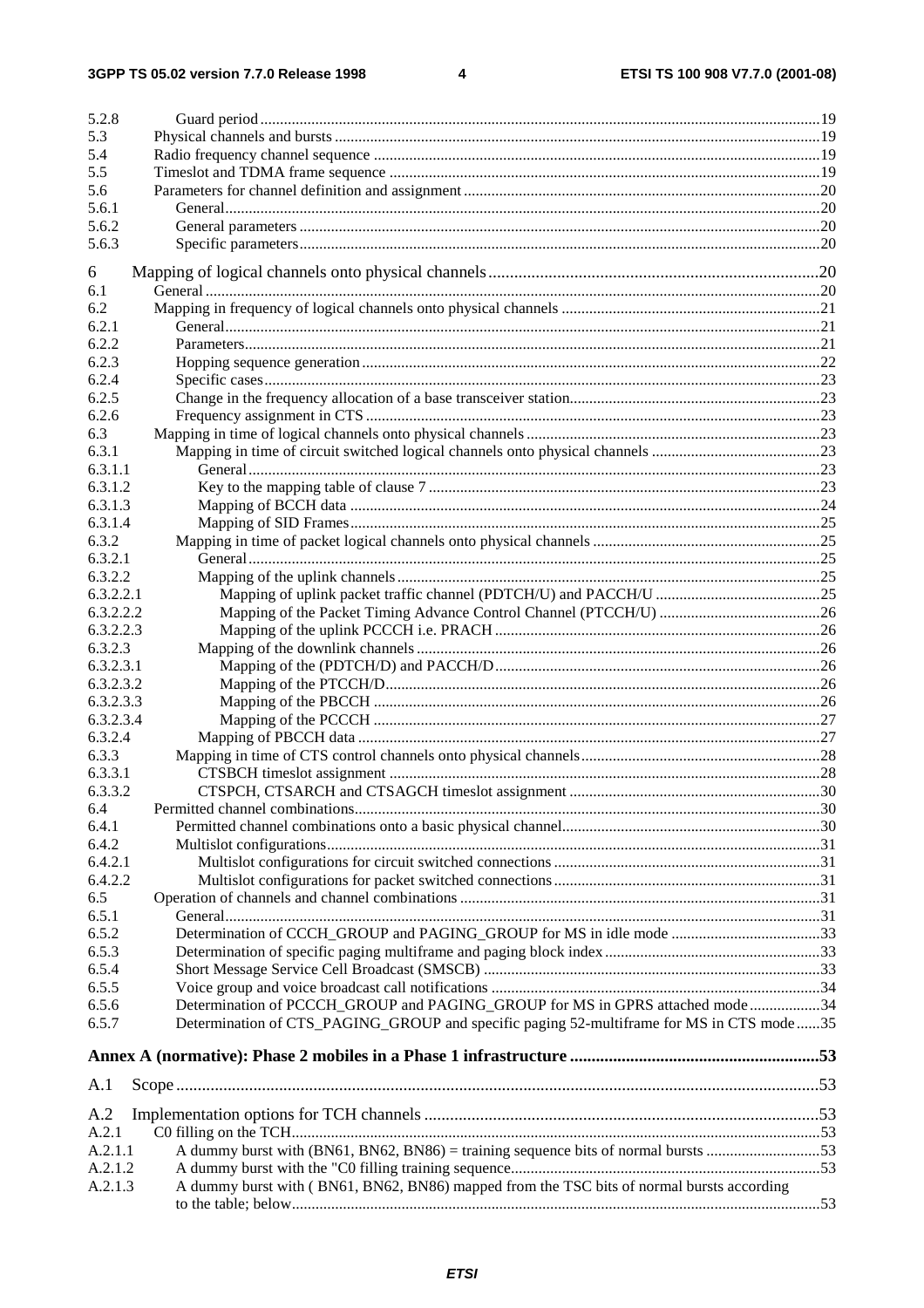5.2.8 Guard period ....19
5.3 Physical channels and bursts ....19
5.4 Radio frequency channel sequence ....19
5.5 Timeslot and TDMA frame sequence ....19
5.6 Parameters for channel definition and assignment ....20
5.6.1 General ....20
5.6.2 General parameters ....20
5.6.3 Specific parameters ....20

6 Mapping of logical channels onto physical channels ....20
6.1 General ....20
6.2 Mapping in frequency of logical channels onto physical channels ....21
6.2.1 General ....21
6.2.2 Parameters ....21
6.2.3 Hopping sequence generation ....22
6.2.4 Specific cases ....23
6.2.5 Change in the frequency allocation of a base transceiver station ....23
6.2.6 Frequency assignment in CTS ....23
6.3 Mapping in time of logical channels onto physical channels ....23
6.3.1 Mapping in time of circuit switched logical channels onto physical channels ....23
6.3.1.1 General ....23
6.3.1.2 Key to the mapping table of clause 7 ....23
6.3.1.3 Mapping of BCCH data ....24
6.3.1.4 Mapping of SID Frames ....25
6.3.2 Mapping in time of packet logical channels onto physical channels ....25
6.3.2.1 General ....25
6.3.2.2 Mapping of the uplink channels ....25
6.3.2.2.1 Mapping of uplink packet traffic channel (PDTCH/U) and PACCH/U ....25
6.3.2.2.2 Mapping of the Packet Timing Advance Control Channel (PTCCH/U) ....26
6.3.2.2.3 Mapping of the uplink PCCCH i.e. PRACH ....26
6.3.2.3 Mapping of the downlink channels ....26
6.3.2.3.1 Mapping of the (PDTCH/D) and PACCH/D ....26
6.3.2.3.2 Mapping of the PTCCH/D ....26
6.3.2.3.3 Mapping of the PBCCH ....26
6.3.2.3.4 Mapping of the PCCCH ....27
6.3.2.4 Mapping of PBCCH data ....27
6.3.3 Mapping in time of CTS control channels onto physical channels ....28
6.3.3.1 CTSBCH timeslot assignment ....28
6.3.3.2 CTSPCH, CTSARCH and CTSAGCH timeslot assignment ....30
6.4 Permitted channel combinations ....30
6.4.1 Permitted channel combinations onto a basic physical channel ....30
6.4.2 Multislot configurations ....31
6.4.2.1 Multislot configurations for circuit switched connections ....31
6.4.2.2 Multislot configurations for packet switched connections ....31
6.5 Operation of channels and channel combinations ....31
6.5.1 General ....31
6.5.2 Determination of CCCH_GROUP and PAGING_GROUP for MS in idle mode ....33
6.5.3 Determination of specific paging multiframe and paging block index ....33
6.5.4 Short Message Service Cell Broadcast (SMSCB) ....33
6.5.5 Voice group and voice broadcast call notifications ....34
6.5.6 Determination of PCCCH_GROUP and PAGING_GROUP for MS in GPRS attached mode ....34
6.5.7 Determination of CTS_PAGING_GROUP and specific paging 52-multiframe for MS in CTS mode ....35

**Annex A (normative): Phase 2 mobiles in a Phase 1 infrastructure ....53**

A.1 Scope ....53

A.2 Implementation options for TCH channels ....53
A.2.1 C0 filling on the TCH ....53
A.2.1.1 A dummy burst with (BN61, BN62, BN86) = training sequence bits of normal bursts ....53
A.2.1.2 A dummy burst with the "C0 filling training sequence ....53
A.2.1.3 A dummy burst with ( BN61, BN62, BN86) mapped from the TSC bits of normal bursts according to the table; below ....53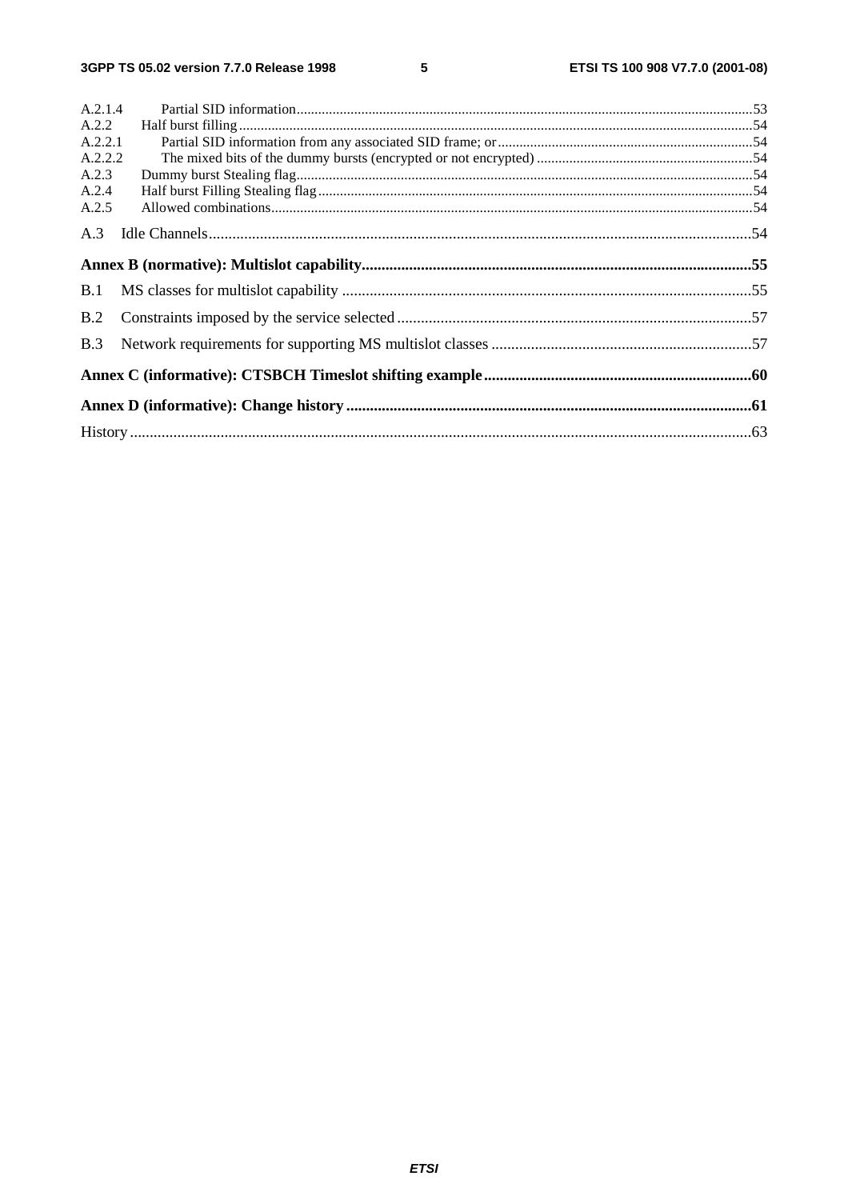A.2.1.4 Partial SID information....................................................................................................................................53
A.2.2 Half burst filling.............................................................................................................................................54
A.2.2.1 Partial SID information from any associated SID frame; or........................................................................54
A.2.2.2 The mixed bits of the dummy bursts (encrypted or not encrypted) ..............................................................54
A.2.3 Dummy burst Stealing flag.............................................................................................................................54
A.2.4 Half burst Filling Stealing flag........................................................................................................................54
A.2.5 Allowed combinations....................................................................................................................................54

A.3 Idle Channels........................................................................................................................................54

**Annex B (normative): Multislot capability...................................................................................................55**

B.1 MS classes for multislot capability .......................................................................................................55

B.2 Constraints imposed by the service selected..........................................................................................57

B.3 Network requirements for supporting MS multislot classes ..................................................................57

**Annex C (informative): CTSBCH Timeslot shifting example....................................................................60**

**Annex D (informative): Change history......................................................................................................61**

History.............................................................................................................................................................63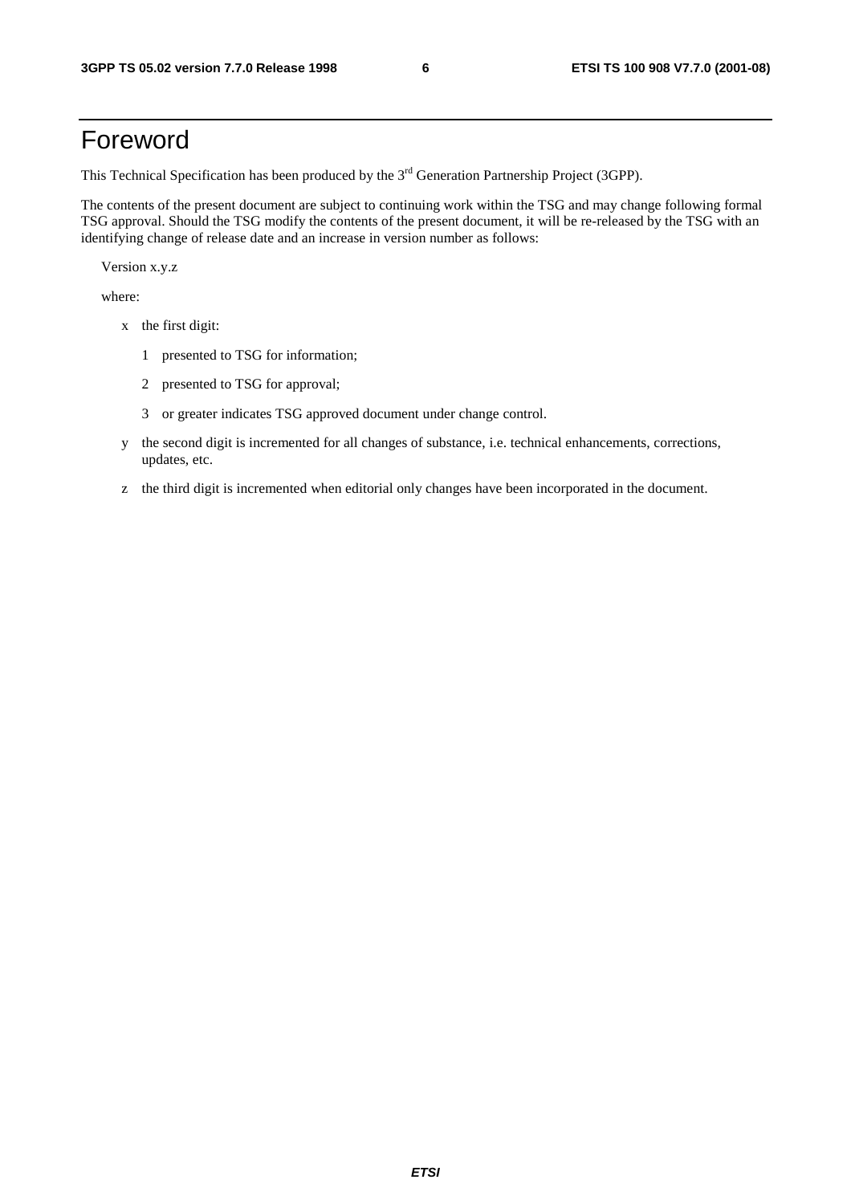# Foreword

This Technical Specification has been produced by the 3rd Generation Partnership Project (3GPP).

The contents of the present document are subject to continuing work within the TSG and may change following formal TSG approval. Should the TSG modify the contents of the present document, it will be re-released by the TSG with an identifying change of release date and an increase in version number as follows:

Version x.y.z

where:

- x the first digit:
  - 1 presented to TSG for information;
  - 2 presented to TSG for approval;
  - 3 or greater indicates TSG approved document under change control.
- y the second digit is incremented for all changes of substance, i.e. technical enhancements, corrections, updates, etc.
- z the third digit is incremented when editorial only changes have been incorporated in the document.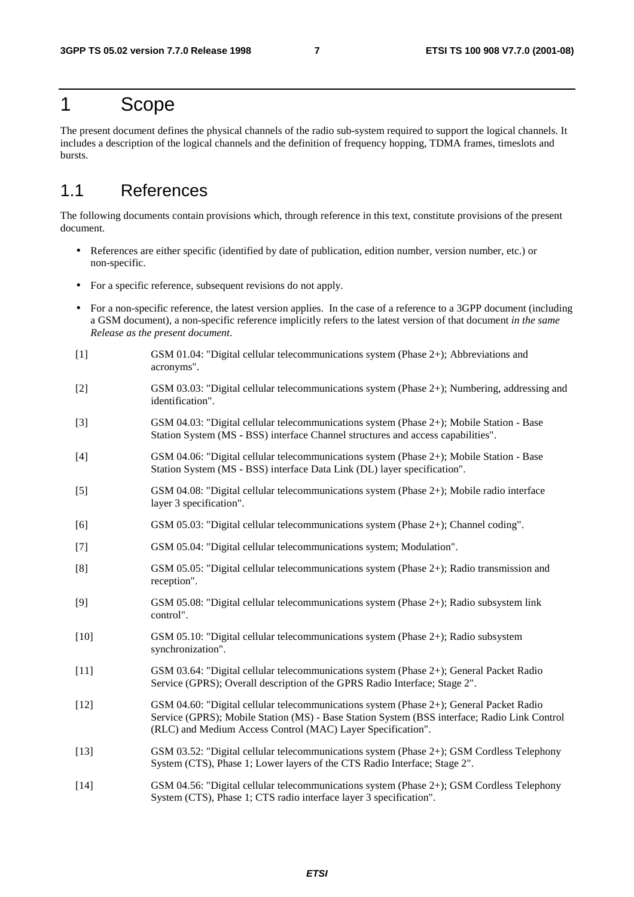# 1 Scope

The present document defines the physical channels of the radio sub-system required to support the logical channels. It includes a description of the logical channels and the definition of frequency hopping, TDMA frames, timeslots and bursts.

## 1.1 References

The following documents contain provisions which, through reference in this text, constitute provisions of the present document.

- References are either specific (identified by date of publication, edition number, version number, etc.) or non-specific.
- For a specific reference, subsequent revisions do not apply.
- For a non-specific reference, the latest version applies. In the case of a reference to a 3GPP document (including a GSM document), a non-specific reference implicitly refers to the latest version of that document *in the same Release as the present document*.

[1] GSM 01.04: "Digital cellular telecommunications system (Phase 2+); Abbreviations and acronyms".

[2] GSM 03.03: "Digital cellular telecommunications system (Phase 2+); Numbering, addressing and identification".

[3] GSM 04.03: "Digital cellular telecommunications system (Phase 2+); Mobile Station - Base Station System (MS - BSS) interface Channel structures and access capabilities".

[4] GSM 04.06: "Digital cellular telecommunications system (Phase 2+); Mobile Station - Base Station System (MS - BSS) interface Data Link (DL) layer specification".

[5] GSM 04.08: "Digital cellular telecommunications system (Phase 2+); Mobile radio interface layer 3 specification".

[6] GSM 05.03: "Digital cellular telecommunications system (Phase 2+); Channel coding".

[7] GSM 05.04: "Digital cellular telecommunications system; Modulation".

[8] GSM 05.05: "Digital cellular telecommunications system (Phase 2+); Radio transmission and reception".

[9] GSM 05.08: "Digital cellular telecommunications system (Phase 2+); Radio subsystem link control".

[10] GSM 05.10: "Digital cellular telecommunications system (Phase 2+); Radio subsystem synchronization".

[11] GSM 03.64: "Digital cellular telecommunications system (Phase 2+); General Packet Radio Service (GPRS); Overall description of the GPRS Radio Interface; Stage 2".

[12] GSM 04.60: "Digital cellular telecommunications system (Phase 2+); General Packet Radio Service (GPRS); Mobile Station (MS) - Base Station System (BSS interface; Radio Link Control (RLC) and Medium Access Control (MAC) Layer Specification".

[13] GSM 03.52: "Digital cellular telecommunications system (Phase 2+); GSM Cordless Telephony System (CTS), Phase 1; Lower layers of the CTS Radio Interface; Stage 2".

[14] GSM 04.56: "Digital cellular telecommunications system (Phase 2+); GSM Cordless Telephony System (CTS), Phase 1; CTS radio interface layer 3 specification".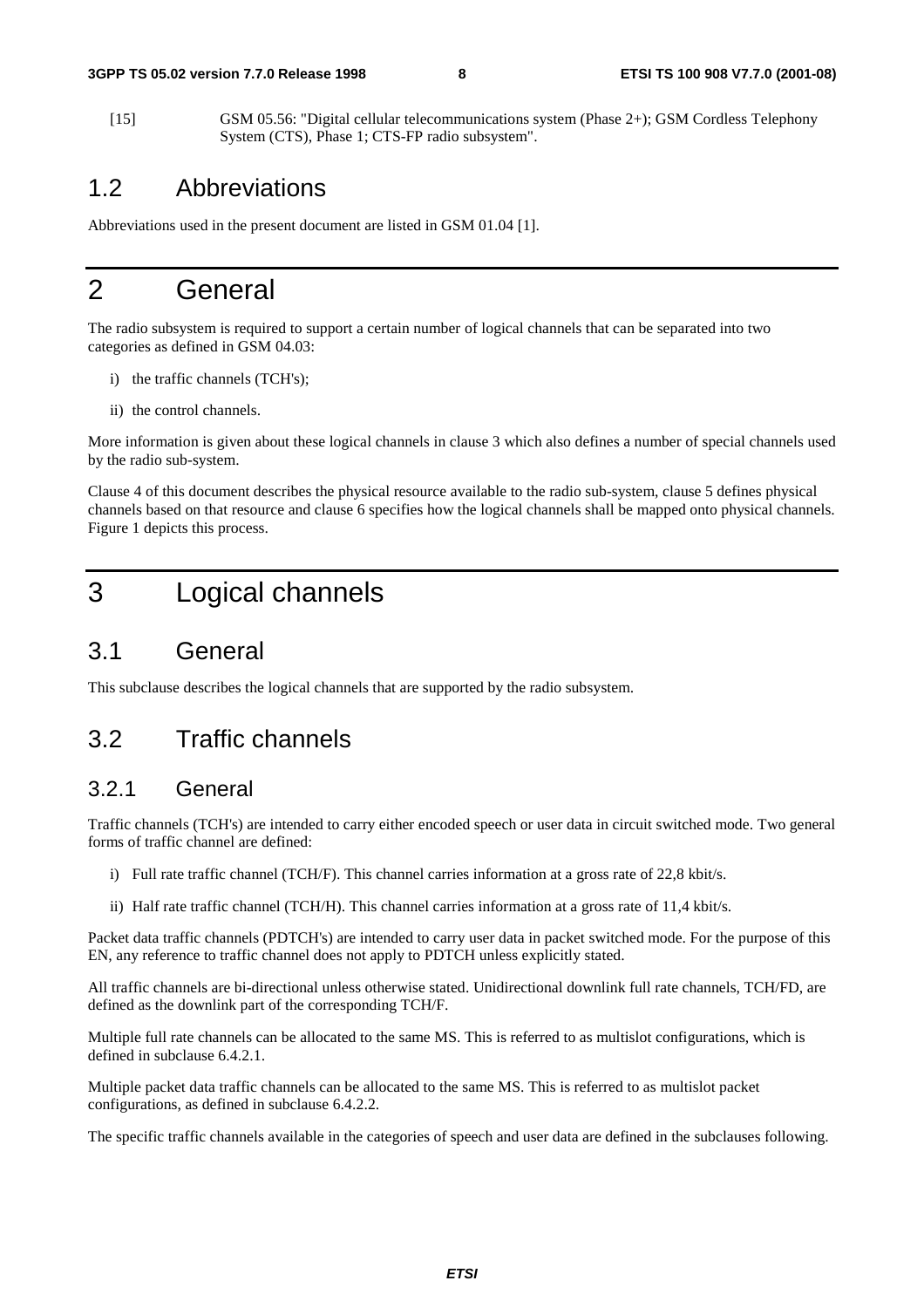[15] GSM 05.56: "Digital cellular telecommunications system (Phase 2+); GSM Cordless Telephony System (CTS), Phase 1; CTS-FP radio subsystem".

## 1.2 Abbreviations

Abbreviations used in the present document are listed in GSM 01.04 [1].

# 2 General

The radio subsystem is required to support a certain number of logical channels that can be separated into two categories as defined in GSM 04.03:

i) the traffic channels (TCH's);

ii) the control channels.

More information is given about these logical channels in clause 3 which also defines a number of special channels used by the radio sub-system.

Clause 4 of this document describes the physical resource available to the radio sub-system, clause 5 defines physical channels based on that resource and clause 6 specifies how the logical channels shall be mapped onto physical channels. Figure 1 depicts this process.

# 3 Logical channels

## 3.1 General

This subclause describes the logical channels that are supported by the radio subsystem.

## 3.2 Traffic channels

### 3.2.1 General

Traffic channels (TCH's) are intended to carry either encoded speech or user data in circuit switched mode. Two general forms of traffic channel are defined:

i) Full rate traffic channel (TCH/F). This channel carries information at a gross rate of 22,8 kbit/s.

ii) Half rate traffic channel (TCH/H). This channel carries information at a gross rate of 11,4 kbit/s.

Packet data traffic channels (PDTCH's) are intended to carry user data in packet switched mode. For the purpose of this EN, any reference to traffic channel does not apply to PDTCH unless explicitly stated.

All traffic channels are bi-directional unless otherwise stated. Unidirectional downlink full rate channels, TCH/FD, are defined as the downlink part of the corresponding TCH/F.

Multiple full rate channels can be allocated to the same MS. This is referred to as multislot configurations, which is defined in subclause 6.4.2.1.

Multiple packet data traffic channels can be allocated to the same MS. This is referred to as multislot packet configurations, as defined in subclause 6.4.2.2.

The specific traffic channels available in the categories of speech and user data are defined in the subclauses following.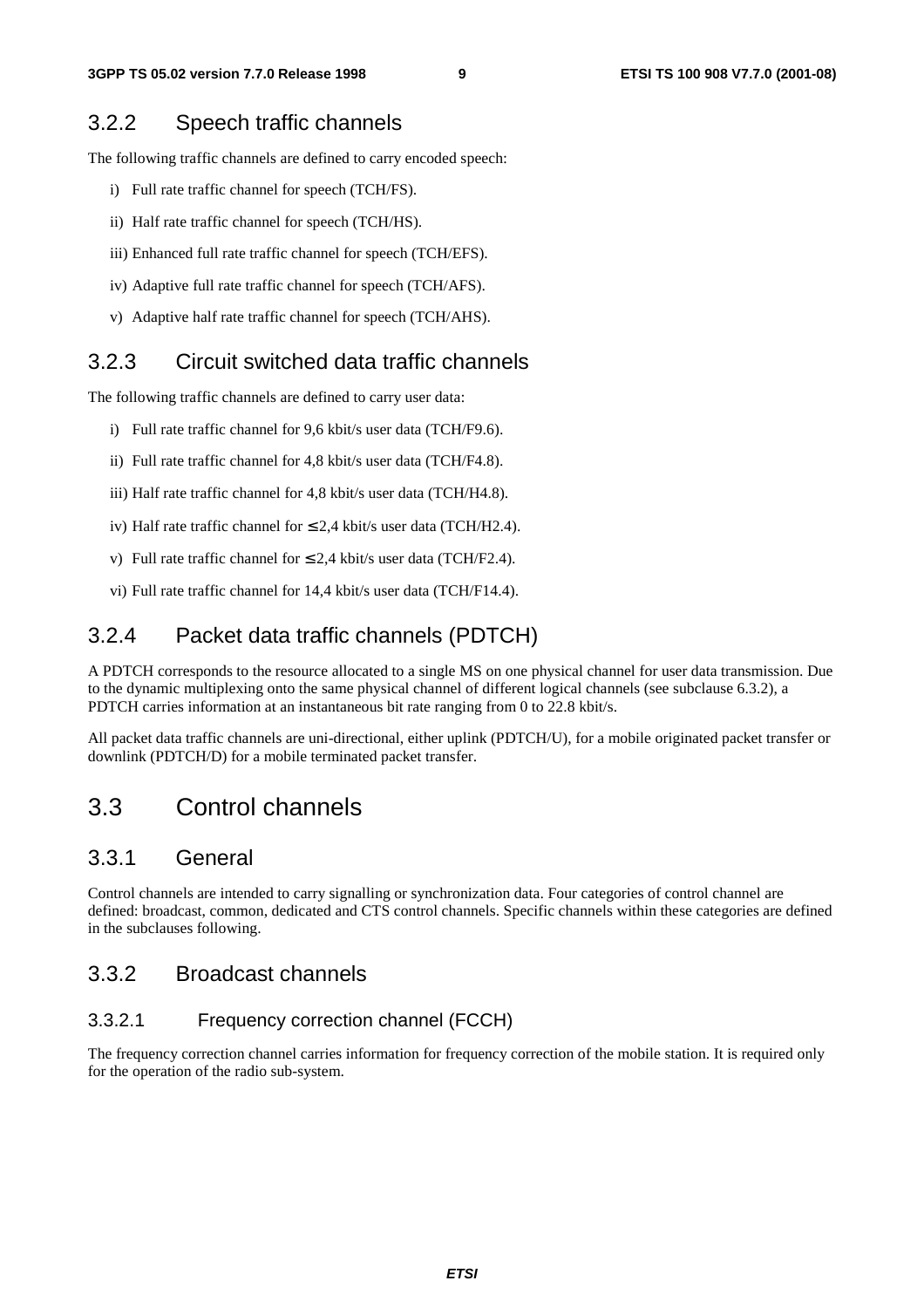### 3.2.2 Speech traffic channels

The following traffic channels are defined to carry encoded speech:

i) Full rate traffic channel for speech (TCH/FS).

ii) Half rate traffic channel for speech (TCH/HS).

iii) Enhanced full rate traffic channel for speech (TCH/EFS).

iv) Adaptive full rate traffic channel for speech (TCH/AFS).

v) Adaptive half rate traffic channel for speech (TCH/AHS).

### 3.2.3 Circuit switched data traffic channels

The following traffic channels are defined to carry user data:

i) Full rate traffic channel for 9,6 kbit/s user data (TCH/F9.6).

ii) Full rate traffic channel for 4,8 kbit/s user data (TCH/F4.8).

iii) Half rate traffic channel for 4,8 kbit/s user data (TCH/H4.8).

iv) Half rate traffic channel for ≤ 2,4 kbit/s user data (TCH/H2.4).

v) Full rate traffic channel for ≤ 2,4 kbit/s user data (TCH/F2.4).

vi) Full rate traffic channel for 14,4 kbit/s user data (TCH/F14.4).

### 3.2.4 Packet data traffic channels (PDTCH)

A PDTCH corresponds to the resource allocated to a single MS on one physical channel for user data transmission. Due to the dynamic multiplexing onto the same physical channel of different logical channels (see subclause 6.3.2), a PDTCH carries information at an instantaneous bit rate ranging from 0 to 22.8 kbit/s.

All packet data traffic channels are uni-directional, either uplink (PDTCH/U), for a mobile originated packet transfer or downlink (PDTCH/D) for a mobile terminated packet transfer.

## 3.3 Control channels

### 3.3.1 General

Control channels are intended to carry signalling or synchronization data. Four categories of control channel are defined: broadcast, common, dedicated and CTS control channels. Specific channels within these categories are defined in the subclauses following.

### 3.3.2 Broadcast channels

#### 3.3.2.1 Frequency correction channel (FCCH)

The frequency correction channel carries information for frequency correction of the mobile station. It is required only for the operation of the radio sub-system.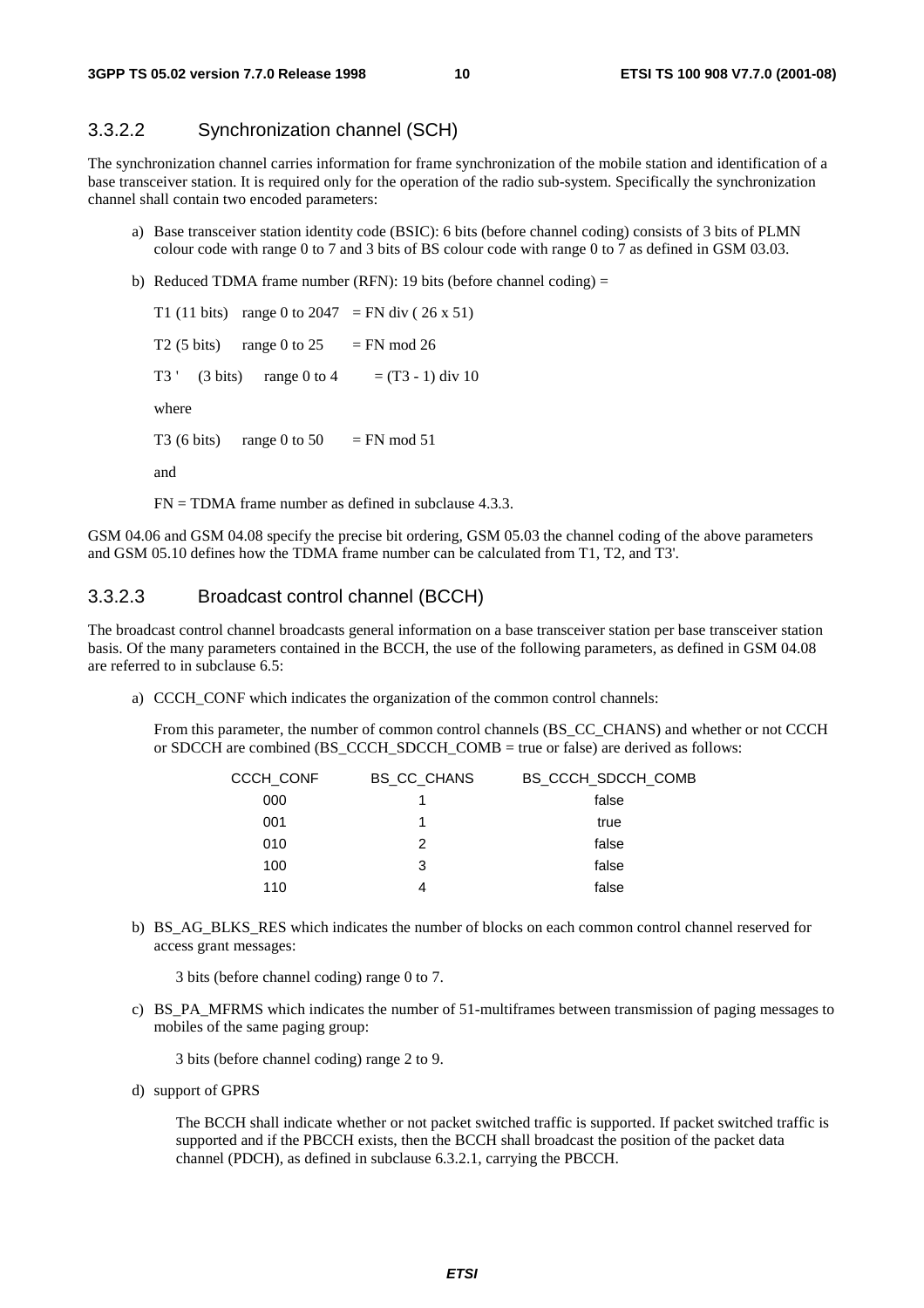### 3.3.2.2 Synchronization channel (SCH)

The synchronization channel carries information for frame synchronization of the mobile station and identification of a base transceiver station. It is required only for the operation of the radio sub-system. Specifically the synchronization channel shall contain two encoded parameters:

a) Base transceiver station identity code (BSIC): 6 bits (before channel coding) consists of 3 bits of PLMN colour code with range 0 to 7 and 3 bits of BS colour code with range 0 to 7 as defined in GSM 03.03.

b) Reduced TDMA frame number (RFN): 19 bits (before channel coding) =

   T1 (11 bits) range 0 to 2047 = FN div ( 26 x 51)

   T2 (5 bits) range 0 to 25 = FN mod 26

   T3 ' (3 bits) range 0 to 4 = (T3 - 1) div 10

   where

   T3 (6 bits) range 0 to 50 = FN mod 51

   and

   FN = TDMA frame number as defined in subclause 4.3.3.

GSM 04.06 and GSM 04.08 specify the precise bit ordering, GSM 05.03 the channel coding of the above parameters and GSM 05.10 defines how the TDMA frame number can be calculated from T1, T2, and T3'.

### 3.3.2.3 Broadcast control channel (BCCH)

The broadcast control channel broadcasts general information on a base transceiver station per base transceiver station basis. Of the many parameters contained in the BCCH, the use of the following parameters, as defined in GSM 04.08 are referred to in subclause 6.5:

a) CCCH_CONF which indicates the organization of the common control channels:

   From this parameter, the number of common control channels (BS_CC_CHANS) and whether or not CCCH or SDCCH are combined (BS_CCCH_SDCCH_COMB = true or false) are derived as follows:

| CCCH_CONF | BS_CC_CHANS | BS_CCCH_SDCCH_COMB |
|---|---|---|
| 000 | 1 | false |
| 001 | 1 | true |
| 010 | 2 | false |
| 100 | 3 | false |
| 110 | 4 | false |

b) BS_AG_BLKS_RES which indicates the number of blocks on each common control channel reserved for access grant messages:

   3 bits (before channel coding) range 0 to 7.

c) BS_PA_MFRMS which indicates the number of 51-multiframes between transmission of paging messages to mobiles of the same paging group:

   3 bits (before channel coding) range 2 to 9.

d) support of GPRS

   The BCCH shall indicate whether or not packet switched traffic is supported. If packet switched traffic is supported and if the PBCCH exists, then the BCCH shall broadcast the position of the packet data channel (PDCH), as defined in subclause 6.3.2.1, carrying the PBCCH.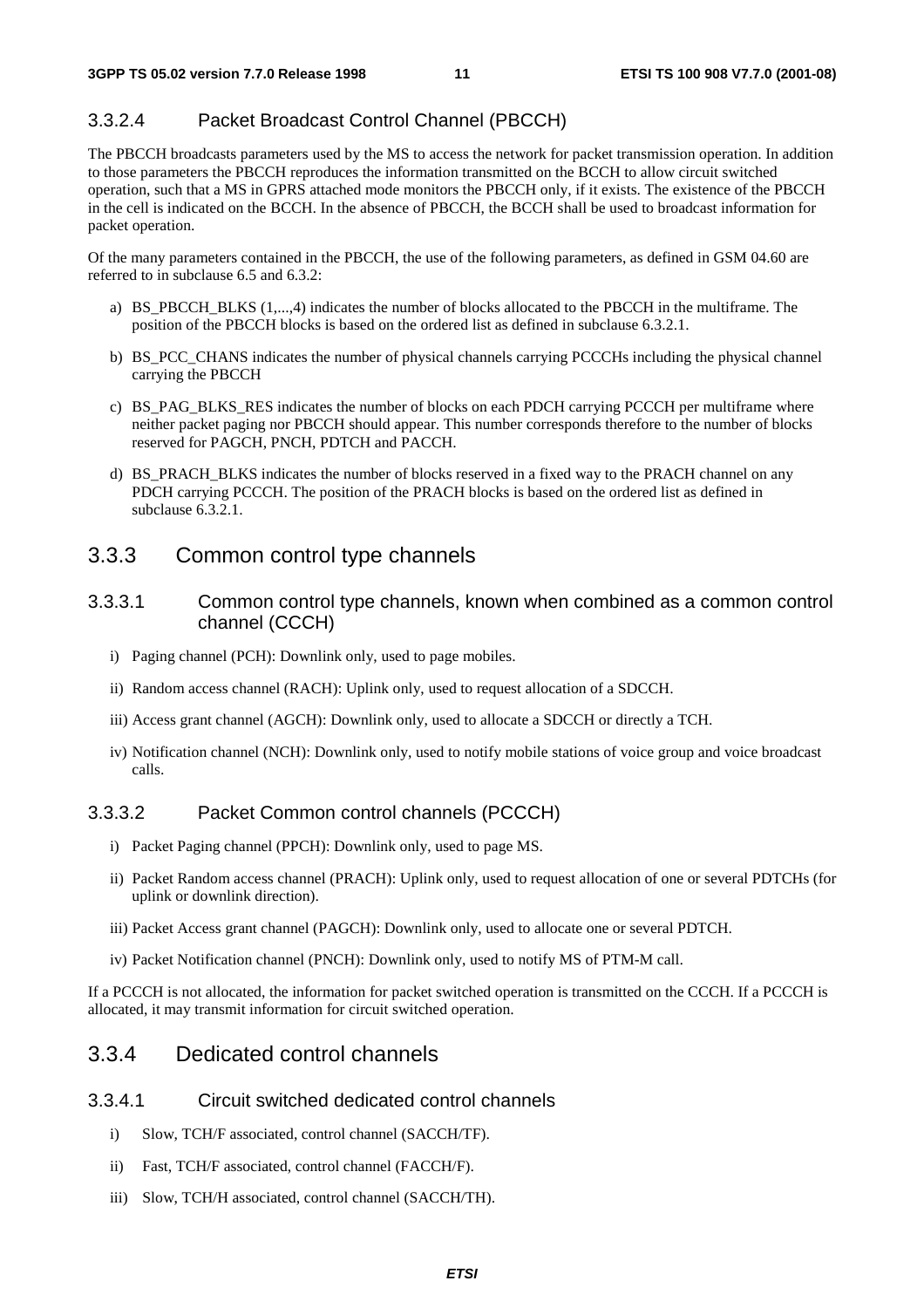#### 3.3.2.4 Packet Broadcast Control Channel (PBCCH)

The PBCCH broadcasts parameters used by the MS to access the network for packet transmission operation. In addition to those parameters the PBCCH reproduces the information transmitted on the BCCH to allow circuit switched operation, such that a MS in GPRS attached mode monitors the PBCCH only, if it exists. The existence of the PBCCH in the cell is indicated on the BCCH. In the absence of PBCCH, the BCCH shall be used to broadcast information for packet operation.

Of the many parameters contained in the PBCCH, the use of the following parameters, as defined in GSM 04.60 are referred to in subclause 6.5 and 6.3.2:

a) BS_PBCCH_BLKS (1,...,4) indicates the number of blocks allocated to the PBCCH in the multiframe. The position of the PBCCH blocks is based on the ordered list as defined in subclause 6.3.2.1.

b) BS_PCC_CHANS indicates the number of physical channels carrying PCCCHs including the physical channel carrying the PBCCH

c) BS_PAG_BLKS_RES indicates the number of blocks on each PDCH carrying PCCCH per multiframe where neither packet paging nor PBCCH should appear. This number corresponds therefore to the number of blocks reserved for PAGCH, PNCH, PDTCH and PACCH.

d) BS_PRACH_BLKS indicates the number of blocks reserved in a fixed way to the PRACH channel on any PDCH carrying PCCCH. The position of the PRACH blocks is based on the ordered list as defined in subclause 6.3.2.1.

### 3.3.3 Common control type channels

#### 3.3.3.1 Common control type channels, known when combined as a common control channel (CCCH)

i) Paging channel (PCH): Downlink only, used to page mobiles.

ii) Random access channel (RACH): Uplink only, used to request allocation of a SDCCH.

iii) Access grant channel (AGCH): Downlink only, used to allocate a SDCCH or directly a TCH.

iv) Notification channel (NCH): Downlink only, used to notify mobile stations of voice group and voice broadcast calls.

#### 3.3.3.2 Packet Common control channels (PCCCH)

i) Packet Paging channel (PPCH): Downlink only, used to page MS.

ii) Packet Random access channel (PRACH): Uplink only, used to request allocation of one or several PDTCHs (for uplink or downlink direction).

iii) Packet Access grant channel (PAGCH): Downlink only, used to allocate one or several PDTCH.

iv) Packet Notification channel (PNCH): Downlink only, used to notify MS of PTM-M call.

If a PCCCH is not allocated, the information for packet switched operation is transmitted on the CCCH. If a PCCCH is allocated, it may transmit information for circuit switched operation.

### 3.3.4 Dedicated control channels

#### 3.3.4.1 Circuit switched dedicated control channels

i) Slow, TCH/F associated, control channel (SACCH/TF).

ii) Fast, TCH/F associated, control channel (FACCH/F).

iii) Slow, TCH/H associated, control channel (SACCH/TH).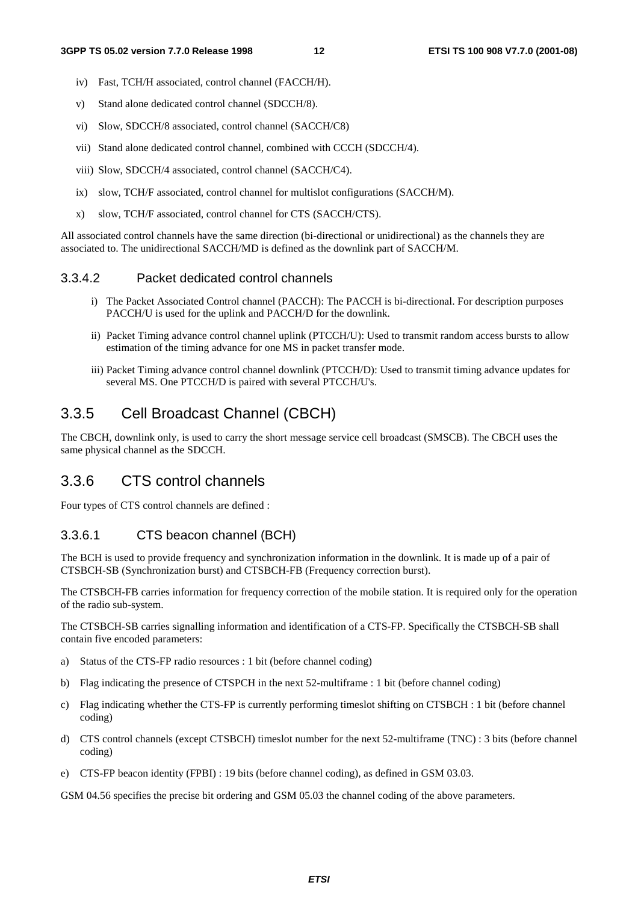iv) Fast, TCH/H associated, control channel (FACCH/H).

v) Stand alone dedicated control channel (SDCCH/8).

vi) Slow, SDCCH/8 associated, control channel (SACCH/C8)

vii) Stand alone dedicated control channel, combined with CCCH (SDCCH/4).

viii) Slow, SDCCH/4 associated, control channel (SACCH/C4).

ix) slow, TCH/F associated, control channel for multislot configurations (SACCH/M).

x) slow, TCH/F associated, control channel for CTS (SACCH/CTS).

All associated control channels have the same direction (bi-directional or unidirectional) as the channels they are associated to. The unidirectional SACCH/MD is defined as the downlink part of SACCH/M.

#### 3.3.4.2 Packet dedicated control channels

i) The Packet Associated Control channel (PACCH): The PACCH is bi-directional. For description purposes PACCH/U is used for the uplink and PACCH/D for the downlink.

ii) Packet Timing advance control channel uplink (PTCCH/U): Used to transmit random access bursts to allow estimation of the timing advance for one MS in packet transfer mode.

iii) Packet Timing advance control channel downlink (PTCCH/D): Used to transmit timing advance updates for several MS. One PTCCH/D is paired with several PTCCH/U's.

### 3.3.5 Cell Broadcast Channel (CBCH)

The CBCH, downlink only, is used to carry the short message service cell broadcast (SMSCB). The CBCH uses the same physical channel as the SDCCH.

### 3.3.6 CTS control channels

Four types of CTS control channels are defined :

#### 3.3.6.1 CTS beacon channel (BCH)

The BCH is used to provide frequency and synchronization information in the downlink. It is made up of a pair of CTSBCH-SB (Synchronization burst) and CTSBCH-FB (Frequency correction burst).

The CTSBCH-FB carries information for frequency correction of the mobile station. It is required only for the operation of the radio sub-system.

The CTSBCH-SB carries signalling information and identification of a CTS-FP. Specifically the CTSBCH-SB shall contain five encoded parameters:

a) Status of the CTS-FP radio resources : 1 bit (before channel coding)

b) Flag indicating the presence of CTSPCH in the next 52-multiframe : 1 bit (before channel coding)

c) Flag indicating whether the CTS-FP is currently performing timeslot shifting on CTSBCH : 1 bit (before channel coding)

d) CTS control channels (except CTSBCH) timeslot number for the next 52-multiframe (TNC) : 3 bits (before channel coding)

e) CTS-FP beacon identity (FPBI) : 19 bits (before channel coding), as defined in GSM 03.03.

GSM 04.56 specifies the precise bit ordering and GSM 05.03 the channel coding of the above parameters.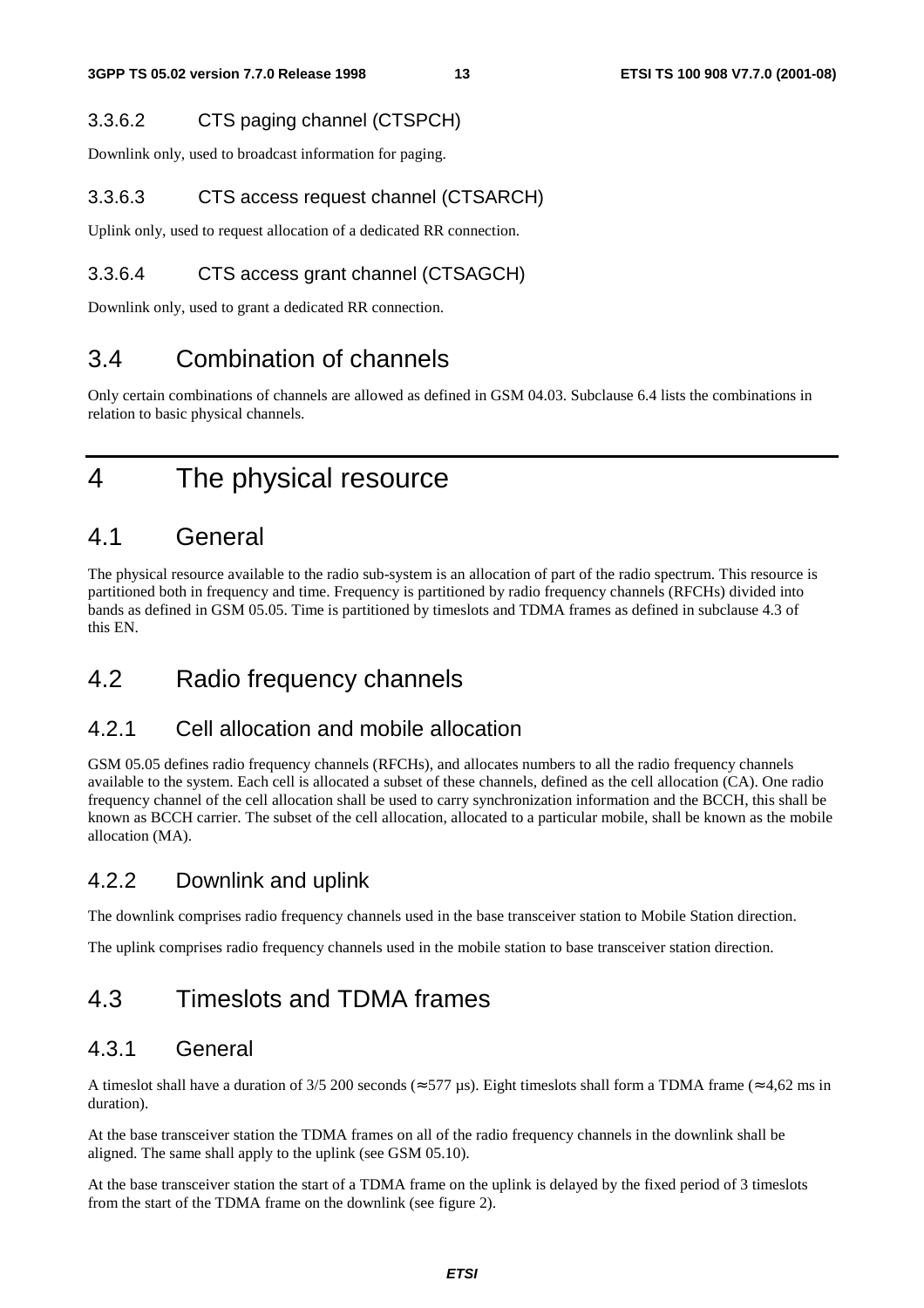#### 3.3.6.2 CTS paging channel (CTSPCH)

Downlink only, used to broadcast information for paging.

#### 3.3.6.3 CTS access request channel (CTSARCH)

Uplink only, used to request allocation of a dedicated RR connection.

#### 3.3.6.4 CTS access grant channel (CTSAGCH)

Downlink only, used to grant a dedicated RR connection.

## 3.4 Combination of channels

Only certain combinations of channels are allowed as defined in GSM 04.03. Subclause 6.4 lists the combinations in relation to basic physical channels.

# 4 The physical resource

## 4.1 General

The physical resource available to the radio sub-system is an allocation of part of the radio spectrum. This resource is partitioned both in frequency and time. Frequency is partitioned by radio frequency channels (RFCHs) divided into bands as defined in GSM 05.05. Time is partitioned by timeslots and TDMA frames as defined in subclause 4.3 of this EN.

## 4.2 Radio frequency channels

### 4.2.1 Cell allocation and mobile allocation

GSM 05.05 defines radio frequency channels (RFCHs), and allocates numbers to all the radio frequency channels available to the system. Each cell is allocated a subset of these channels, defined as the cell allocation (CA). One radio frequency channel of the cell allocation shall be used to carry synchronization information and the BCCH, this shall be known as BCCH carrier. The subset of the cell allocation, allocated to a particular mobile, shall be known as the mobile allocation (MA).

### 4.2.2 Downlink and uplink

The downlink comprises radio frequency channels used in the base transceiver station to Mobile Station direction.

The uplink comprises radio frequency channels used in the mobile station to base transceiver station direction.

## 4.3 Timeslots and TDMA frames

### 4.3.1 General

A timeslot shall have a duration of 3/5 200 seconds (≈ 577 µs). Eight timeslots shall form a TDMA frame (≈ 4,62 ms in duration).

At the base transceiver station the TDMA frames on all of the radio frequency channels in the downlink shall be aligned. The same shall apply to the uplink (see GSM 05.10).

At the base transceiver station the start of a TDMA frame on the uplink is delayed by the fixed period of 3 timeslots from the start of the TDMA frame on the downlink (see figure 2).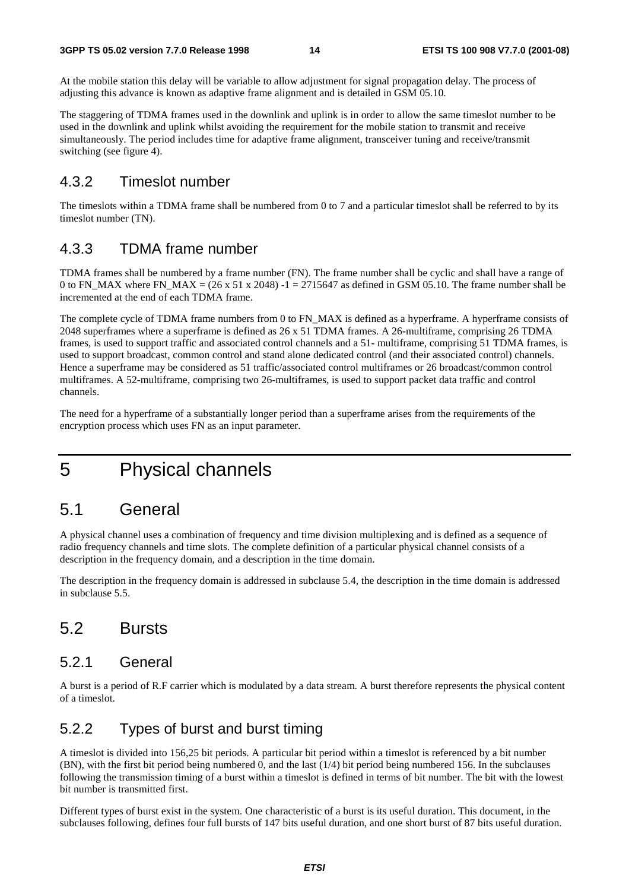At the mobile station this delay will be variable to allow adjustment for signal propagation delay. The process of adjusting this advance is known as adaptive frame alignment and is detailed in GSM 05.10.

The staggering of TDMA frames used in the downlink and uplink is in order to allow the same timeslot number to be used in the downlink and uplink whilst avoiding the requirement for the mobile station to transmit and receive simultaneously. The period includes time for adaptive frame alignment, transceiver tuning and receive/transmit switching (see figure 4).

### 4.3.2 Timeslot number

The timeslots within a TDMA frame shall be numbered from 0 to 7 and a particular timeslot shall be referred to by its timeslot number (TN).

### 4.3.3 TDMA frame number

TDMA frames shall be numbered by a frame number (FN). The frame number shall be cyclic and shall have a range of 0 to FN_MAX where FN_MAX = (26 x 51 x 2048) -1 = 2715647 as defined in GSM 05.10. The frame number shall be incremented at the end of each TDMA frame.

The complete cycle of TDMA frame numbers from 0 to FN_MAX is defined as a hyperframe. A hyperframe consists of 2048 superframes where a superframe is defined as 26 x 51 TDMA frames. A 26-multiframe, comprising 26 TDMA frames, is used to support traffic and associated control channels and a 51- multiframe, comprising 51 TDMA frames, is used to support broadcast, common control and stand alone dedicated control (and their associated control) channels. Hence a superframe may be considered as 51 traffic/associated control multiframes or 26 broadcast/common control multiframes. A 52-multiframe, comprising two 26-multiframes, is used to support packet data traffic and control channels.

The need for a hyperframe of a substantially longer period than a superframe arises from the requirements of the encryption process which uses FN as an input parameter.

# 5 Physical channels

## 5.1 General

A physical channel uses a combination of frequency and time division multiplexing and is defined as a sequence of radio frequency channels and time slots. The complete definition of a particular physical channel consists of a description in the frequency domain, and a description in the time domain.

The description in the frequency domain is addressed in subclause 5.4, the description in the time domain is addressed in subclause 5.5.

## 5.2 Bursts

### 5.2.1 General

A burst is a period of R.F carrier which is modulated by a data stream. A burst therefore represents the physical content of a timeslot.

### 5.2.2 Types of burst and burst timing

A timeslot is divided into 156,25 bit periods. A particular bit period within a timeslot is referenced by a bit number (BN), with the first bit period being numbered 0, and the last (1/4) bit period being numbered 156. In the subclauses following the transmission timing of a burst within a timeslot is defined in terms of bit number. The bit with the lowest bit number is transmitted first.

Different types of burst exist in the system. One characteristic of a burst is its useful duration. This document, in the subclauses following, defines four full bursts of 147 bits useful duration, and one short burst of 87 bits useful duration.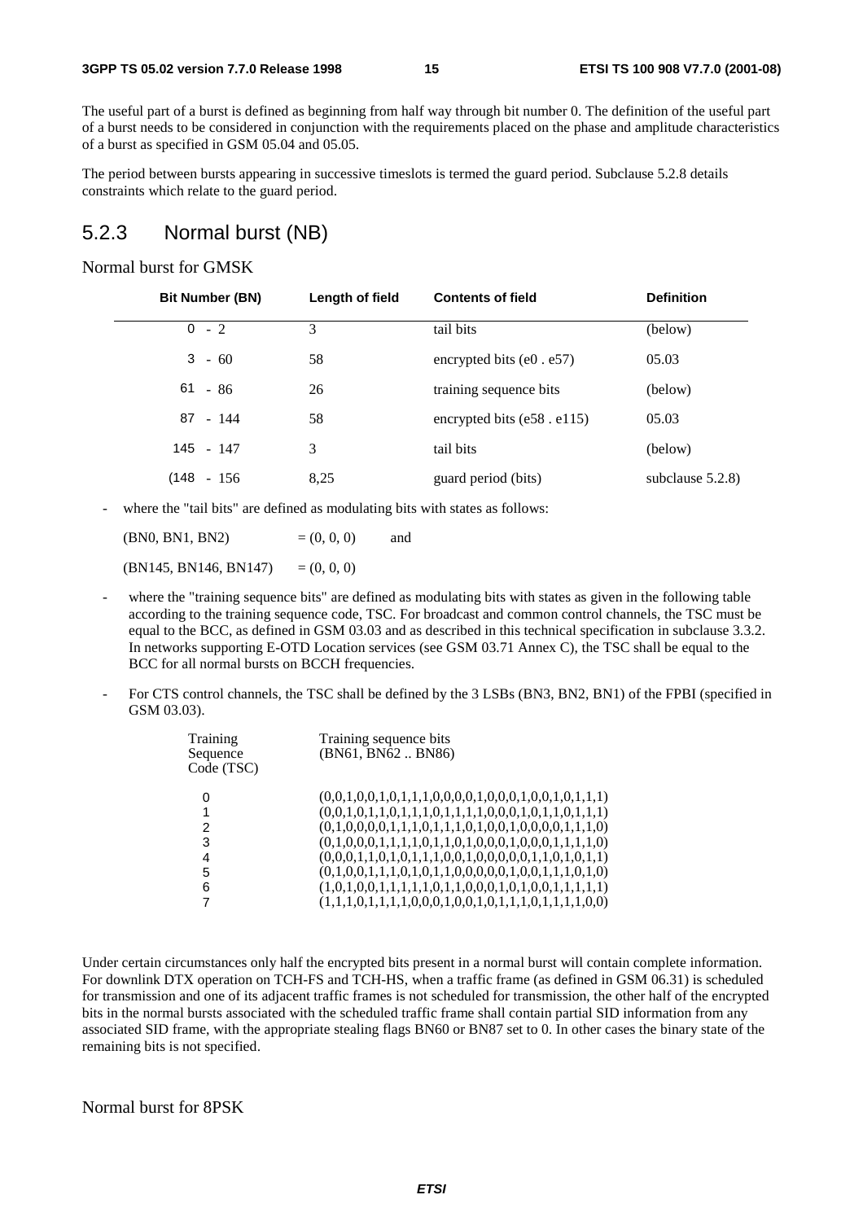The useful part of a burst is defined as beginning from half way through bit number 0. The definition of the useful part of a burst needs to be considered in conjunction with the requirements placed on the phase and amplitude characteristics of a burst as specified in GSM 05.04 and 05.05.

The period between bursts appearing in successive timeslots is termed the guard period. Subclause 5.2.8 details constraints which relate to the guard period.

## 5.2.3 Normal burst (NB)

Normal burst for GMSK

| Bit Number (BN) | Length of field | Contents of field | Definition |
|---|---|---|---|
| 0 - 2 | 3 | tail bits | (below) |
| 3 - 60 | 58 | encrypted bits (e0 . e57) | 05.03 |
| 61 - 86 | 26 | training sequence bits | (below) |
| 87 - 144 | 58 | encrypted bits (e58 . e115) | 05.03 |
| 145 - 147 | 3 | tail bits | (below) |
| (148 - 156 | 8,25 | guard period (bits) | subclause 5.2.8) |

- where the "tail bits" are defined as modulating bits with states as follows:

  (BN0, BN1, BN2) = (0, 0, 0) and

  (BN145, BN146, BN147) = (0, 0, 0)

- where the "training sequence bits" are defined as modulating bits with states as given in the following table according to the training sequence code, TSC. For broadcast and common control channels, the TSC must be equal to the BCC, as defined in GSM 03.03 and as described in this technical specification in subclause 3.3.2. In networks supporting E-OTD Location services (see GSM 03.71 Annex C), the TSC shall be equal to the BCC for all normal bursts on BCCH frequencies.

- For CTS control channels, the TSC shall be defined by the 3 LSBs (BN3, BN2, BN1) of the FPBI (specified in GSM 03.03).

| Training Sequence Code (TSC) | Training sequence bits (BN61, BN62 .. BN86) |
|---|---|
| 0 | (0,0,1,0,0,1,0,1,1,1,0,0,0,0,1,0,0,0,1,0,0,1,0,1,1,1) |
| 1 | (0,0,1,0,1,1,0,1,1,1,0,1,1,1,1,0,0,0,1,0,1,1,0,1,1,1) |
| 2 | (0,1,0,0,0,0,1,1,1,0,1,1,1,0,1,0,0,1,0,0,0,0,1,1,1,0) |
| 3 | (0,1,0,0,0,1,1,1,1,0,1,1,0,1,0,0,0,1,0,0,0,1,1,1,1,0) |
| 4 | (0,0,0,1,1,0,1,0,1,1,1,0,0,1,0,0,0,0,0,1,1,0,1,0,1,1) |
| 5 | (0,1,0,0,1,1,1,0,1,0,1,1,0,0,0,0,0,1,0,0,1,1,1,0,1,0) |
| 6 | (1,0,1,0,0,1,1,1,1,1,0,1,1,0,0,0,1,0,1,0,0,1,1,1,1,1) |
| 7 | (1,1,1,0,1,1,1,1,0,0,0,1,0,0,1,0,1,1,1,0,1,1,1,1,0,0) |

Under certain circumstances only half the encrypted bits present in a normal burst will contain complete information. For downlink DTX operation on TCH-FS and TCH-HS, when a traffic frame (as defined in GSM 06.31) is scheduled for transmission and one of its adjacent traffic frames is not scheduled for transmission, the other half of the encrypted bits in the normal bursts associated with the scheduled traffic frame shall contain partial SID information from any associated SID frame, with the appropriate stealing flags BN60 or BN87 set to 0. In other cases the binary state of the remaining bits is not specified.

Normal burst for 8PSK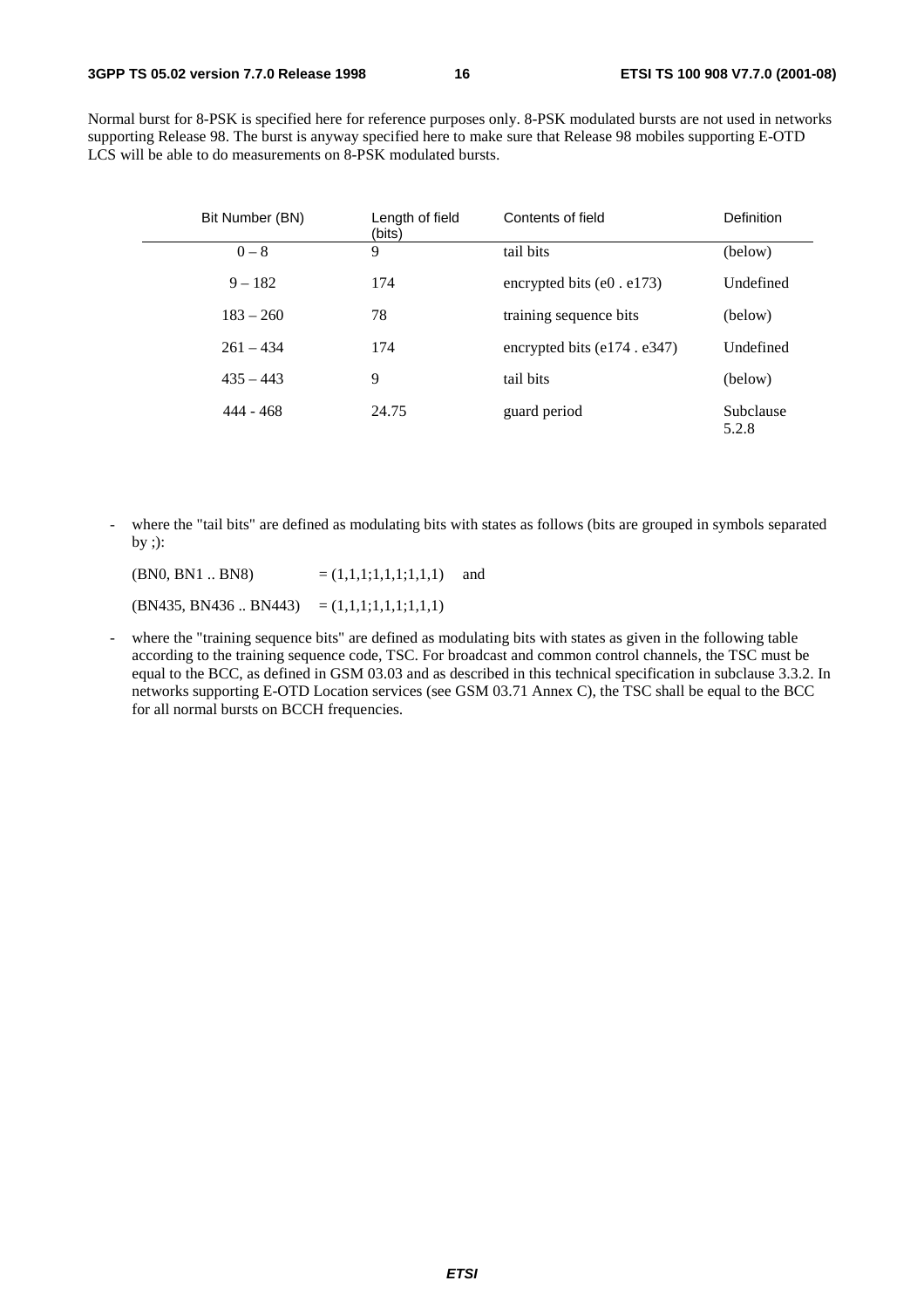Normal burst for 8-PSK is specified here for reference purposes only. 8-PSK modulated bursts are not used in networks supporting Release 98. The burst is anyway specified here to make sure that Release 98 mobiles supporting E-OTD LCS will be able to do measurements on 8-PSK modulated bursts.

| Bit Number (BN) | Length of field (bits) | Contents of field | Definition |
|---|---|---|---|
| 0 – 8 | 9 | tail bits | (below) |
| 9 – 182 | 174 | encrypted bits (e0 . e173) | Undefined |
| 183 – 260 | 78 | training sequence bits | (below) |
| 261 – 434 | 174 | encrypted bits (e174 . e347) | Undefined |
| 435 – 443 | 9 | tail bits | (below) |
| 444 - 468 | 24.75 | guard period | Subclause 5.2.8 |

- where the "tail bits" are defined as modulating bits with states as follows (bits are grouped in symbols separated by ;):

  (BN0, BN1 .. BN8) = (1,1,1;1,1,1;1,1,1) and

  (BN435, BN436 .. BN443) = (1,1,1;1,1,1;1,1,1)

- where the "training sequence bits" are defined as modulating bits with states as given in the following table according to the training sequence code, TSC. For broadcast and common control channels, the TSC must be equal to the BCC, as defined in GSM 03.03 and as described in this technical specification in subclause 3.3.2. In networks supporting E-OTD Location services (see GSM 03.71 Annex C), the TSC shall be equal to the BCC for all normal bursts on BCCH frequencies.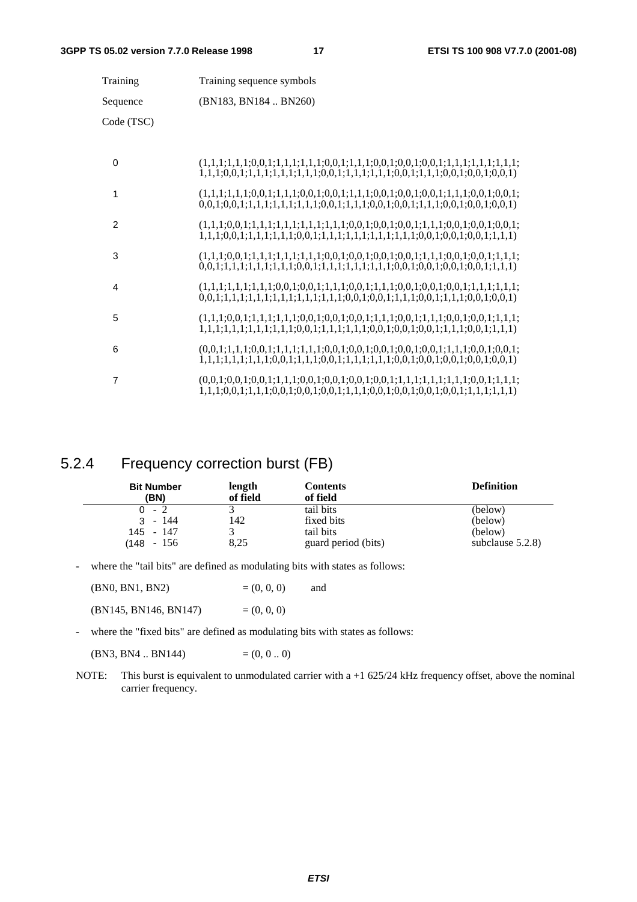| Training Sequence Code (TSC) | Training sequence symbols (BN183, BN184 .. BN260) |
|---|---|
| 0 | (1,1,1;1,1,1;0,0,1;1,1,1;1,1,1;0,0,1;1,1,1;0,0,1;0,0,1;0,0,1;1,1,1;1,1,1;1,1,1; 1,1,1;0,0,1;1,1,1;1,1,1;1,1,1;0,0,1;1,1,1;1,1,1;0,0,1;1,1,1;0,0,1;0,0,1;0,0,1) |
| 1 | (1,1,1;1,1,1;0,0,1;1,1,1;0,0,1;0,0,1;1,1,1;0,0,1;0,0,1;0,0,1;1,1,1;0,0,1;0,0,1; 0,0,1;0,0,1;1,1,1;1,1,1;1,1,1;0,0,1;1,1,1;0,0,1;0,0,1;1,1,1;0,0,1;0,0,1;0,0,1) |
| 2 | (1,1,1;0,0,1;1,1,1;1,1,1;1,1,1;1,1,1;0,0,1;0,0,1;0,0,1;1,1,1;0,0,1;0,0,1;0,0,1; 1,1,1;0,0,1;1,1,1;1,1,1;0,0,1;1,1,1;1,1,1;1,1,1;1,1,1;0,0,1;0,0,1;0,0,1;1,1,1) |
| 3 | (1,1,1;0,0,1;1,1,1;1,1,1;1,1,1;0,0,1;0,0,1;0,0,1;0,0,1;1,1,1;0,0,1;0,0,1;1,1,1; 0,0,1;1,1,1;1,1,1;1,1,1;0,0,1;1,1,1;1,1,1;1,1,1;1,1,1;0,0,1;0,0,1;0,0,1;0,0,1;1,1,1) |
| 4 | (1,1,1;1,1,1;1,1,1;0,0,1;0,0,1;1,1,1;0,0,1;1,1,1;0,0,1;0,0,1;0,0,1;1,1,1;1,1,1; 0,0,1;1,1,1;1,1,1;1,1,1;1,1,1;1,1,1;0,0,1;0,0,1;1,1,1;0,0,1;1,1,1;0,0,1;0,0,1) |
| 5 | (1,1,1;0,0,1;1,1,1;1,1,1;0,0,1;0,0,1;0,0,1;1,1,1;0,0,1;1,1,1;0,0,1;0,0,1;1,1,1; 1,1,1;1,1,1;1,1,1;1,1,1;0,0,1;1,1,1;1,1,1;0,0,1;0,0,1;0,0,1;1,1,1;0,0,1;1,1,1) |
| 6 | (0,0,1;1,1,1;0,0,1;1,1,1;1,1,1;0,0,1;0,0,1;0,0,1;0,0,1;0,0,1;1,1,1;0,0,1;0,0,1; 1,1,1;1,1,1;1,1,1;0,0,1;1,1,1;0,0,1;1,1,1;1,1,1;0,0,1;0,0,1;0,0,1;0,0,1;0,0,1) |
| 7 | (0,0,1;0,0,1;0,0,1;1,1,1;0,0,1;0,0,1;0,0,1;0,0,1;1,1,1;1,1,1;1,1,1;0,0,1;1,1,1; 1,1,1;0,0,1;1,1,1;0,0,1;0,0,1;0,0,1;1,1,1;0,0,1;0,0,1;0,0,1;0,0,1;1,1,1;1,1,1) |

## 5.2.4 Frequency correction burst (FB)

| Bit Number (BN) | length of field | Contents of field | Definition |
|---|---|---|---|
| 0 - 2 | 3 | tail bits | (below) |
| 3 - 144 | 142 | fixed bits | (below) |
| 145 - 147 | 3 | tail bits | (below) |
| (148 - 156 | 8,25 | guard period (bits) | subclause 5.2.8) |

- where the "tail bits" are defined as modulating bits with states as follows:

  (BN0, BN1, BN2) = (0, 0, 0) and

  (BN145, BN146, BN147) = (0, 0, 0)

- where the "fixed bits" are defined as modulating bits with states as follows:

  (BN3, BN4 .. BN144) = (0, 0 .. 0)

NOTE: This burst is equivalent to unmodulated carrier with a +1 625/24 kHz frequency offset, above the nominal carrier frequency.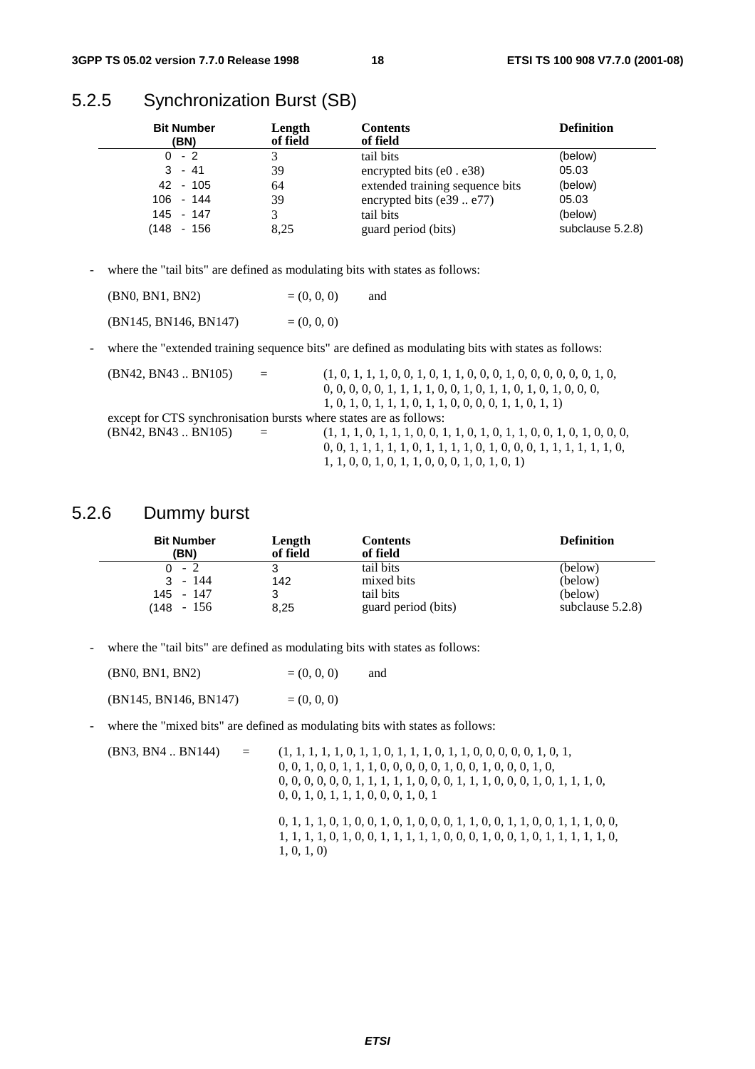## 5.2.5 Synchronization Burst (SB)

| Bit Number (BN) | Length of field | Contents of field | Definition |
|---|---|---|---|
| 0 - 2 | 3 | tail bits | (below) |
| 3 - 41 | 39 | encrypted bits (e0 . e38) | 05.03 |
| 42 - 105 | 64 | extended training sequence bits | (below) |
| 106 - 144 | 39 | encrypted bits (e39 .. e77) | 05.03 |
| 145 - 147 | 3 | tail bits | (below) |
| (148 - 156 | 8,25 | guard period (bits) | subclause 5.2.8) |

- where the "tail bits" are defined as modulating bits with states as follows:

  (BN0, BN1, BN2) = (0, 0, 0) and

  (BN145, BN146, BN147) = (0, 0, 0)

- where the "extended training sequence bits" are defined as modulating bits with states as follows:

  (BN42, BN43 .. BN105) = (1, 0, 1, 1, 1, 0, 0, 1, 0, 1, 1, 0, 0, 0, 1, 0, 0, 0, 0, 0, 0, 1, 0,
  0, 0, 0, 0, 0, 1, 1, 1, 1, 0, 0, 1, 0, 1, 1, 0, 1, 0, 1, 0, 0, 0,
  1, 0, 1, 0, 1, 1, 1, 0, 1, 1, 0, 0, 0, 0, 1, 1, 0, 1, 1)

  except for CTS synchronisation bursts where states are as follows:

  (BN42, BN43 .. BN105) = (1, 1, 1, 0, 1, 1, 1, 0, 0, 1, 1, 0, 1, 0, 1, 1, 0, 0, 1, 0, 1, 0, 0, 0,
  0, 0, 1, 1, 1, 1, 1, 0, 1, 1, 1, 1, 0, 1, 0, 0, 0, 1, 1, 1, 1, 1, 1, 0,
  1, 1, 0, 0, 1, 0, 1, 1, 0, 0, 0, 1, 0, 1, 0, 1)

## 5.2.6 Dummy burst

| Bit Number (BN) | Length of field | Contents of field | Definition |
|---|---|---|---|
| 0 - 2 | 3 | tail bits | (below) |
| 3 - 144 | 142 | mixed bits | (below) |
| 145 - 147 | 3 | tail bits | (below) |
| (148 - 156 | 8,25 | guard period (bits) | subclause 5.2.8) |

- where the "tail bits" are defined as modulating bits with states as follows:

  (BN0, BN1, BN2) = (0, 0, 0) and

  (BN145, BN146, BN147) = (0, 0, 0)

- where the "mixed bits" are defined as modulating bits with states as follows:

  (BN3, BN4 .. BN144) = (1, 1, 1, 1, 1, 0, 1, 1, 0, 1, 1, 1, 0, 1, 1, 0, 0, 0, 0, 0, 1, 0, 1,
  0, 0, 1, 0, 0, 1, 1, 1, 0, 0, 0, 0, 0, 1, 0, 0, 1, 0, 0, 0, 1, 0,
  0, 0, 0, 0, 0, 0, 1, 1, 1, 1, 1, 0, 0, 0, 1, 1, 1, 0, 0, 0, 1, 0, 1, 1, 1, 0,
  0, 0, 1, 0, 1, 1, 1, 0, 0, 0, 1, 0, 1

  0, 1, 1, 1, 0, 1, 0, 0, 1, 0, 1, 0, 0, 0, 1, 1, 0, 0, 1, 1, 0, 0, 1, 1, 1, 0, 0,
  1, 1, 1, 1, 0, 1, 0, 0, 1, 1, 1, 1, 1, 0, 0, 0, 1, 0, 0, 1, 0, 1, 1, 1, 1, 1, 0,
  1, 0, 1, 0)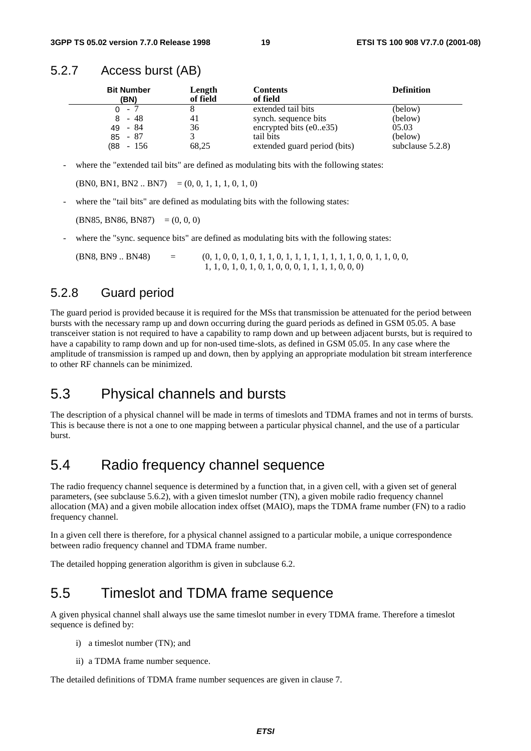### 5.2.7 Access burst (AB)

| Bit Number (BN) | Length of field | Contents of field | Definition |
|---|---|---|---|
| 0 - 7 | 8 | extended tail bits | (below) |
| 8 - 48 | 41 | synch. sequence bits | (below) |
| 49 - 84 | 36 | encrypted bits (e0..e35) | 05.03 |
| 85 - 87 | 3 | tail bits | (below) |
| (88 - 156 | 68,25 | extended guard period (bits) | subclause 5.2.8) |

- where the "extended tail bits" are defined as modulating bits with the following states:

  (BN0, BN1, BN2 .. BN7) = (0, 0, 1, 1, 1, 0, 1, 0)

- where the "tail bits" are defined as modulating bits with the following states:

  (BN85, BN86, BN87) = (0, 0, 0)

- where the "sync. sequence bits" are defined as modulating bits with the following states:

  (BN8, BN9 .. BN48) = (0, 1, 0, 0, 1, 0, 1, 1, 0, 1, 1, 1, 1, 1, 1, 1, 1, 0, 0, 1, 1, 0, 0, 1, 1, 0, 1, 0, 1, 0, 1, 0, 0, 0, 1, 1, 1, 1, 0, 0, 0)

### 5.2.8 Guard period

The guard period is provided because it is required for the MSs that transmission be attenuated for the period between bursts with the necessary ramp up and down occurring during the guard periods as defined in GSM 05.05. A base transceiver station is not required to have a capability to ramp down and up between adjacent bursts, but is required to have a capability to ramp down and up for non-used time-slots, as defined in GSM 05.05. In any case where the amplitude of transmission is ramped up and down, then by applying an appropriate modulation bit stream interference to other RF channels can be minimized.

## 5.3 Physical channels and bursts

The description of a physical channel will be made in terms of timeslots and TDMA frames and not in terms of bursts. This is because there is not a one to one mapping between a particular physical channel, and the use of a particular burst.

## 5.4 Radio frequency channel sequence

The radio frequency channel sequence is determined by a function that, in a given cell, with a given set of general parameters, (see subclause 5.6.2), with a given timeslot number (TN), a given mobile radio frequency channel allocation (MA) and a given mobile allocation index offset (MAIO), maps the TDMA frame number (FN) to a radio frequency channel.

In a given cell there is therefore, for a physical channel assigned to a particular mobile, a unique correspondence between radio frequency channel and TDMA frame number.

The detailed hopping generation algorithm is given in subclause 6.2.

## 5.5 Timeslot and TDMA frame sequence

A given physical channel shall always use the same timeslot number in every TDMA frame. Therefore a timeslot sequence is defined by:

i) a timeslot number (TN); and

ii) a TDMA frame number sequence.

The detailed definitions of TDMA frame number sequences are given in clause 7.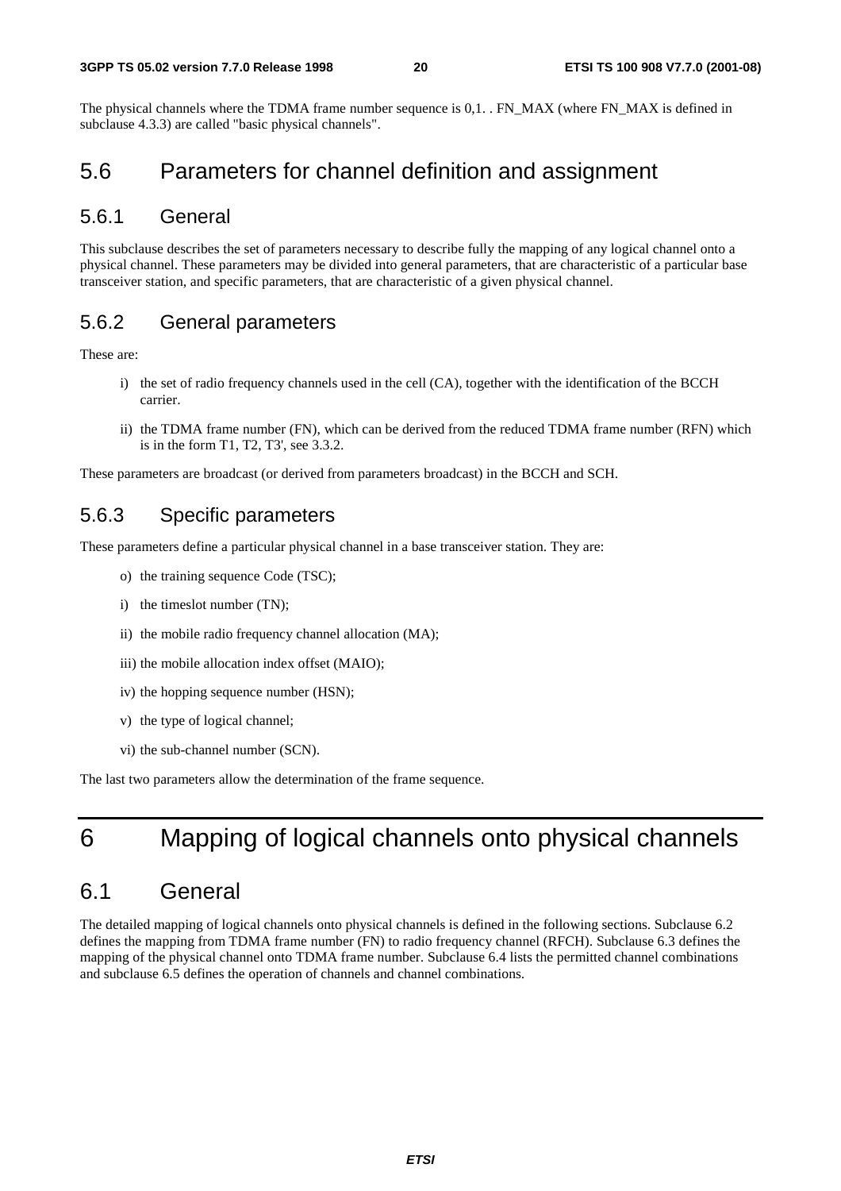The physical channels where the TDMA frame number sequence is 0,1. . FN_MAX (where FN_MAX is defined in subclause 4.3.3) are called "basic physical channels".

## 5.6 Parameters for channel definition and assignment

### 5.6.1 General

This subclause describes the set of parameters necessary to describe fully the mapping of any logical channel onto a physical channel. These parameters may be divided into general parameters, that are characteristic of a particular base transceiver station, and specific parameters, that are characteristic of a given physical channel.

### 5.6.2 General parameters

These are:

- i) the set of radio frequency channels used in the cell (CA), together with the identification of the BCCH carrier.
- ii) the TDMA frame number (FN), which can be derived from the reduced TDMA frame number (RFN) which is in the form T1, T2, T3', see 3.3.2.

These parameters are broadcast (or derived from parameters broadcast) in the BCCH and SCH.

### 5.6.3 Specific parameters

These parameters define a particular physical channel in a base transceiver station. They are:

- o) the training sequence Code (TSC);
- i) the timeslot number (TN);
- ii) the mobile radio frequency channel allocation (MA);
- iii) the mobile allocation index offset (MAIO);
- iv) the hopping sequence number (HSN);
- v) the type of logical channel;
- vi) the sub-channel number (SCN).

The last two parameters allow the determination of the frame sequence.

# 6 Mapping of logical channels onto physical channels

## 6.1 General

The detailed mapping of logical channels onto physical channels is defined in the following sections. Subclause 6.2 defines the mapping from TDMA frame number (FN) to radio frequency channel (RFCH). Subclause 6.3 defines the mapping of the physical channel onto TDMA frame number. Subclause 6.4 lists the permitted channel combinations and subclause 6.5 defines the operation of channels and channel combinations.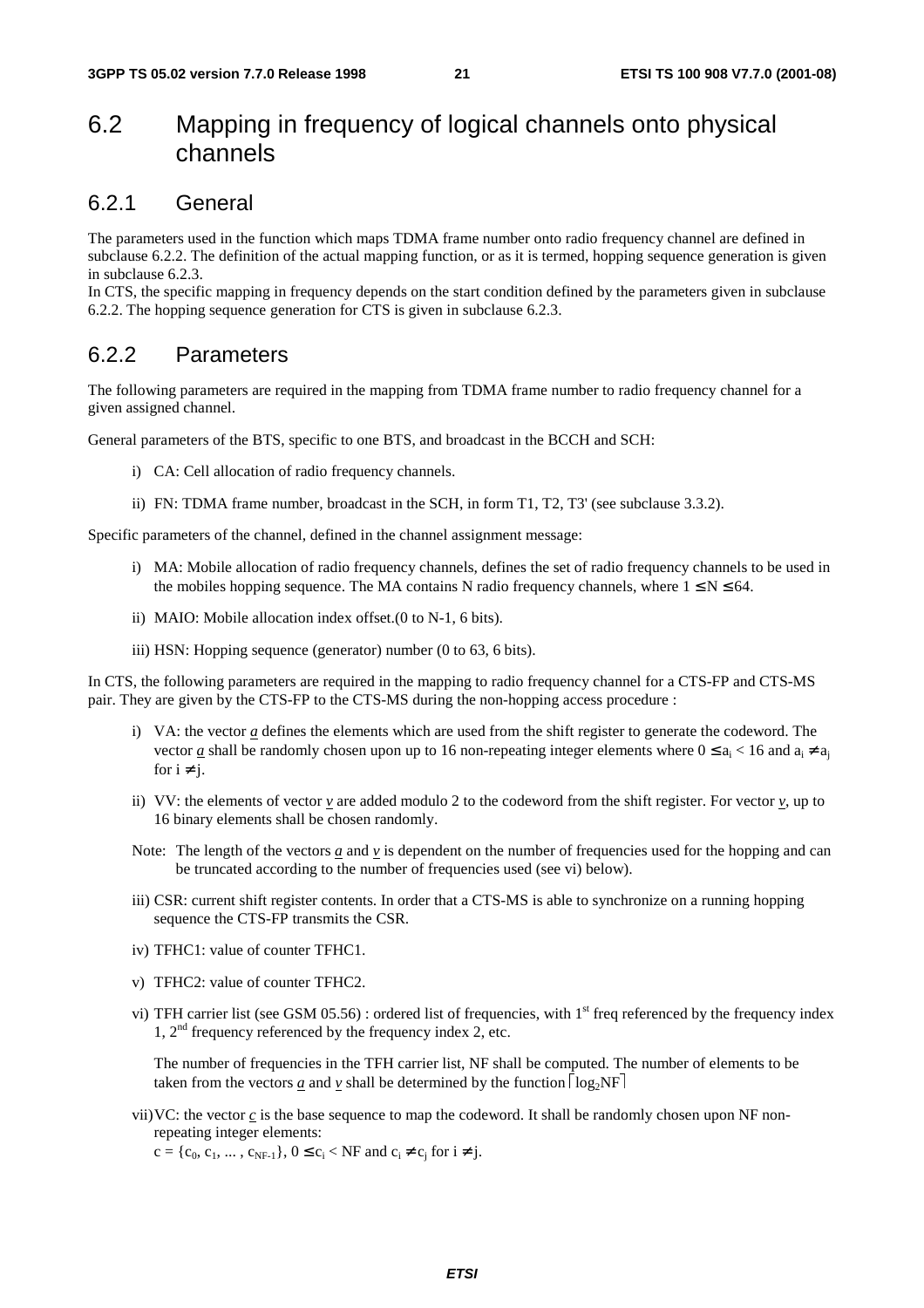## 6.2 Mapping in frequency of logical channels onto physical channels

### 6.2.1 General

The parameters used in the function which maps TDMA frame number onto radio frequency channel are defined in subclause 6.2.2. The definition of the actual mapping function, or as it is termed, hopping sequence generation is given in subclause 6.2.3.
In CTS, the specific mapping in frequency depends on the start condition defined by the parameters given in subclause 6.2.2. The hopping sequence generation for CTS is given in subclause 6.2.3.

### 6.2.2 Parameters

The following parameters are required in the mapping from TDMA frame number to radio frequency channel for a given assigned channel.

General parameters of the BTS, specific to one BTS, and broadcast in the BCCH and SCH:

i) CA: Cell allocation of radio frequency channels.

ii) FN: TDMA frame number, broadcast in the SCH, in form T1, T2, T3' (see subclause 3.3.2).

Specific parameters of the channel, defined in the channel assignment message:

i) MA: Mobile allocation of radio frequency channels, defines the set of radio frequency channels to be used in the mobiles hopping sequence. The MA contains N radio frequency channels, where $1 \leq N \leq 64$.

ii) MAIO: Mobile allocation index offset.(0 to N-1, 6 bits).

iii) HSN: Hopping sequence (generator) number (0 to 63, 6 bits).

In CTS, the following parameters are required in the mapping to radio frequency channel for a CTS-FP and CTS-MS pair. They are given by the CTS-FP to the CTS-MS during the non-hopping access procedure :

i) VA: the vector $\underline{a}$ defines the elements which are used from the shift register to generate the codeword. The vector $\underline{a}$ shall be randomly chosen upon up to 16 non-repeating integer elements where $0 \leq a_i < 16$ and $a_i \neq a_j$ for $i \neq j$.

ii) VV: the elements of vector $\underline{v}$ are added modulo 2 to the codeword from the shift register. For vector $\underline{v}$, up to 16 binary elements shall be chosen randomly.

Note: The length of the vectors $\underline{a}$ and $\underline{v}$ is dependent on the number of frequencies used for the hopping and can be truncated according to the number of frequencies used (see vi) below).

iii) CSR: current shift register contents. In order that a CTS-MS is able to synchronize on a running hopping sequence the CTS-FP transmits the CSR.

iv) TFHC1: value of counter TFHC1.

v) TFHC2: value of counter TFHC2.

vi) TFH carrier list (see GSM 05.56) : ordered list of frequencies, with 1st freq referenced by the frequency index 1, 2nd frequency referenced by the frequency index 2, etc.

The number of frequencies in the TFH carrier list, NF shall be computed. The number of elements to be taken from the vectors $\underline{a}$ and $\underline{v}$ shall be determined by the function $\lceil \log_2 NF \rceil$

vii) VC: the vector $\underline{c}$ is the base sequence to map the codeword. It shall be randomly chosen upon NF non-repeating integer elements:
$c = \{c_0, c_1, ... , c_{NF-1}\}$, $0 \leq c_i < NF$ and $c_i \neq c_j$ for $i \neq j$.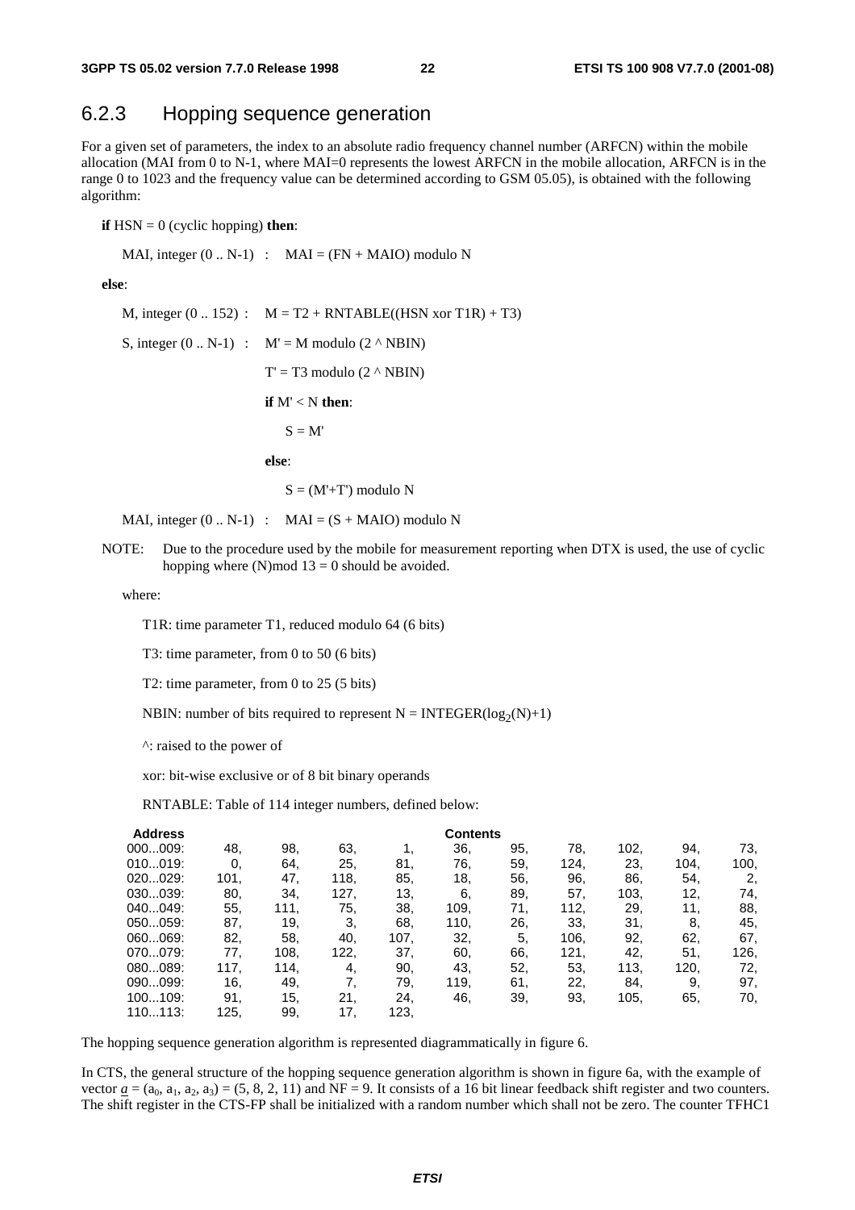### 6.2.3 Hopping sequence generation

For a given set of parameters, the index to an absolute radio frequency channel number (ARFCN) within the mobile allocation (MAI from 0 to N-1, where MAI=0 represents the lowest ARFCN in the mobile allocation, ARFCN is in the range 0 to 1023 and the frequency value can be determined according to GSM 05.05), is obtained with the following algorithm:

**if** HSN = 0 (cyclic hopping) **then**:

MAI, integer (0 .. N-1) : MAI = (FN + MAIO) modulo N

**else**:

M, integer (0 .. 152) : M = T2 + RNTABLE((HSN xor T1R) + T3)

S, integer (0 .. N-1) : M' = M modulo (2 ^ NBIN)

T' = T3 modulo (2 ^ NBIN)

**if** M' < N **then**:

S = M'

**else**:

S = (M'+T') modulo N

MAI, integer (0 .. N-1) : MAI = (S + MAIO) modulo N

NOTE: Due to the procedure used by the mobile for measurement reporting when DTX is used, the use of cyclic hopping where (N)mod 13 = 0 should be avoided.

where:

T1R: time parameter T1, reduced modulo 64 (6 bits)

T3: time parameter, from 0 to 50 (6 bits)

T2: time parameter, from 0 to 25 (5 bits)

NBIN: number of bits required to represent N = INTEGER($\log_2$(N)+1)

^: raised to the power of

xor: bit-wise exclusive or of 8 bit binary operands

RNTABLE: Table of 114 integer numbers, defined below:

| Address | Contents | | | | | | | | | |
|---|---|---|---|---|---|---|---|---|---|---|
| 000...009: | 48, | 98, | 63, | 1, | 36, | 95, | 78, | 102, | 94, | 73, |
| 010...019: | 0, | 64, | 25, | 81, | 76, | 59, | 124, | 23, | 104, | 100, |
| 020...029: | 101, | 47, | 118, | 85, | 18, | 56, | 96, | 86, | 54, | 2, |
| 030...039: | 80, | 34, | 127, | 13, | 6, | 89, | 57, | 103, | 12, | 74, |
| 040...049: | 55, | 111, | 75, | 38, | 109, | 71, | 112, | 29, | 11, | 88, |
| 050...059: | 87, | 19, | 3, | 68, | 110, | 26, | 33, | 31, | 8, | 45, |
| 060...069: | 82, | 58, | 40, | 107, | 32, | 5, | 106, | 92, | 62, | 67, |
| 070...079: | 77, | 108, | 122, | 37, | 60, | 66, | 121, | 42, | 51, | 126, |
| 080...089: | 117, | 114, | 4, | 90, | 43, | 52, | 53, | 113, | 120, | 72, |
| 090...099: | 16, | 49, | 7, | 79, | 119, | 61, | 22, | 84, | 9, | 97, |
| 100...109: | 91, | 15, | 21, | 24, | 46, | 39, | 93, | 105, | 65, | 70, |
| 110...113: | 125, | 99, | 17, | 123, | | | | | | |

The hopping sequence generation algorithm is represented diagrammatically in figure 6.

In CTS, the general structure of the hopping sequence generation algorithm is shown in figure 6a, with the example of vector $\underline{a} = (a_0, a_1, a_2, a_3) = (5, 8, 2, 11)$ and NF = 9. It consists of a 16 bit linear feedback shift register and two counters. The shift register in the CTS-FP shall be initialized with a random number which shall not be zero. The counter TFHC1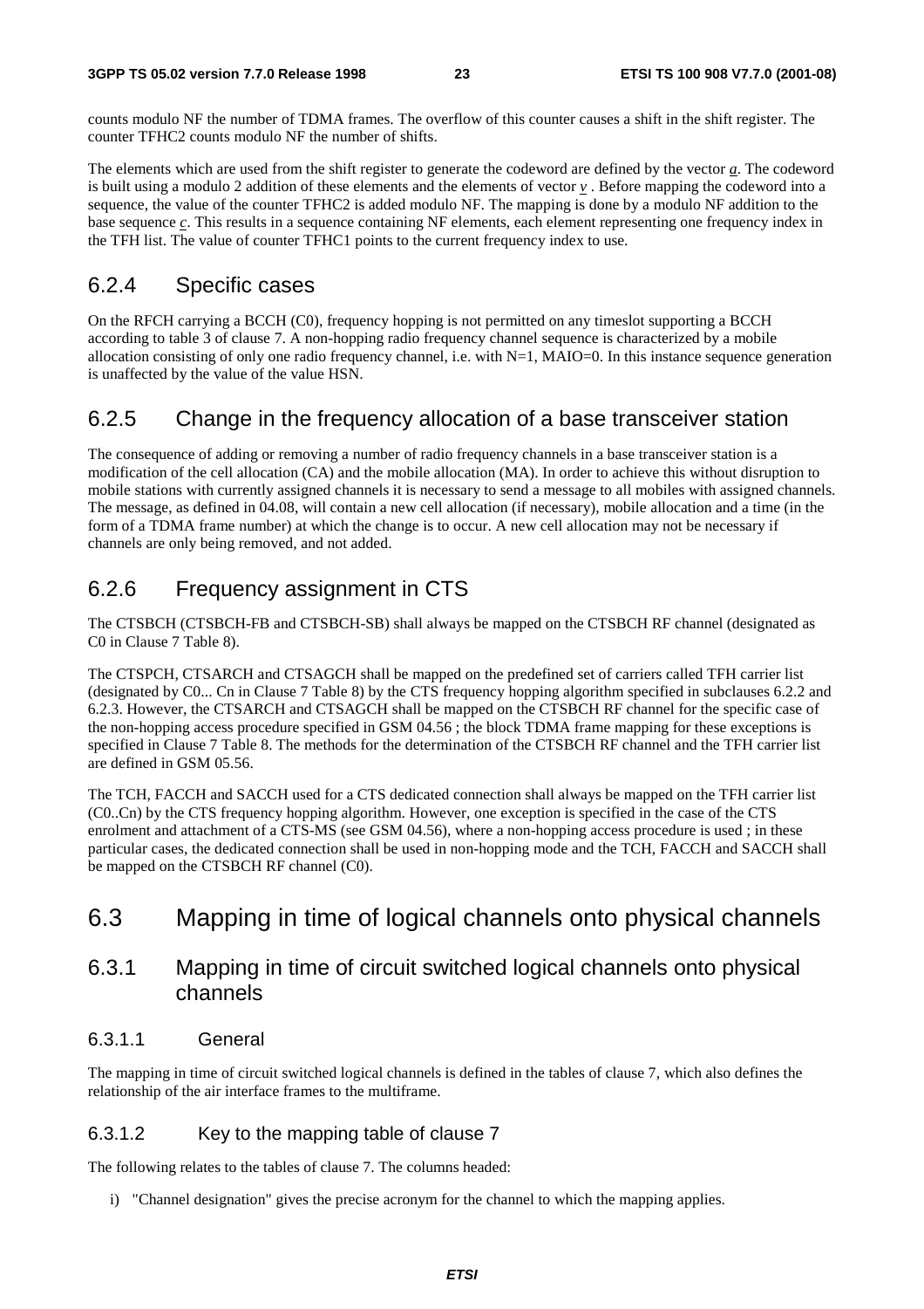counts modulo NF the number of TDMA frames. The overflow of this counter causes a shift in the shift register. The counter TFHC2 counts modulo NF the number of shifts.

The elements which are used from the shift register to generate the codeword are defined by the vector $\underline{a}$. The codeword is built using a modulo 2 addition of these elements and the elements of vector $\underline{v}$ . Before mapping the codeword into a sequence, the value of the counter TFHC2 is added modulo NF. The mapping is done by a modulo NF addition to the base sequence $\underline{c}$. This results in a sequence containing NF elements, each element representing one frequency index in the TFH list. The value of counter TFHC1 points to the current frequency index to use.

### 6.2.4 Specific cases

On the RFCH carrying a BCCH (C0), frequency hopping is not permitted on any timeslot supporting a BCCH according to table 3 of clause 7. A non-hopping radio frequency channel sequence is characterized by a mobile allocation consisting of only one radio frequency channel, i.e. with N=1, MAIO=0. In this instance sequence generation is unaffected by the value of the value HSN.

### 6.2.5 Change in the frequency allocation of a base transceiver station

The consequence of adding or removing a number of radio frequency channels in a base transceiver station is a modification of the cell allocation (CA) and the mobile allocation (MA). In order to achieve this without disruption to mobile stations with currently assigned channels it is necessary to send a message to all mobiles with assigned channels. The message, as defined in 04.08, will contain a new cell allocation (if necessary), mobile allocation and a time (in the form of a TDMA frame number) at which the change is to occur. A new cell allocation may not be necessary if channels are only being removed, and not added.

### 6.2.6 Frequency assignment in CTS

The CTSBCH (CTSBCH-FB and CTSBCH-SB) shall always be mapped on the CTSBCH RF channel (designated as C0 in Clause 7 Table 8).

The CTSPCH, CTSARCH and CTSAGCH shall be mapped on the predefined set of carriers called TFH carrier list (designated by C0... Cn in Clause 7 Table 8) by the CTS frequency hopping algorithm specified in subclauses 6.2.2 and 6.2.3. However, the CTSARCH and CTSAGCH shall be mapped on the CTSBCH RF channel for the specific case of the non-hopping access procedure specified in GSM 04.56 ; the block TDMA frame mapping for these exceptions is specified in Clause 7 Table 8. The methods for the determination of the CTSBCH RF channel and the TFH carrier list are defined in GSM 05.56.

The TCH, FACCH and SACCH used for a CTS dedicated connection shall always be mapped on the TFH carrier list (C0..Cn) by the CTS frequency hopping algorithm. However, one exception is specified in the case of the CTS enrolment and attachment of a CTS-MS (see GSM 04.56), where a non-hopping access procedure is used ; in these particular cases, the dedicated connection shall be used in non-hopping mode and the TCH, FACCH and SACCH shall be mapped on the CTSBCH RF channel (C0).

## 6.3 Mapping in time of logical channels onto physical channels

### 6.3.1 Mapping in time of circuit switched logical channels onto physical channels

#### 6.3.1.1 General

The mapping in time of circuit switched logical channels is defined in the tables of clause 7, which also defines the relationship of the air interface frames to the multiframe.

#### 6.3.1.2 Key to the mapping table of clause 7

The following relates to the tables of clause 7. The columns headed:

i) "Channel designation" gives the precise acronym for the channel to which the mapping applies.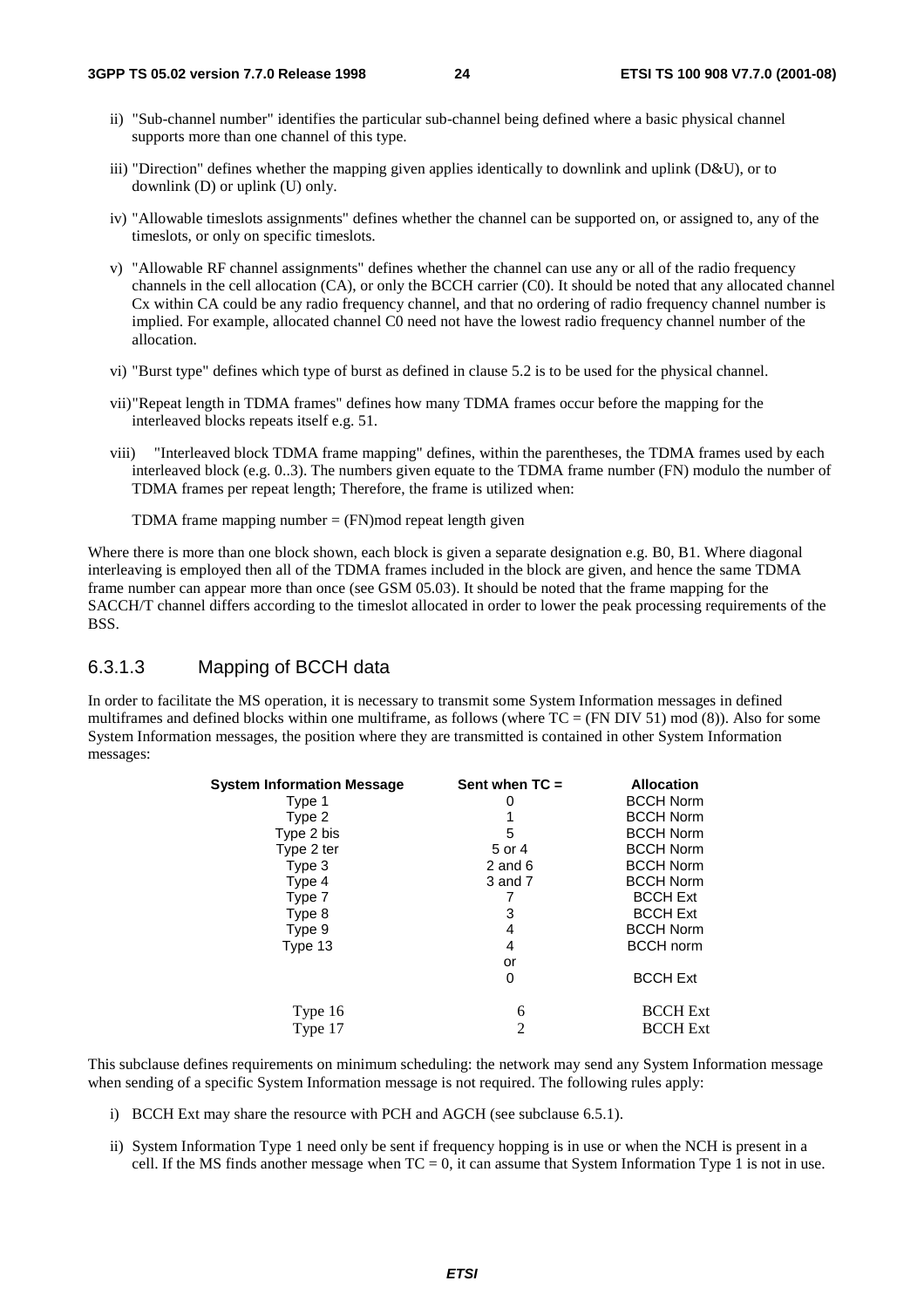ii) "Sub-channel number" identifies the particular sub-channel being defined where a basic physical channel supports more than one channel of this type.

iii) "Direction" defines whether the mapping given applies identically to downlink and uplink (D&U), or to downlink (D) or uplink (U) only.

iv) "Allowable timeslots assignments" defines whether the channel can be supported on, or assigned to, any of the timeslots, or only on specific timeslots.

v) "Allowable RF channel assignments" defines whether the channel can use any or all of the radio frequency channels in the cell allocation (CA), or only the BCCH carrier (C0). It should be noted that any allocated channel Cx within CA could be any radio frequency channel, and that no ordering of radio frequency channel number is implied. For example, allocated channel C0 need not have the lowest radio frequency channel number of the allocation.

vi) "Burst type" defines which type of burst as defined in clause 5.2 is to be used for the physical channel.

vii) "Repeat length in TDMA frames" defines how many TDMA frames occur before the mapping for the interleaved blocks repeats itself e.g. 51.

viii) "Interleaved block TDMA frame mapping" defines, within the parentheses, the TDMA frames used by each interleaved block (e.g. 0..3). The numbers given equate to the TDMA frame number (FN) modulo the number of TDMA frames per repeat length; Therefore, the frame is utilized when:

TDMA frame mapping number = (FN)mod repeat length given

Where there is more than one block shown, each block is given a separate designation e.g. B0, B1. Where diagonal interleaving is employed then all of the TDMA frames included in the block are given, and hence the same TDMA frame number can appear more than once (see GSM 05.03). It should be noted that the frame mapping for the SACCH/T channel differs according to the timeslot allocated in order to lower the peak processing requirements of the BSS.

### 6.3.1.3 Mapping of BCCH data

In order to facilitate the MS operation, it is necessary to transmit some System Information messages in defined multiframes and defined blocks within one multiframe, as follows (where TC = (FN DIV 51) mod (8)). Also for some System Information messages, the position where they are transmitted is contained in other System Information messages:

| System Information Message | Sent when TC = | Allocation |
|---|---|---|
| Type 1 | 0 | BCCH Norm |
| Type 2 | 1 | BCCH Norm |
| Type 2 bis | 5 | BCCH Norm |
| Type 2 ter | 5 or 4 | BCCH Norm |
| Type 3 | 2 and 6 | BCCH Norm |
| Type 4 | 3 and 7 | BCCH Norm |
| Type 7 | 7 | BCCH Ext |
| Type 8 | 3 | BCCH Ext |
| Type 9 | 4 | BCCH Norm |
| Type 13 | 4 | BCCH norm |
| | or | |
| | 0 | BCCH Ext |
| Type 16 | 6 | BCCH Ext |
| Type 17 | 2 | BCCH Ext |

This subclause defines requirements on minimum scheduling: the network may send any System Information message when sending of a specific System Information message is not required. The following rules apply:

i) BCCH Ext may share the resource with PCH and AGCH (see subclause 6.5.1).

ii) System Information Type 1 need only be sent if frequency hopping is in use or when the NCH is present in a cell. If the MS finds another message when TC = 0, it can assume that System Information Type 1 is not in use.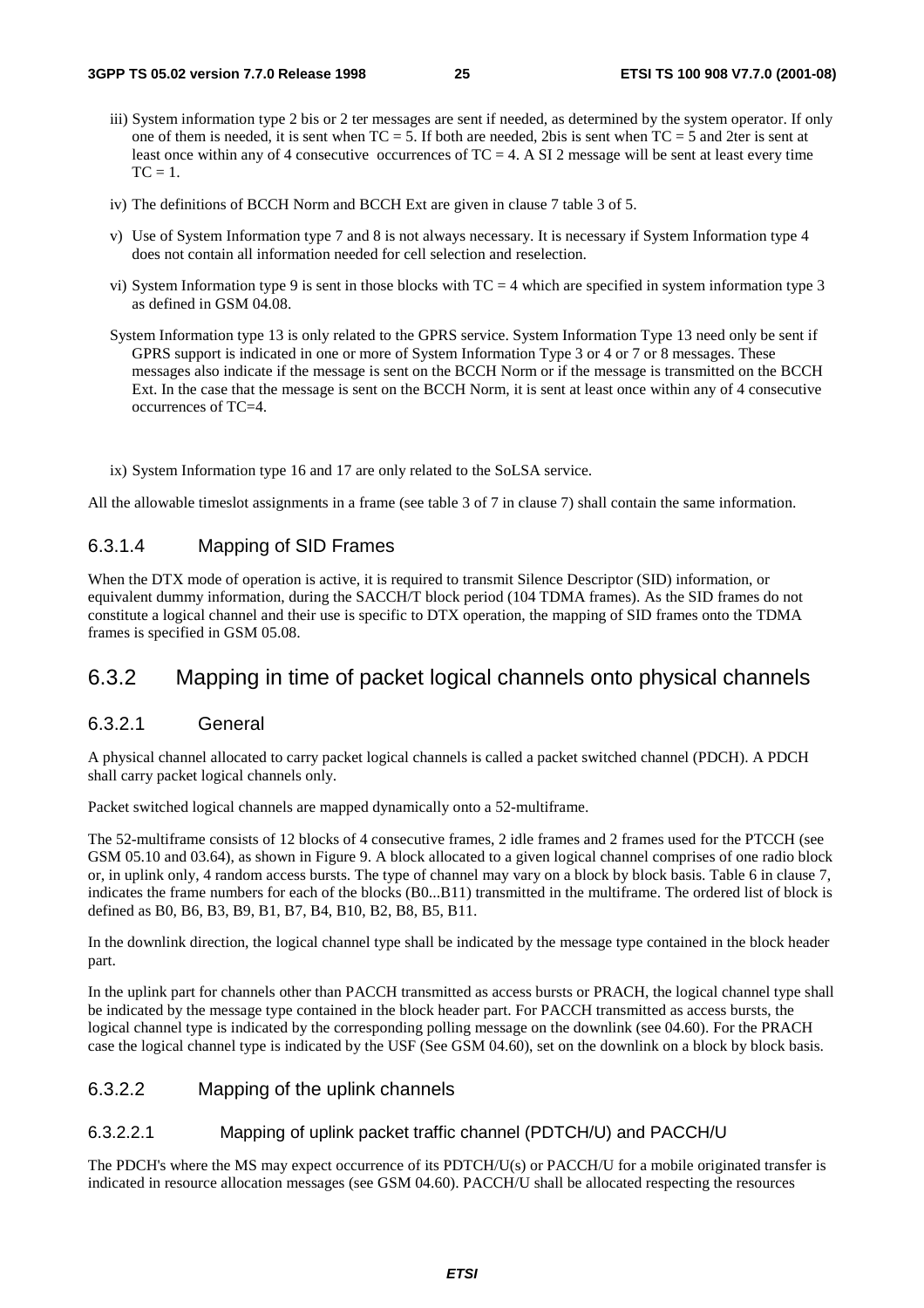iii) System information type 2 bis or 2 ter messages are sent if needed, as determined by the system operator. If only one of them is needed, it is sent when TC = 5. If both are needed, 2bis is sent when TC = 5 and 2ter is sent at least once within any of 4 consecutive occurrences of TC = 4. A SI 2 message will be sent at least every time TC = 1.

iv) The definitions of BCCH Norm and BCCH Ext are given in clause 7 table 3 of 5.

v) Use of System Information type 7 and 8 is not always necessary. It is necessary if System Information type 4 does not contain all information needed for cell selection and reselection.

vi) System Information type 9 is sent in those blocks with TC = 4 which are specified in system information type 3 as defined in GSM 04.08.

System Information type 13 is only related to the GPRS service. System Information Type 13 need only be sent if GPRS support is indicated in one or more of System Information Type 3 or 4 or 7 or 8 messages. These messages also indicate if the message is sent on the BCCH Norm or if the message is transmitted on the BCCH Ext. In the case that the message is sent on the BCCH Norm, it is sent at least once within any of 4 consecutive occurrences of TC=4.

ix) System Information type 16 and 17 are only related to the SoLSA service.

All the allowable timeslot assignments in a frame (see table 3 of 7 in clause 7) shall contain the same information.

#### 6.3.1.4 Mapping of SID Frames

When the DTX mode of operation is active, it is required to transmit Silence Descriptor (SID) information, or equivalent dummy information, during the SACCH/T block period (104 TDMA frames). As the SID frames do not constitute a logical channel and their use is specific to DTX operation, the mapping of SID frames onto the TDMA frames is specified in GSM 05.08.

### 6.3.2 Mapping in time of packet logical channels onto physical channels

#### 6.3.2.1 General

A physical channel allocated to carry packet logical channels is called a packet switched channel (PDCH). A PDCH shall carry packet logical channels only.

Packet switched logical channels are mapped dynamically onto a 52-multiframe.

The 52-multiframe consists of 12 blocks of 4 consecutive frames, 2 idle frames and 2 frames used for the PTCCH (see GSM 05.10 and 03.64), as shown in Figure 9. A block allocated to a given logical channel comprises of one radio block or, in uplink only, 4 random access bursts. The type of channel may vary on a block by block basis. Table 6 in clause 7, indicates the frame numbers for each of the blocks (B0...B11) transmitted in the multiframe. The ordered list of block is defined as B0, B6, B3, B9, B1, B7, B4, B10, B2, B8, B5, B11.

In the downlink direction, the logical channel type shall be indicated by the message type contained in the block header part.

In the uplink part for channels other than PACCH transmitted as access bursts or PRACH, the logical channel type shall be indicated by the message type contained in the block header part. For PACCH transmitted as access bursts, the logical channel type is indicated by the corresponding polling message on the downlink (see 04.60). For the PRACH case the logical channel type is indicated by the USF (See GSM 04.60), set on the downlink on a block by block basis.

#### 6.3.2.2 Mapping of the uplink channels

##### 6.3.2.2.1 Mapping of uplink packet traffic channel (PDTCH/U) and PACCH/U

The PDCH's where the MS may expect occurrence of its PDTCH/U(s) or PACCH/U for a mobile originated transfer is indicated in resource allocation messages (see GSM 04.60). PACCH/U shall be allocated respecting the resources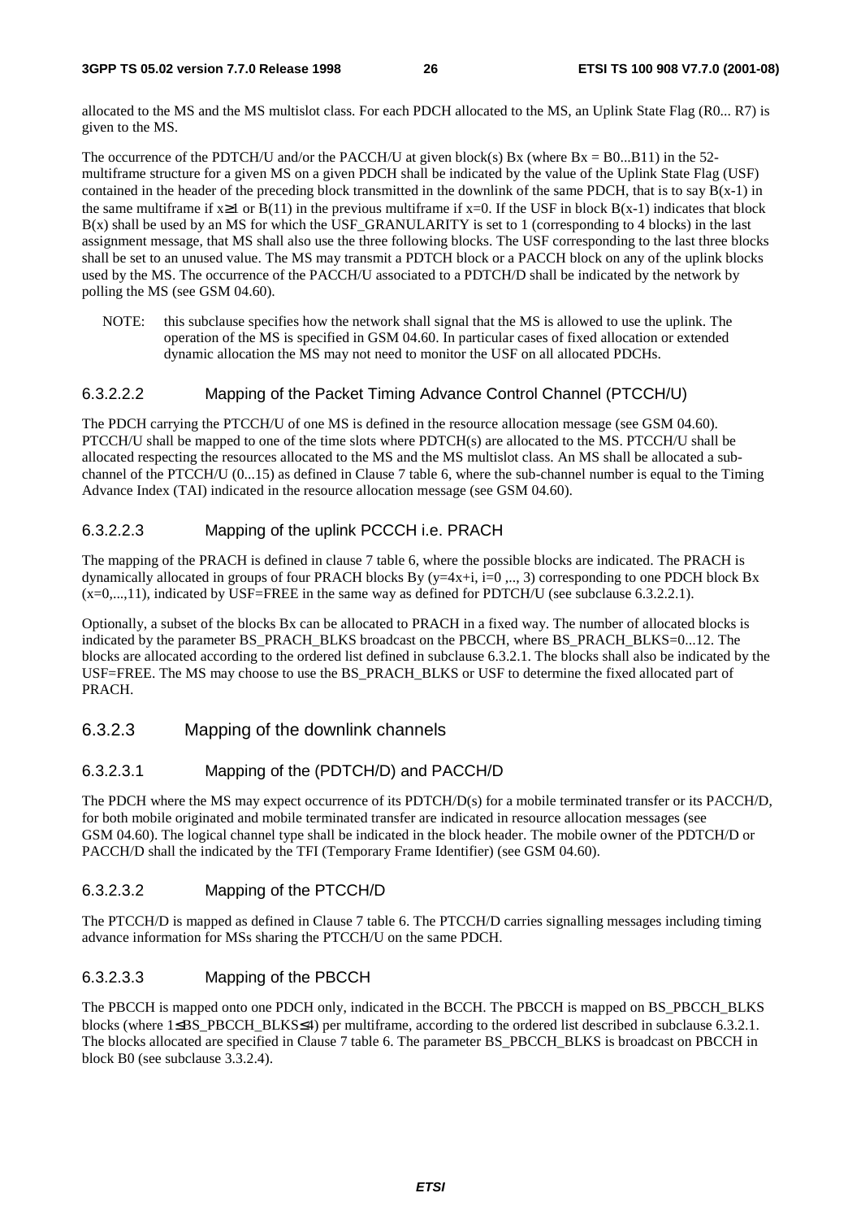allocated to the MS and the MS multislot class. For each PDCH allocated to the MS, an Uplink State Flag (R0... R7) is given to the MS.

The occurrence of the PDTCH/U and/or the PACCH/U at given block(s) Bx (where Bx = B0...B11) in the 52-multiframe structure for a given MS on a given PDCH shall be indicated by the value of the Uplink State Flag (USF) contained in the header of the preceding block transmitted in the downlink of the same PDCH, that is to say B(x-1) in the same multiframe if $x \geq 1$ or B(11) in the previous multiframe if x=0. If the USF in block B(x-1) indicates that block B(x) shall be used by an MS for which the USF_GRANULARITY is set to 1 (corresponding to 4 blocks) in the last assignment message, that MS shall also use the three following blocks. The USF corresponding to the last three blocks shall be set to an unused value. The MS may transmit a PDTCH block or a PACCH block on any of the uplink blocks used by the MS. The occurrence of the PACCH/U associated to a PDTCH/D shall be indicated by the network by polling the MS (see GSM 04.60).

NOTE: this subclause specifies how the network shall signal that the MS is allowed to use the uplink. The operation of the MS is specified in GSM 04.60. In particular cases of fixed allocation or extended dynamic allocation the MS may not need to monitor the USF on all allocated PDCHs.

#### 6.3.2.2.2 Mapping of the Packet Timing Advance Control Channel (PTCCH/U)

The PDCH carrying the PTCCH/U of one MS is defined in the resource allocation message (see GSM 04.60). PTCCH/U shall be mapped to one of the time slots where PDTCH(s) are allocated to the MS. PTCCH/U shall be allocated respecting the resources allocated to the MS and the MS multislot class. An MS shall be allocated a sub-channel of the PTCCH/U (0...15) as defined in Clause 7 table 6, where the sub-channel number is equal to the Timing Advance Index (TAI) indicated in the resource allocation message (see GSM 04.60).

#### 6.3.2.2.3 Mapping of the uplink PCCCH i.e. PRACH

The mapping of the PRACH is defined in clause 7 table 6, where the possible blocks are indicated. The PRACH is dynamically allocated in groups of four PRACH blocks By (y=4x+i, i=0 ,.., 3) corresponding to one PDCH block Bx (x=0,...,11), indicated by USF=FREE in the same way as defined for PDTCH/U (see subclause 6.3.2.2.1).

Optionally, a subset of the blocks Bx can be allocated to PRACH in a fixed way. The number of allocated blocks is indicated by the parameter BS_PRACH_BLKS broadcast on the PBCCH, where BS_PRACH_BLKS=0...12. The blocks are allocated according to the ordered list defined in subclause 6.3.2.1. The blocks shall also be indicated by the USF=FREE. The MS may choose to use the BS_PRACH_BLKS or USF to determine the fixed allocated part of PRACH.

### 6.3.2.3 Mapping of the downlink channels

#### 6.3.2.3.1 Mapping of the (PDTCH/D) and PACCH/D

The PDCH where the MS may expect occurrence of its PDTCH/D(s) for a mobile terminated transfer or its PACCH/D, for both mobile originated and mobile terminated transfer are indicated in resource allocation messages (see GSM 04.60). The logical channel type shall be indicated in the block header. The mobile owner of the PDTCH/D or PACCH/D shall the indicated by the TFI (Temporary Frame Identifier) (see GSM 04.60).

#### 6.3.2.3.2 Mapping of the PTCCH/D

The PTCCH/D is mapped as defined in Clause 7 table 6. The PTCCH/D carries signalling messages including timing advance information for MSs sharing the PTCCH/U on the same PDCH.

#### 6.3.2.3.3 Mapping of the PBCCH

The PBCCH is mapped onto one PDCH only, indicated in the BCCH. The PBCCH is mapped on BS_PBCCH_BLKS blocks (where $1 \leq$BS_PBCCH_BLKS$\leq 4$) per multiframe, according to the ordered list described in subclause 6.3.2.1. The blocks allocated are specified in Clause 7 table 6. The parameter BS_PBCCH_BLKS is broadcast on PBCCH in block B0 (see subclause 3.3.2.4).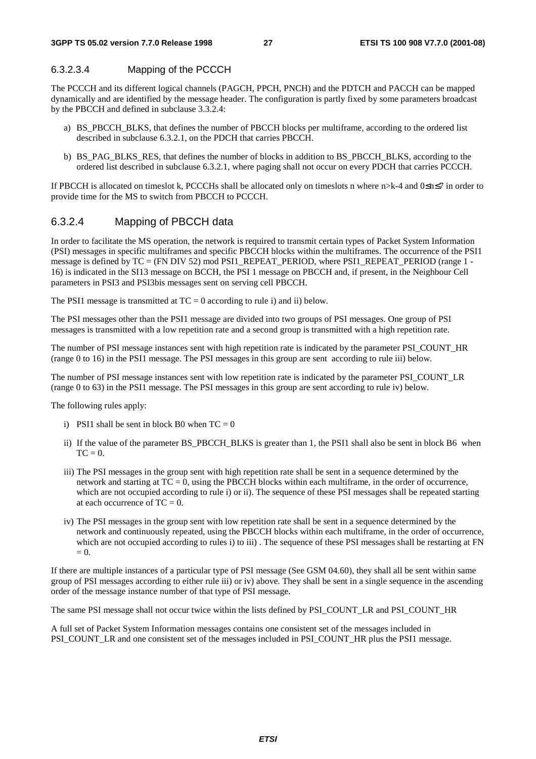#### 6.3.2.3.4 Mapping of the PCCCH

The PCCCH and its different logical channels (PAGCH, PPCH, PNCH) and the PDTCH and PACCH can be mapped dynamically and are identified by the message header. The configuration is partly fixed by some parameters broadcast by the PBCCH and defined in subclause 3.3.2.4:

a) BS_PBCCH_BLKS, that defines the number of PBCCH blocks per multiframe, according to the ordered list described in subclause 6.3.2.1, on the PDCH that carries PBCCH.

b) BS_PAG_BLKS_RES, that defines the number of blocks in addition to BS_PBCCH_BLKS, according to the ordered list described in subclause 6.3.2.1, where paging shall not occur on every PDCH that carries PCCCH.

If PBCCH is allocated on timeslot k, PCCCHs shall be allocated only on timeslots n where $n>k-4$ and $0 \le n \le 7$ in order to provide time for the MS to switch from PBCCH to PCCCH.

### 6.3.2.4 Mapping of PBCCH data

In order to facilitate the MS operation, the network is required to transmit certain types of Packet System Information (PSI) messages in specific multiframes and specific PBCCH blocks within the multiframes. The occurrence of the PSI1 message is defined by TC = (FN DIV 52) mod PSI1_REPEAT_PERIOD, where PSI1_REPEAT_PERIOD (range 1 - 16) is indicated in the SI13 message on BCCH, the PSI 1 message on PBCCH and, if present, in the Neighbour Cell parameters in PSI3 and PSI3bis messages sent on serving cell PBCCH.

The PSI1 message is transmitted at TC = 0 according to rule i) and ii) below.

The PSI messages other than the PSI1 message are divided into two groups of PSI messages. One group of PSI messages is transmitted with a low repetition rate and a second group is transmitted with a high repetition rate.

The number of PSI message instances sent with high repetition rate is indicated by the parameter PSI_COUNT_HR (range 0 to 16) in the PSI1 message. The PSI messages in this group are sent according to rule iii) below.

The number of PSI message instances sent with low repetition rate is indicated by the parameter PSI_COUNT_LR (range 0 to 63) in the PSI1 message. The PSI messages in this group are sent according to rule iv) below.

The following rules apply:

i) PSI1 shall be sent in block B0 when TC = 0

ii) If the value of the parameter BS_PBCCH_BLKS is greater than 1, the PSI1 shall also be sent in block B6 when TC = 0.

iii) The PSI messages in the group sent with high repetition rate shall be sent in a sequence determined by the network and starting at TC = 0, using the PBCCH blocks within each multiframe, in the order of occurrence, which are not occupied according to rule i) or ii). The sequence of these PSI messages shall be repeated starting at each occurrence of TC = 0.

iv) The PSI messages in the group sent with low repetition rate shall be sent in a sequence determined by the network and continuously repeated, using the PBCCH blocks within each multiframe, in the order of occurrence, which are not occupied according to rules i) to iii) . The sequence of these PSI messages shall be restarting at FN = 0.

If there are multiple instances of a particular type of PSI message (See GSM 04.60), they shall all be sent within same group of PSI messages according to either rule iii) or iv) above. They shall be sent in a single sequence in the ascending order of the message instance number of that type of PSI message.

The same PSI message shall not occur twice within the lists defined by PSI_COUNT_LR and PSI_COUNT_HR

A full set of Packet System Information messages contains one consistent set of the messages included in PSI_COUNT_LR and one consistent set of the messages included in PSI_COUNT_HR plus the PSI1 message.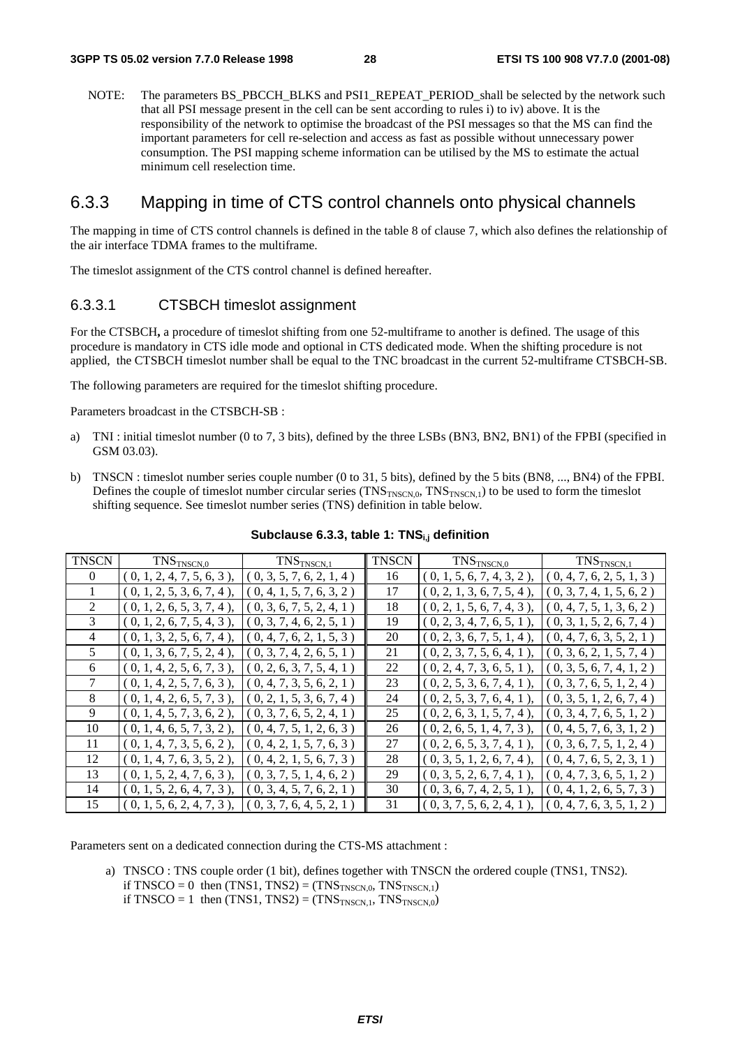NOTE: The parameters BS_PBCCH_BLKS and PSI1_REPEAT_PERIOD_shall be selected by the network such that all PSI message present in the cell can be sent according to rules i) to iv) above. It is the responsibility of the network to optimise the broadcast of the PSI messages so that the MS can find the important parameters for cell re-selection and access as fast as possible without unnecessary power consumption. The PSI mapping scheme information can be utilised by the MS to estimate the actual minimum cell reselection time.

## 6.3.3 Mapping in time of CTS control channels onto physical channels

The mapping in time of CTS control channels is defined in the table 8 of clause 7, which also defines the relationship of the air interface TDMA frames to the multiframe.

The timeslot assignment of the CTS control channel is defined hereafter.

### 6.3.3.1 CTSBCH timeslot assignment

For the CTSBCH**,** a procedure of timeslot shifting from one 52-multiframe to another is defined. The usage of this procedure is mandatory in CTS idle mode and optional in CTS dedicated mode. When the shifting procedure is not applied, the CTSBCH timeslot number shall be equal to the TNC broadcast in the current 52-multiframe CTSBCH-SB.

The following parameters are required for the timeslot shifting procedure.

Parameters broadcast in the CTSBCH-SB :

a) TNI : initial timeslot number (0 to 7, 3 bits), defined by the three LSBs (BN3, BN2, BN1) of the FPBI (specified in GSM 03.03).

b) TNSCN : timeslot number series couple number (0 to 31, 5 bits), defined by the 5 bits (BN8, ..., BN4) of the FPBI. Defines the couple of timeslot number circular series ($TNS_{TNSCN,0}$, $TNS_{TNSCN,1}$) to be used to form the timeslot shifting sequence. See timeslot number series (TNS) definition in table below.

**Subclause 6.3.3, table 1: $TNS_{i,j}$ definition**

| TNSCN | $TNS_{TNSCN,0}$ | $TNS_{TNSCN,1}$ | TNSCN | $TNS_{TNSCN,0}$ | $TNS_{TNSCN,1}$ |
|---|---|---|---|---|---|
| 0 | ( 0, 1, 2, 4, 7, 5, 6, 3 ), | ( 0, 3, 5, 7, 6, 2, 1, 4 ) | 16 | ( 0, 1, 5, 6, 7, 4, 3, 2 ), | ( 0, 4, 7, 6, 2, 5, 1, 3 ) |
| 1 | ( 0, 1, 2, 5, 3, 6, 7, 4 ), | ( 0, 4, 1, 5, 7, 6, 3, 2 ) | 17 | ( 0, 2, 1, 3, 6, 7, 5, 4 ), | ( 0, 3, 7, 4, 1, 5, 6, 2 ) |
| 2 | ( 0, 1, 2, 6, 5, 3, 7, 4 ), | ( 0, 3, 6, 7, 5, 2, 4, 1 ) | 18 | ( 0, 2, 1, 5, 6, 7, 4, 3 ), | ( 0, 4, 7, 5, 1, 3, 6, 2 ) |
| 3 | ( 0, 1, 2, 6, 7, 5, 4, 3 ), | ( 0, 3, 7, 4, 6, 2, 5, 1 ) | 19 | ( 0, 2, 3, 4, 7, 6, 5, 1 ), | ( 0, 3, 1, 5, 2, 6, 7, 4 ) |
| 4 | ( 0, 1, 3, 2, 5, 6, 7, 4 ), | ( 0, 4, 7, 6, 2, 1, 5, 3 ) | 20 | ( 0, 2, 3, 6, 7, 5, 1, 4 ), | ( 0, 4, 7, 6, 3, 5, 2, 1 ) |
| 5 | ( 0, 1, 3, 6, 7, 5, 2, 4 ), | ( 0, 3, 7, 4, 2, 6, 5, 1 ) | 21 | ( 0, 2, 3, 7, 5, 6, 4, 1 ), | ( 0, 3, 6, 2, 1, 5, 7, 4 ) |
| 6 | ( 0, 1, 4, 2, 5, 6, 7, 3 ), | ( 0, 2, 6, 3, 7, 5, 4, 1 ) | 22 | ( 0, 2, 4, 7, 3, 6, 5, 1 ), | ( 0, 3, 5, 6, 7, 4, 1, 2 ) |
| 7 | ( 0, 1, 4, 2, 5, 7, 6, 3 ), | ( 0, 4, 7, 3, 5, 6, 2, 1 ) | 23 | ( 0, 2, 5, 3, 6, 7, 4, 1 ), | ( 0, 3, 7, 6, 5, 1, 2, 4 ) |
| 8 | ( 0, 1, 4, 2, 6, 5, 7, 3 ), | ( 0, 2, 1, 5, 3, 6, 7, 4 ) | 24 | ( 0, 2, 5, 3, 7, 6, 4, 1 ), | ( 0, 3, 5, 1, 2, 6, 7, 4 ) |
| 9 | ( 0, 1, 4, 5, 7, 3, 6, 2 ), | ( 0, 3, 7, 6, 5, 2, 4, 1 ) | 25 | ( 0, 2, 6, 3, 1, 5, 7, 4 ), | ( 0, 3, 4, 7, 6, 5, 1, 2 ) |
| 10 | ( 0, 1, 4, 6, 5, 7, 3, 2 ), | ( 0, 4, 7, 5, 1, 2, 6, 3 ) | 26 | ( 0, 2, 6, 5, 1, 4, 7, 3 ), | ( 0, 4, 5, 7, 6, 3, 1, 2 ) |
| 11 | ( 0, 1, 4, 7, 3, 5, 6, 2 ), | ( 0, 4, 2, 1, 5, 7, 6, 3 ) | 27 | ( 0, 2, 6, 5, 3, 7, 4, 1 ), | ( 0, 3, 6, 7, 5, 1, 2, 4 ) |
| 12 | ( 0, 1, 4, 7, 6, 3, 5, 2 ), | ( 0, 4, 2, 1, 5, 6, 7, 3 ) | 28 | ( 0, 3, 5, 1, 2, 6, 7, 4 ), | ( 0, 4, 7, 6, 5, 2, 3, 1 ) |
| 13 | ( 0, 1, 5, 2, 4, 7, 6, 3 ), | ( 0, 3, 7, 5, 1, 4, 6, 2 ) | 29 | ( 0, 3, 5, 2, 6, 7, 4, 1 ), | ( 0, 4, 7, 3, 6, 5, 1, 2 ) |
| 14 | ( 0, 1, 5, 2, 6, 4, 7, 3 ), | ( 0, 3, 4, 5, 7, 6, 2, 1 ) | 30 | ( 0, 3, 6, 7, 4, 2, 5, 1 ), | ( 0, 4, 1, 2, 6, 5, 7, 3 ) |
| 15 | ( 0, 1, 5, 6, 2, 4, 7, 3 ), | ( 0, 3, 7, 6, 4, 5, 2, 1 ) | 31 | ( 0, 3, 7, 5, 6, 2, 4, 1 ), | ( 0, 4, 7, 6, 3, 5, 1, 2 ) |

Parameters sent on a dedicated connection during the CTS-MS attachment :

a) TNSCO : TNS couple order (1 bit), defines together with TNSCN the ordered couple (TNS1, TNS2).
if TNSCO = 0 then (TNS1, TNS2) = ($TNS_{TNSCN,0}$, $TNS_{TNSCN,1}$)
if TNSCO = 1 then (TNS1, TNS2) = ($TNS_{TNSCN,1}$, $TNS_{TNSCN,0}$)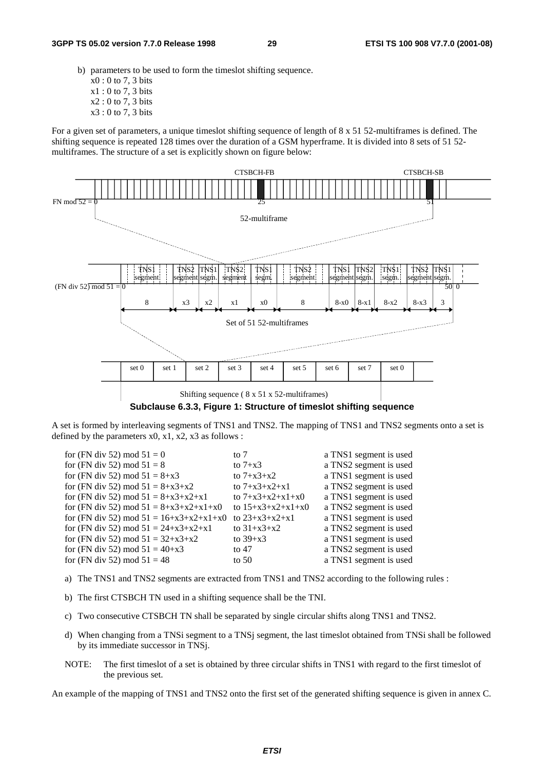b) parameters to be used to form the timeslot shifting sequence.
   x0 : 0 to 7, 3 bits
   x1 : 0 to 7, 3 bits
   x2 : 0 to 7, 3 bits
   x3 : 0 to 7, 3 bits

For a given set of parameters, a unique timeslot shifting sequence of length of 8 x 51 52-multiframes is defined. The shifting sequence is repeated 128 times over the duration of a GSM hyperframe. It is divided into 8 sets of 51 52-multiframes. The structure of a set is explicitly shown on figure below:

**Subclause 6.3.3, Figure 1: Structure of timeslot shifting sequence**

A set is formed by interleaving segments of TNS1 and TNS2. The mapping of TNS1 and TNS2 segments onto a set is defined by the parameters x0, x1, x2, x3 as follows :

| | | |
|---|---|---|
| for (FN div 52) mod 51 = 0 | to 7 | a TNS1 segment is used |
| for (FN div 52) mod 51 = 8 | to 7+x3 | a TNS2 segment is used |
| for (FN div 52) mod 51 = 8+x3 | to 7+x3+x2 | a TNS1 segment is used |
| for (FN div 52) mod 51 = 8+x3+x2 | to 7+x3+x2+x1 | a TNS2 segment is used |
| for (FN div 52) mod 51 = 8+x3+x2+x1 | to 7+x3+x2+x1+x0 | a TNS1 segment is used |
| for (FN div 52) mod 51 = 8+x3+x2+x1+x0 | to 15+x3+x2+x1+x0 | a TNS2 segment is used |
| for (FN div 52) mod 51 = 16+x3+x2+x1+x0 | to 23+x3+x2+x1 | a TNS1 segment is used |
| for (FN div 52) mod 51 = 24+x3+x2+x1 | to 31+x3+x2 | a TNS2 segment is used |
| for (FN div 52) mod 51 = 32+x3+x2 | to 39+x3 | a TNS1 segment is used |
| for (FN div 52) mod 51 = 40+x3 | to 47 | a TNS2 segment is used |
| for (FN div 52) mod 51 = 48 | to 50 | a TNS1 segment is used |

a) The TNS1 and TNS2 segments are extracted from TNS1 and TNS2 according to the following rules :

b) The first CTSBCH TN used in a shifting sequence shall be the TNI.

c) Two consecutive CTSBCH TN shall be separated by single circular shifts along TNS1 and TNS2.

d) When changing from a TNSi segment to a TNSj segment, the last timeslot obtained from TNSi shall be followed by its immediate successor in TNSj.

NOTE: The first timeslot of a set is obtained by three circular shifts in TNS1 with regard to the first timeslot of the previous set.

An example of the mapping of TNS1 and TNS2 onto the first set of the generated shifting sequence is given in annex C.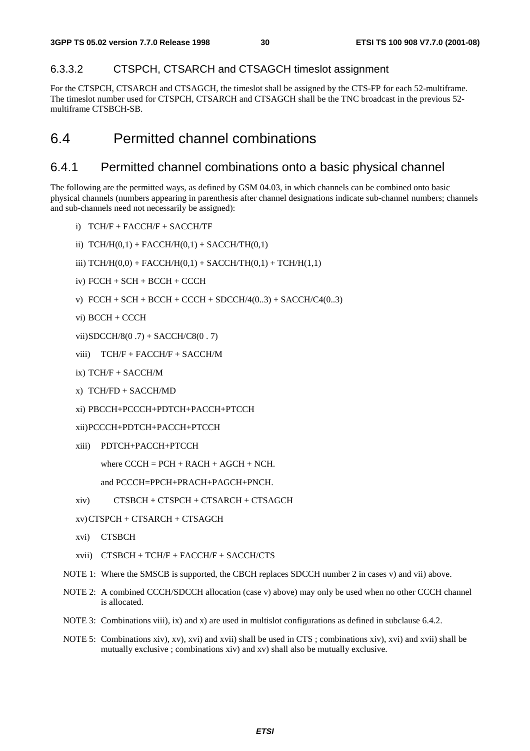#### 6.3.3.2 CTSPCH, CTSARCH and CTSAGCH timeslot assignment

For the CTSPCH, CTSARCH and CTSAGCH, the timeslot shall be assigned by the CTS-FP for each 52-multiframe. The timeslot number used for CTSPCH, CTSARCH and CTSAGCH shall be the TNC broadcast in the previous 52-multiframe CTSBCH-SB.

## 6.4 Permitted channel combinations

### 6.4.1 Permitted channel combinations onto a basic physical channel

The following are the permitted ways, as defined by GSM 04.03, in which channels can be combined onto basic physical channels (numbers appearing in parenthesis after channel designations indicate sub-channel numbers; channels and sub-channels need not necessarily be assigned):

i) TCH/F + FACCH/F + SACCH/TF

ii) TCH/H(0,1) + FACCH/H(0,1) + SACCH/TH(0,1)

iii) TCH/H(0,0) + FACCH/H(0,1) + SACCH/TH(0,1) + TCH/H(1,1)

iv) FCCH + SCH + BCCH + CCCH

v) FCCH + SCH + BCCH + CCCH + SDCCH/4(0..3) + SACCH/C4(0..3)

vi) BCCH + CCCH

vii) SDCCH/8(0 .7) + SACCH/C8(0 . 7)

viii) TCH/F + FACCH/F + SACCH/M

ix) TCH/F + SACCH/M

x) TCH/FD + SACCH/MD

xi) PBCCH+PCCCH+PDTCH+PACCH+PTCCH

xii) PCCCH+PDTCH+PACCH+PTCCH

xiii) PDTCH+PACCH+PTCCH

where CCCH = PCH + RACH + AGCH + NCH.

and PCCCH=PPCH+PRACH+PAGCH+PNCH.

xiv) CTSBCH + CTSPCH + CTSARCH + CTSAGCH

xv) CTSPCH + CTSARCH + CTSAGCH

xvi) CTSBCH

xvii) CTSBCH + TCH/F + FACCH/F + SACCH/CTS

NOTE 1: Where the SMSCB is supported, the CBCH replaces SDCCH number 2 in cases v) and vii) above.

NOTE 2: A combined CCCH/SDCCH allocation (case v) above) may only be used when no other CCCH channel is allocated.

NOTE 3: Combinations viii), ix) and x) are used in multislot configurations as defined in subclause 6.4.2.

NOTE 5: Combinations xiv), xv), xvi) and xvii) shall be used in CTS ; combinations xiv), xvi) and xvii) shall be mutually exclusive ; combinations xiv) and xv) shall also be mutually exclusive.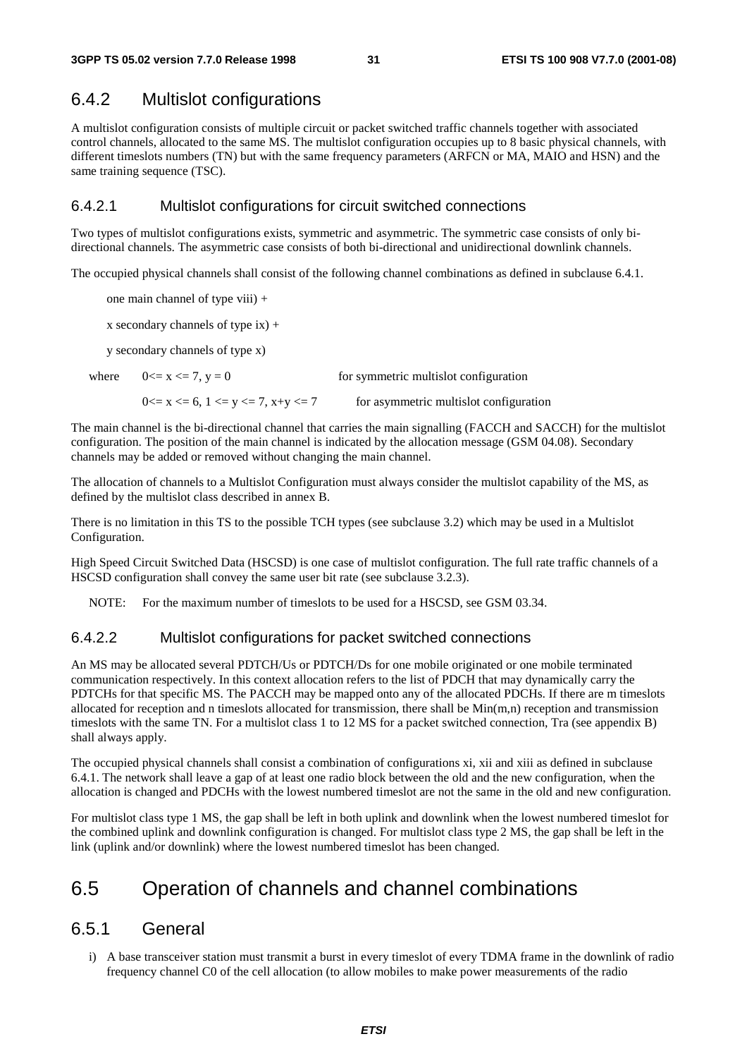## 6.4.2 Multislot configurations

A multislot configuration consists of multiple circuit or packet switched traffic channels together with associated control channels, allocated to the same MS. The multislot configuration occupies up to 8 basic physical channels, with different timeslots numbers (TN) but with the same frequency parameters (ARFCN or MA, MAIO and HSN) and the same training sequence (TSC).

### 6.4.2.1 Multislot configurations for circuit switched connections

Two types of multislot configurations exists, symmetric and asymmetric. The symmetric case consists of only bi-directional channels. The asymmetric case consists of both bi-directional and unidirectional downlink channels.

The occupied physical channels shall consist of the following channel combinations as defined in subclause 6.4.1.

one main channel of type viii) +

x secondary channels of type ix) +

y secondary channels of type x)

where $0 <= x <= 7$, $y = 0$ for symmetric multislot configuration

$0 <= x <= 6$, $1 <= y <= 7$, $x+y <= 7$ for asymmetric multislot configuration

The main channel is the bi-directional channel that carries the main signalling (FACCH and SACCH) for the multislot configuration. The position of the main channel is indicated by the allocation message (GSM 04.08). Secondary channels may be added or removed without changing the main channel.

The allocation of channels to a Multislot Configuration must always consider the multislot capability of the MS, as defined by the multislot class described in annex B.

There is no limitation in this TS to the possible TCH types (see subclause 3.2) which may be used in a Multislot Configuration.

High Speed Circuit Switched Data (HSCSD) is one case of multislot configuration. The full rate traffic channels of a HSCSD configuration shall convey the same user bit rate (see subclause 3.2.3).

NOTE: For the maximum number of timeslots to be used for a HSCSD, see GSM 03.34.

### 6.4.2.2 Multislot configurations for packet switched connections

An MS may be allocated several PDTCH/Us or PDTCH/Ds for one mobile originated or one mobile terminated communication respectively. In this context allocation refers to the list of PDCH that may dynamically carry the PDTCHs for that specific MS. The PACCH may be mapped onto any of the allocated PDCHs. If there are m timeslots allocated for reception and n timeslots allocated for transmission, there shall be Min(m,n) reception and transmission timeslots with the same TN. For a multislot class 1 to 12 MS for a packet switched connection, Tra (see appendix B) shall always apply.

The occupied physical channels shall consist a combination of configurations xi, xii and xiii as defined in subclause 6.4.1. The network shall leave a gap of at least one radio block between the old and the new configuration, when the allocation is changed and PDCHs with the lowest numbered timeslot are not the same in the old and new configuration.

For multislot class type 1 MS, the gap shall be left in both uplink and downlink when the lowest numbered timeslot for the combined uplink and downlink configuration is changed. For multislot class type 2 MS, the gap shall be left in the link (uplink and/or downlink) where the lowest numbered timeslot has been changed.

## 6.5 Operation of channels and channel combinations

## 6.5.1 General

i) A base transceiver station must transmit a burst in every timeslot of every TDMA frame in the downlink of radio frequency channel C0 of the cell allocation (to allow mobiles to make power measurements of the radio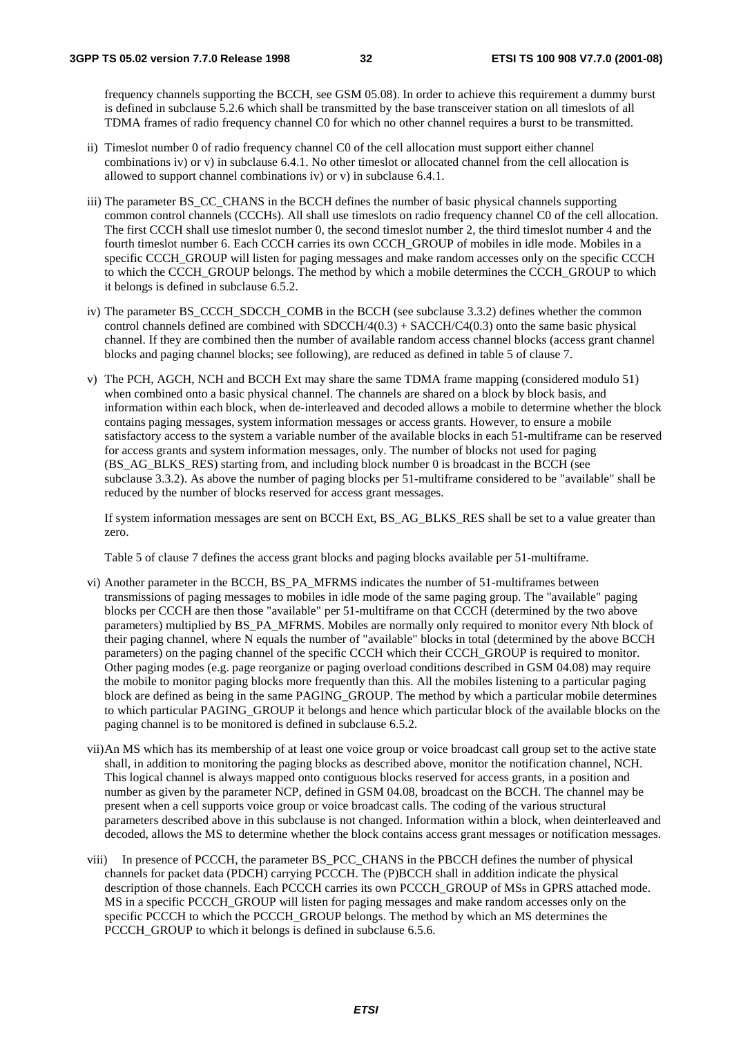frequency channels supporting the BCCH, see GSM 05.08). In order to achieve this requirement a dummy burst is defined in subclause 5.2.6 which shall be transmitted by the base transceiver station on all timeslots of all TDMA frames of radio frequency channel C0 for which no other channel requires a burst to be transmitted.

ii) Timeslot number 0 of radio frequency channel C0 of the cell allocation must support either channel combinations iv) or v) in subclause 6.4.1. No other timeslot or allocated channel from the cell allocation is allowed to support channel combinations iv) or v) in subclause 6.4.1.

iii) The parameter BS_CC_CHANS in the BCCH defines the number of basic physical channels supporting common control channels (CCCHs). All shall use timeslots on radio frequency channel C0 of the cell allocation. The first CCCH shall use timeslot number 0, the second timeslot number 2, the third timeslot number 4 and the fourth timeslot number 6. Each CCCH carries its own CCCH_GROUP of mobiles in idle mode. Mobiles in a specific CCCH_GROUP will listen for paging messages and make random accesses only on the specific CCCH to which the CCCH_GROUP belongs. The method by which a mobile determines the CCCH_GROUP to which it belongs is defined in subclause 6.5.2.

iv) The parameter BS_CCCH_SDCCH_COMB in the BCCH (see subclause 3.3.2) defines whether the common control channels defined are combined with SDCCH/4(0.3) + SACCH/C4(0.3) onto the same basic physical channel. If they are combined then the number of available random access channel blocks (access grant channel blocks and paging channel blocks; see following), are reduced as defined in table 5 of clause 7.

v) The PCH, AGCH, NCH and BCCH Ext may share the same TDMA frame mapping (considered modulo 51) when combined onto a basic physical channel. The channels are shared on a block by block basis, and information within each block, when de-interleaved and decoded allows a mobile to determine whether the block contains paging messages, system information messages or access grants. However, to ensure a mobile satisfactory access to the system a variable number of the available blocks in each 51-multiframe can be reserved for access grants and system information messages, only. The number of blocks not used for paging (BS_AG_BLKS_RES) starting from, and including block number 0 is broadcast in the BCCH (see subclause 3.3.2). As above the number of paging blocks per 51-multiframe considered to be "available" shall be reduced by the number of blocks reserved for access grant messages.

   If system information messages are sent on BCCH Ext, BS_AG_BLKS_RES shall be set to a value greater than zero.

   Table 5 of clause 7 defines the access grant blocks and paging blocks available per 51-multiframe.

vi) Another parameter in the BCCH, BS_PA_MFRMS indicates the number of 51-multiframes between transmissions of paging messages to mobiles in idle mode of the same paging group. The "available" paging blocks per CCCH are then those "available" per 51-multiframe on that CCCH (determined by the two above parameters) multiplied by BS_PA_MFRMS. Mobiles are normally only required to monitor every Nth block of their paging channel, where N equals the number of "available" blocks in total (determined by the above BCCH parameters) on the paging channel of the specific CCCH which their CCCH_GROUP is required to monitor. Other paging modes (e.g. page reorganize or paging overload conditions described in GSM 04.08) may require the mobile to monitor paging blocks more frequently than this. All the mobiles listening to a particular paging block are defined as being in the same PAGING_GROUP. The method by which a particular mobile determines to which particular PAGING_GROUP it belongs and hence which particular block of the available blocks on the paging channel is to be monitored is defined in subclause 6.5.2.

vii) An MS which has its membership of at least one voice group or voice broadcast call group set to the active state shall, in addition to monitoring the paging blocks as described above, monitor the notification channel, NCH. This logical channel is always mapped onto contiguous blocks reserved for access grants, in a position and number as given by the parameter NCP, defined in GSM 04.08, broadcast on the BCCH. The channel may be present when a cell supports voice group or voice broadcast calls. The coding of the various structural parameters described above in this subclause is not changed. Information within a block, when deinterleaved and decoded, allows the MS to determine whether the block contains access grant messages or notification messages.

viii) In presence of PCCCH, the parameter BS_PCC_CHANS in the PBCCH defines the number of physical channels for packet data (PDCH) carrying PCCCH. The (P)BCCH shall in addition indicate the physical description of those channels. Each PCCCH carries its own PCCCH_GROUP of MSs in GPRS attached mode. MS in a specific PCCCH_GROUP will listen for paging messages and make random accesses only on the specific PCCCH to which the PCCCH_GROUP belongs. The method by which an MS determines the PCCCH_GROUP to which it belongs is defined in subclause 6.5.6.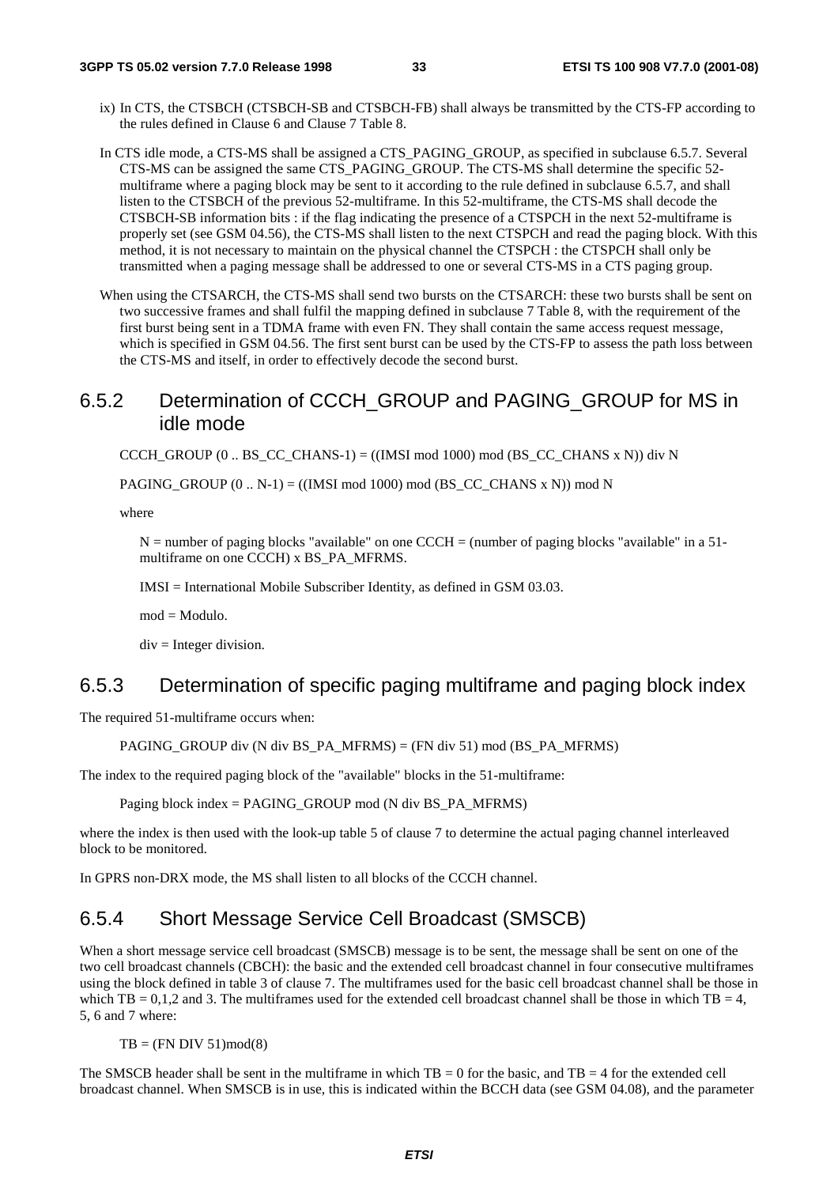ix) In CTS, the CTSBCH (CTSBCH-SB and CTSBCH-FB) shall always be transmitted by the CTS-FP according to the rules defined in Clause 6 and Clause 7 Table 8.

In CTS idle mode, a CTS-MS shall be assigned a CTS_PAGING_GROUP, as specified in subclause 6.5.7. Several CTS-MS can be assigned the same CTS_PAGING_GROUP. The CTS-MS shall determine the specific 52-multiframe where a paging block may be sent to it according to the rule defined in subclause 6.5.7, and shall listen to the CTSBCH of the previous 52-multiframe. In this 52-multiframe, the CTS-MS shall decode the CTSBCH-SB information bits : if the flag indicating the presence of a CTSPCH in the next 52-multiframe is properly set (see GSM 04.56), the CTS-MS shall listen to the next CTSPCH and read the paging block. With this method, it is not necessary to maintain on the physical channel the CTSPCH : the CTSPCH shall only be transmitted when a paging message shall be addressed to one or several CTS-MS in a CTS paging group.

When using the CTSARCH, the CTS-MS shall send two bursts on the CTSARCH: these two bursts shall be sent on two successive frames and shall fulfil the mapping defined in subclause 7 Table 8, with the requirement of the first burst being sent in a TDMA frame with even FN. They shall contain the same access request message, which is specified in GSM 04.56. The first sent burst can be used by the CTS-FP to assess the path loss between the CTS-MS and itself, in order to effectively decode the second burst.

## 6.5.2 Determination of CCCH_GROUP and PAGING_GROUP for MS in idle mode

CCCH_GROUP (0 .. BS_CC_CHANS-1) = ((IMSI mod 1000) mod (BS_CC_CHANS x N)) div N

PAGING_GROUP (0 .. N-1) = ((IMSI mod 1000) mod (BS_CC_CHANS x N)) mod N

where

N = number of paging blocks "available" on one CCCH = (number of paging blocks "available" in a 51-multiframe on one CCCH) x BS_PA_MFRMS.

IMSI = International Mobile Subscriber Identity, as defined in GSM 03.03.

mod = Modulo.

div = Integer division.

## 6.5.3 Determination of specific paging multiframe and paging block index

The required 51-multiframe occurs when:

PAGING_GROUP div (N div BS_PA_MFRMS) = (FN div 51) mod (BS_PA_MFRMS)

The index to the required paging block of the "available" blocks in the 51-multiframe:

Paging block index = PAGING_GROUP mod (N div BS_PA_MFRMS)

where the index is then used with the look-up table 5 of clause 7 to determine the actual paging channel interleaved block to be monitored.

In GPRS non-DRX mode, the MS shall listen to all blocks of the CCCH channel.

## 6.5.4 Short Message Service Cell Broadcast (SMSCB)

When a short message service cell broadcast (SMSCB) message is to be sent, the message shall be sent on one of the two cell broadcast channels (CBCH): the basic and the extended cell broadcast channel in four consecutive multiframes using the block defined in table 3 of clause 7. The multiframes used for the basic cell broadcast channel shall be those in which TB = 0,1,2 and 3. The multiframes used for the extended cell broadcast channel shall be those in which TB = 4, 5, 6 and 7 where:

TB = (FN DIV 51)mod(8)

The SMSCB header shall be sent in the multiframe in which TB = 0 for the basic, and TB = 4 for the extended cell broadcast channel. When SMSCB is in use, this is indicated within the BCCH data (see GSM 04.08), and the parameter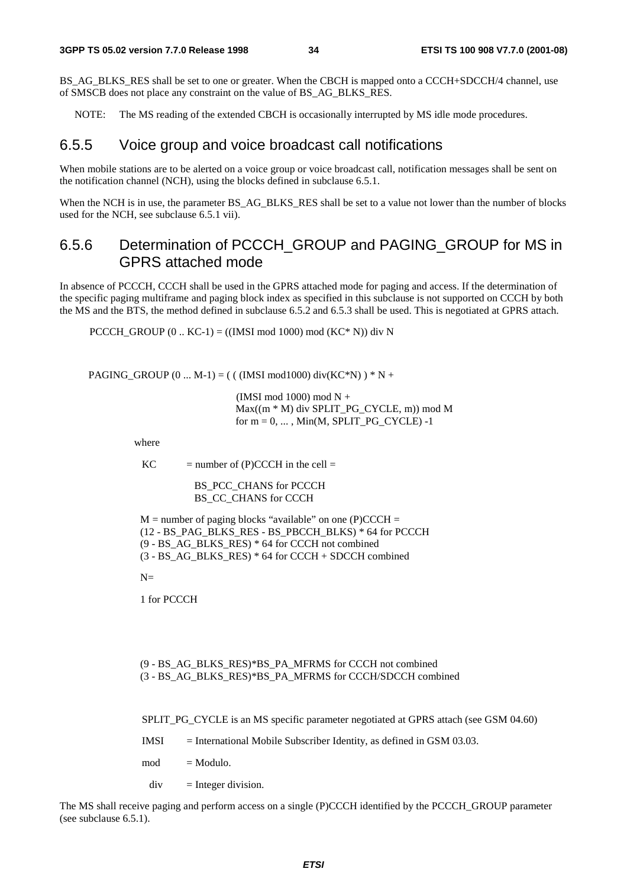BS_AG_BLKS_RES shall be set to one or greater. When the CBCH is mapped onto a CCCH+SDCCH/4 channel, use of SMSCB does not place any constraint on the value of BS_AG_BLKS_RES.

NOTE: The MS reading of the extended CBCH is occasionally interrupted by MS idle mode procedures.

### 6.5.5 Voice group and voice broadcast call notifications

When mobile stations are to be alerted on a voice group or voice broadcast call, notification messages shall be sent on the notification channel (NCH), using the blocks defined in subclause 6.5.1.

When the NCH is in use, the parameter BS_AG_BLKS_RES shall be set to a value not lower than the number of blocks used for the NCH, see subclause 6.5.1 vii).

### 6.5.6 Determination of PCCCH_GROUP and PAGING_GROUP for MS in GPRS attached mode

In absence of PCCCH, CCCH shall be used in the GPRS attached mode for paging and access. If the determination of the specific paging multiframe and paging block index as specified in this subclause is not supported on CCCH by both the MS and the BTS, the method defined in subclause 6.5.2 and 6.5.3 shall be used. This is negotiated at GPRS attach.

PCCCH_GROUP (0 .. KC-1) = ((IMSI mod 1000) mod (KC* N)) div N

PAGING_GROUP (0 ... M-1) = ( ( (IMSI mod1000) div(KC*N) ) * N +

(IMSI mod 1000) mod N +
Max((m * M) div SPLIT_PG_CYCLE, m)) mod M
for m = 0, ... , Min(M, SPLIT_PG_CYCLE) -1

where

KC = number of (P)CCCH in the cell =

BS_PCC_CHANS for PCCCH
BS_CC_CHANS for CCCH

M = number of paging blocks "available" on one (P)CCCH =
(12 - BS_PAG_BLKS_RES - BS_PBCCH_BLKS) * 64 for PCCCH
(9 - BS_AG_BLKS_RES) * 64 for CCCH not combined
(3 - BS_AG_BLKS_RES) * 64 for CCCH + SDCCH combined

N=

1 for PCCCH

(9 - BS_AG_BLKS_RES)*BS_PA_MFRMS for CCCH not combined
(3 - BS_AG_BLKS_RES)*BS_PA_MFRMS for CCCH/SDCCH combined

SPLIT_PG_CYCLE is an MS specific parameter negotiated at GPRS attach (see GSM 04.60)

IMSI = International Mobile Subscriber Identity, as defined in GSM 03.03.

mod = Modulo.

div = Integer division.

The MS shall receive paging and perform access on a single (P)CCCH identified by the PCCCH_GROUP parameter (see subclause 6.5.1).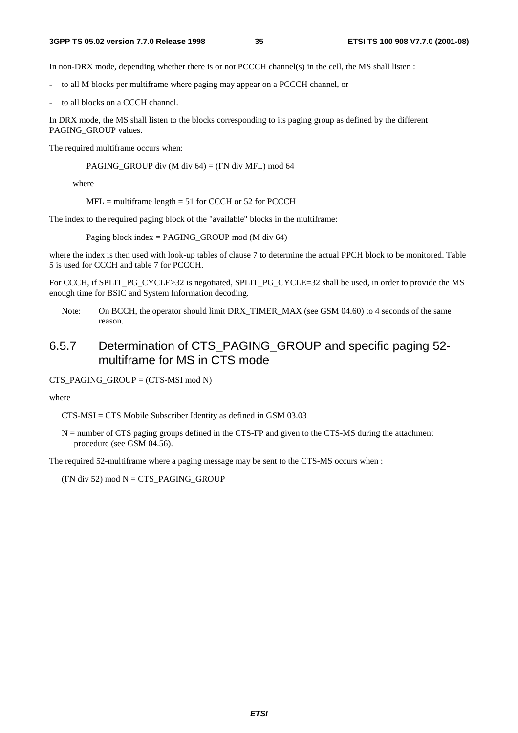In non-DRX mode, depending whether there is or not PCCCH channel(s) in the cell, the MS shall listen :

- to all M blocks per multiframe where paging may appear on a PCCCH channel, or
- to all blocks on a CCCH channel.

In DRX mode, the MS shall listen to the blocks corresponding to its paging group as defined by the different PAGING_GROUP values.

The required multiframe occurs when:

PAGING_GROUP div (M div 64) = (FN div MFL) mod 64

where

MFL = multiframe length = 51 for CCCH or 52 for PCCCH

The index to the required paging block of the "available" blocks in the multiframe:

Paging block index = PAGING_GROUP mod (M div 64)

where the index is then used with look-up tables of clause 7 to determine the actual PPCH block to be monitored. Table 5 is used for CCCH and table 7 for PCCCH.

For CCCH, if SPLIT_PG_CYCLE>32 is negotiated, SPLIT_PG_CYCLE=32 shall be used, in order to provide the MS enough time for BSIC and System Information decoding.

Note: On BCCH, the operator should limit DRX_TIMER_MAX (see GSM 04.60) to 4 seconds of the same reason.

## 6.5.7 Determination of CTS_PAGING_GROUP and specific paging 52-multiframe for MS in CTS mode

CTS_PAGING_GROUP = (CTS-MSI mod N)

where

CTS-MSI = CTS Mobile Subscriber Identity as defined in GSM 03.03

N = number of CTS paging groups defined in the CTS-FP and given to the CTS-MS during the attachment procedure (see GSM 04.56).

The required 52-multiframe where a paging message may be sent to the CTS-MS occurs when :

(FN div 52) mod N = CTS_PAGING_GROUP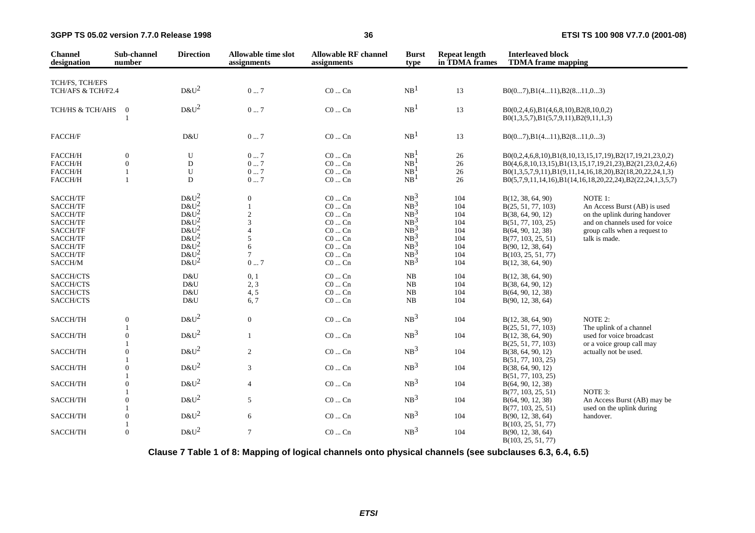| Channel designation | Sub-channel number | Direction | Allowable time slot assignments | Allowable RF channel assignments | Burst type | Repeat length in TDMA frames | Interleaved block TDMA frame mapping | |
|---|---|---|---|---|---|---|---|---|
| TCH/FS, TCH/EFS TCH/AFS & TCH/F2.4 | | D&U[2] | 0 ... 7 | C0 ... Cn | NB[1] | 13 | B0(0...7),B1(4...11),B2(8...11,0...3) | |
| TCH/HS & TCH/AHS | 0 | D&U[2] | 0 ... 7 | C0 ... Cn | NB[1] | 13 | B0(0,2,4,6),B1(4,6,8,10),B2(8,10,0,2) | |
| | 1 | | | | | | B0(1,3,5,7),B1(5,7,9,11),B2(9,11,1,3) | |
| FACCH/F | | D&U | 0 ... 7 | C0 ... Cn | NB[1] | 13 | B0(0...7),B1(4...11),B2(8...11,0...3) | |
| FACCH/H | 0 | U | 0 ... 7 | C0 ... Cn | NB[1] | 26 | B0(0,2,4,6,8,10),B1(8,10,13,15,17,19),B2(17,19,21,23,0,2) | |
| FACCH/H | 0 | D | 0 ... 7 | C0 ... Cn | NB[1] | 26 | B0(4,6,8,10,13,15),B1(13,15,17,19,21,23),B2(21,23,0,2,4,6) | |
| FACCH/H | 1 | U | 0 ... 7 | C0 ... Cn | NB[1] | 26 | B0(1,3,5,7,9,11),B1(9,11,14,16,18,20),B2(18,20,22,24,1,3) | |
| FACCH/H | 1 | D | 0 ... 7 | C0 ... Cn | NB[1] | 26 | B0(5,7,9,11,14,16),B1(14,16,18,20,22,24),B2(22,24,1,3,5,7) | |
| SACCH/TF | | D&U[2] | 0 | C0 ... Cn | NB[3] | 104 | B(12, 38, 64, 90) | NOTE 1: |
| SACCH/TF | | D&U[2] | 1 | C0 ... Cn | NB[3] | 104 | B(25, 51, 77, 103) | An Access Burst (AB) is used |
| SACCH/TF | | D&U[2] | 2 | C0 ... Cn | NB[3] | 104 | B(38, 64, 90, 12) | on the uplink during handover |
| SACCH/TF | | D&U[2] | 3 | C0 ... Cn | NB[3] | 104 | B(51, 77, 103, 25) | and on channels used for voice |
| SACCH/TF | | D&U[2] | 4 | C0 ... Cn | NB[3] | 104 | B(64, 90, 12, 38) | group calls when a request to |
| SACCH/TF | | D&U[2] | 5 | C0 ... Cn | NB[3] | 104 | B(77, 103, 25, 51) | talk is made. |
| SACCH/TF | | D&U[2] | 6 | C0 ... Cn | NB[3] | 104 | B(90, 12, 38, 64) | |
| SACCH/TF | | D&U[2] | 7 | C0 ... Cn | NB[3] | 104 | B(103, 25, 51, 77) | |
| SACCH/M | | D&U[2] | 0 ... 7 | C0 ... Cn | NB[3] | 104 | B(12, 38, 64, 90) | |
| SACCH/CTS | | D&U | 0, 1 | C0 ... Cn | NB | 104 | B(12, 38, 64, 90) | |
| SACCH/CTS | | D&U | 2, 3 | C0 ... Cn | NB | 104 | B(38, 64, 90, 12) | |
| SACCH/CTS | | D&U | 4, 5 | C0 ... Cn | NB | 104 | B(64, 90, 12, 38) | |
| SACCH/CTS | | D&U | 6, 7 | C0 ... Cn | NB | 104 | B(90, 12, 38, 64) | |
| SACCH/TH | 0 | D&U[2] | 0 | C0 ... Cn | NB[3] | 104 | B(12, 38, 64, 90) | NOTE 2: |
| | 1 | | | | | | B(25, 51, 77, 103) | The uplink of a channel |
| SACCH/TH | 0 | D&U[2] | 1 | C0 ... Cn | NB[3] | 104 | B(12, 38, 64, 90) | used for voice broadcast |
| | 1 | | | | | | B(25, 51, 77, 103) | or a voice group call may |
| SACCH/TH | 0 | D&U[2] | 2 | C0 ... Cn | NB[3] | 104 | B(38, 64, 90, 12) | actually not be used. |
| | 1 | | | | | | B(51, 77, 103, 25) | |
| SACCH/TH | 0 | D&U[2] | 3 | C0 ... Cn | NB[3] | 104 | B(38, 64, 90, 12) | |
| | 1 | | | | | | B(51, 77, 103, 25) | |
| SACCH/TH | 0 | D&U[2] | 4 | C0 ... Cn | NB[3] | 104 | B(64, 90, 12, 38) | |
| | 1 | | | | | | B(77, 103, 25, 51) | NOTE 3: |
| SACCH/TH | 0 | D&U[2] | 5 | C0 ... Cn | NB[3] | 104 | B(64, 90, 12, 38) | An Access Burst (AB) may be |
| | 1 | | | | | | B(77, 103, 25, 51) | used on the uplink during |
| SACCH/TH | 0 | D&U[2] | 6 | C0 ... Cn | NB[3] | 104 | B(90, 12, 38, 64) | handover. |
| | 1 | | | | | | B(103, 25, 51, 77) | |
| SACCH/TH | 0 | D&U[2] | 7 | C0 ... Cn | NB[3] | 104 | B(90, 12, 38, 64) | |
| | | | | | | | B(103, 25, 51, 77) | |

**Clause 7 Table 1 of 8: Mapping of logical channels onto physical channels (see subclauses 6.3, 6.4, 6.5)**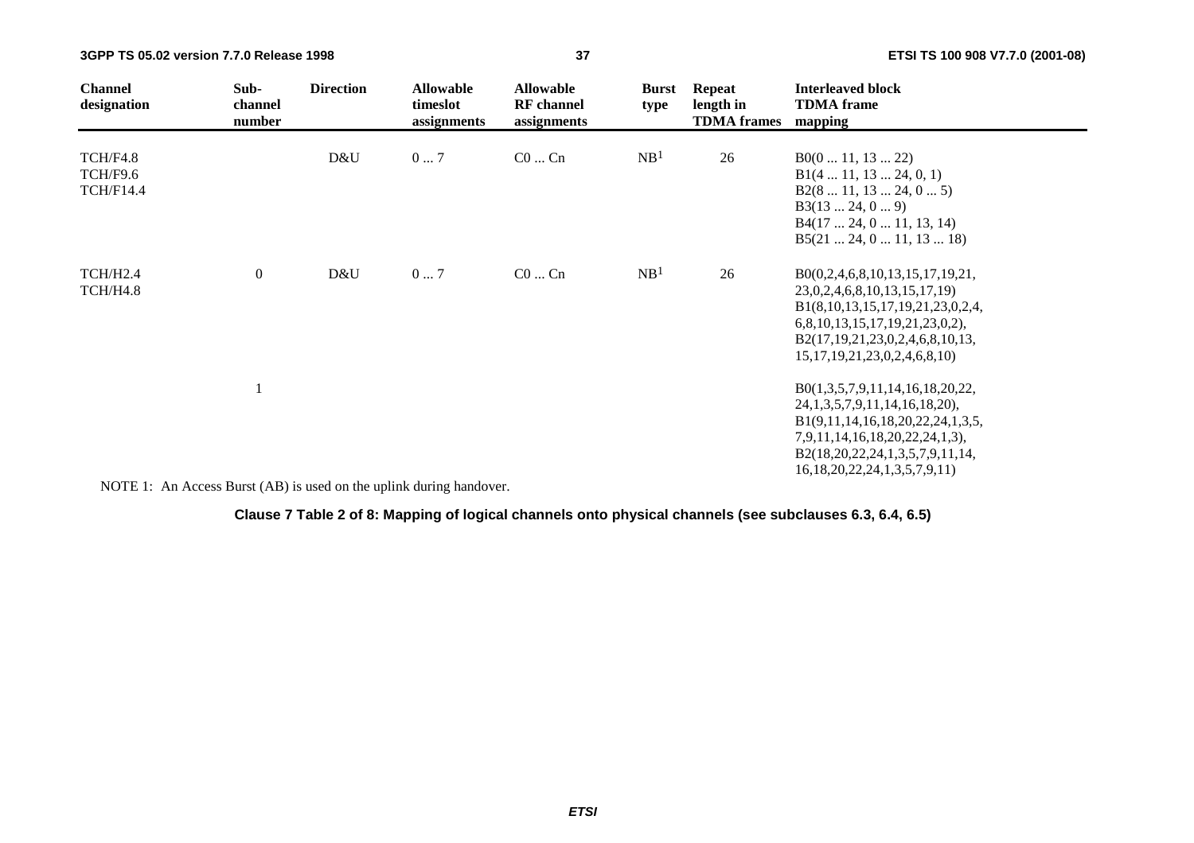| Channel designation | Sub-channel number | Direction | Allowable timeslot assignments | Allowable RF channel assignments | Burst type | Repeat length in TDMA frames | Interleaved block TDMA frame mapping |
|---|---|---|---|---|---|---|---|
| TCH/F4.8<br>TCH/F9.6<br>TCH/F14.4 | | D&U | 0 ... 7 | C0 ... Cn | NB[1] | 26 | B0(0 ... 11, 13 ... 22)<br>B1(4 ... 11, 13 ... 24, 0, 1)<br>B2(8 ... 11, 13 ... 24, 0 ... 5)<br>B3(13 ... 24, 0 ... 9)<br>B4(17 ... 24, 0 ... 11, 13, 14)<br>B5(21 ... 24, 0 ... 11, 13 ... 18) |
| TCH/H2.4<br>TCH/H4.8 | 0 | D&U | 0 ... 7 | C0 ... Cn | NB[1] | 26 | B0(0,2,4,6,8,10,13,15,17,19,21,<br>23,0,2,4,6,8,10,13,15,17,19)<br>B1(8,10,13,15,17,19,21,23,0,2,4,<br>6,8,10,13,15,17,19,21,23,0,2),<br>B2(17,19,21,23,0,2,4,6,8,10,13,<br>15,17,19,21,23,0,2,4,6,8,10) |
| | 1 | | | | | | B0(1,3,5,7,9,11,14,16,18,20,22,<br>24,1,3,5,7,9,11,14,16,18,20),<br>B1(9,11,14,16,18,20,22,24,1,3,5,<br>7,9,11,14,16,18,20,22,24,1,3),<br>B2(18,20,22,24,1,3,5,7,9,11,14,<br>16,18,20,22,24,1,3,5,7,9,11) |

NOTE 1: An Access Burst (AB) is used on the uplink during handover.

**Clause 7 Table 2 of 8: Mapping of logical channels onto physical channels (see subclauses 6.3, 6.4, 6.5)**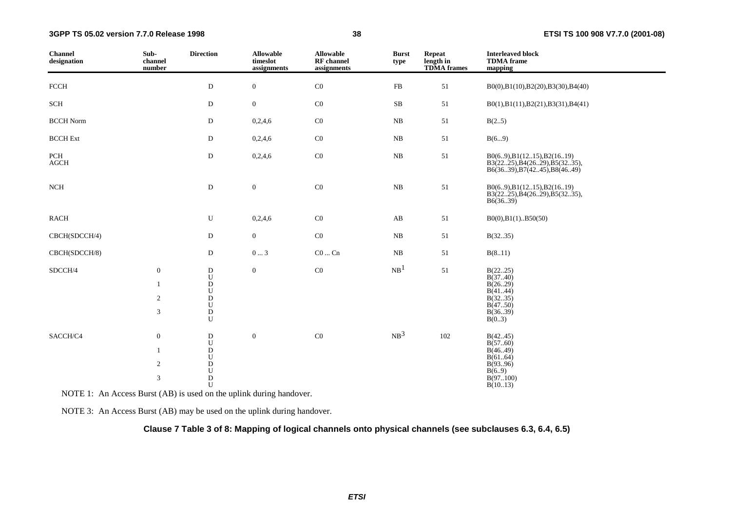| Channel designation | Sub-channel number | Direction | Allowable timeslot assignments | Allowable RF channel assignments | Burst type | Repeat length in TDMA frames | Interleaved block TDMA frame mapping |
|---|---|---|---|---|---|---|---|
| FCCH | | D | 0 | C0 | FB | 51 | B0(0),B1(10),B2(20),B3(30),B4(40) |
| SCH | | D | 0 | C0 | SB | 51 | B0(1),B1(11),B2(21),B3(31),B4(41) |
| BCCH Norm | | D | 0,2,4,6 | C0 | NB | 51 | B(2..5) |
| BCCH Ext | | D | 0,2,4,6 | C0 | NB | 51 | B(6...9) |
| PCH AGCH | | D | 0,2,4,6 | C0 | NB | 51 | B0(6..9),B1(12..15),B2(16..19) B3(22..25),B4(26..29),B5(32..35), B6(36..39),B7(42..45),B8(46..49) |
| NCH | | D | 0 | C0 | NB | 51 | B0(6..9),B1(12..15),B2(16..19) B3(22..25),B4(26..29),B5(32..35), B6(36..39) |
| RACH | | U | 0,2,4,6 | C0 | AB | 51 | B0(0),B1(1)..B50(50) |
| CBCH(SDCCH/4) | | D | 0 | C0 | NB | 51 | B(32..35) |
| CBCH(SDCCH/8) | | D | 0 ... 3 | C0 ... Cn | NB | 51 | B(8..11) |
| SDCCH/4 | 0 | D | 0 | C0 | NB[1] | 51 | B(22..25) |
| | | U | | | | | B(37..40) |
| | 1 | D | | | | | B(26..29) |
| | | U | | | | | B(41..44) |
| | 2 | D | | | | | B(32..35) |
| | | U | | | | | B(47..50) |
| | 3 | D | | | | | B(36..39) |
| | | U | | | | | B(0..3) |
| SACCH/C4 | 0 | D | 0 | C0 | NB[3] | 102 | B(42..45) |
| | | U | | | | | B(57..60) |
| | 1 | D | | | | | B(46..49) |
| | | U | | | | | B(61..64) |
| | 2 | D | | | | | B(93..96) |
| | | U | | | | | B(6..9) |
| | 3 | D | | | | | B(97..100) |
| | | U | | | | | B(10..13) |

NOTE 1: An Access Burst (AB) is used on the uplink during handover.

NOTE 3: An Access Burst (AB) may be used on the uplink during handover.

**Clause 7 Table 3 of 8: Mapping of logical channels onto physical channels (see subclauses 6.3, 6.4, 6.5)**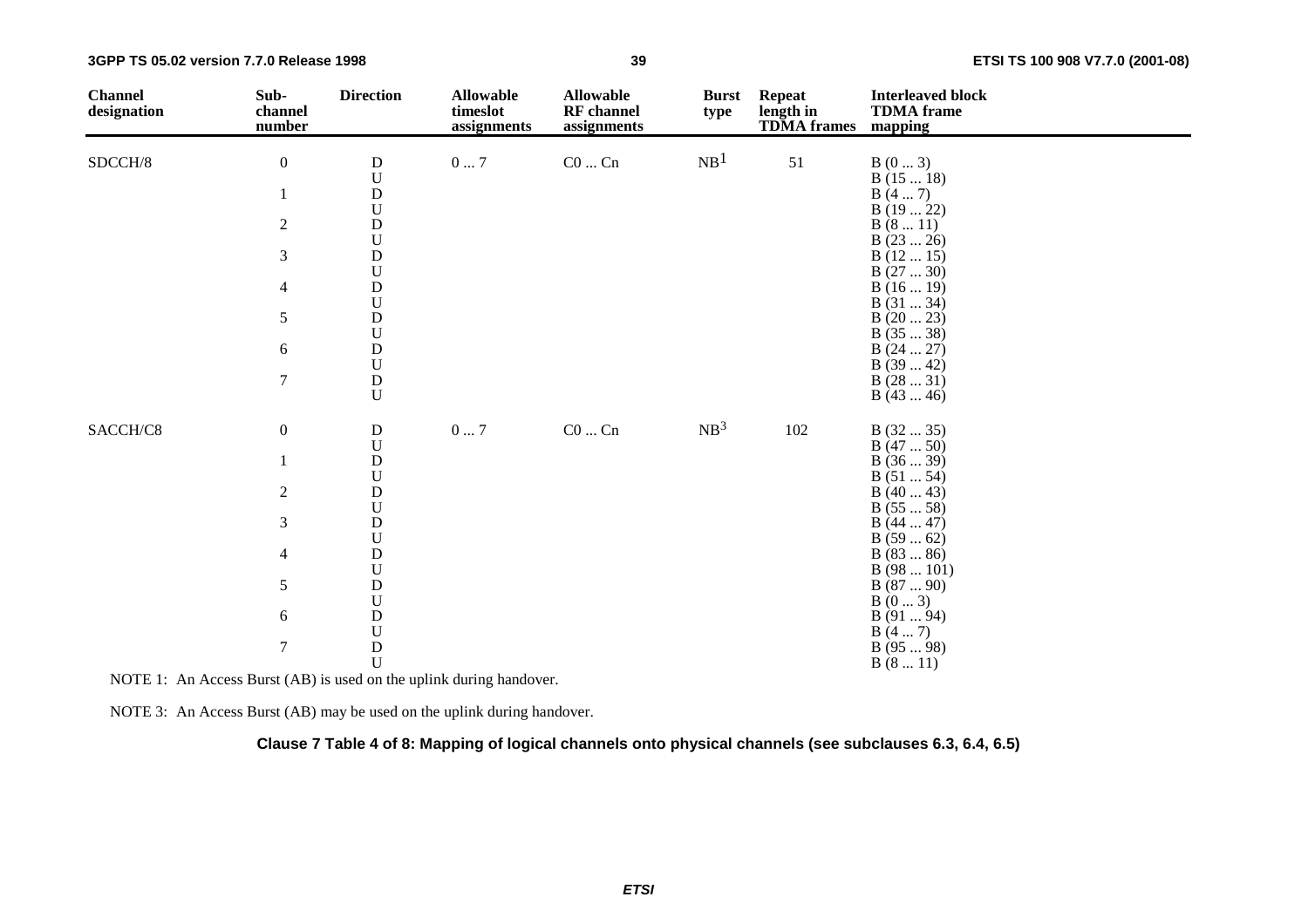| Channel designation | Sub-channel number | Direction | Allowable timeslot assignments | Allowable RF channel assignments | Burst type | Repeat length in TDMA frames | Interleaved block TDMA frame mapping |
|---|---|---|---|---|---|---|---|
| SDCCH/8 | 0 | D | 0 ... 7 | C0 ... Cn | NB[1] | 51 | B (0 ... 3) |
| | | U | | | | | B (15 ... 18) |
| | 1 | D | | | | | B (4 ... 7) |
| | | U | | | | | B (19 ... 22) |
| | 2 | D | | | | | B (8 ... 11) |
| | | U | | | | | B (23 ... 26) |
| | 3 | D | | | | | B (12 ... 15) |
| | | U | | | | | B (27 ... 30) |
| | 4 | D | | | | | B (16 ... 19) |
| | | U | | | | | B (31 ... 34) |
| | 5 | D | | | | | B (20 ... 23) |
| | | U | | | | | B (35 ... 38) |
| | 6 | D | | | | | B (24 ... 27) |
| | | U | | | | | B (39 ... 42) |
| | 7 | D | | | | | B (28 ... 31) |
| | | U | | | | | B (43 ... 46) |
| SACCH/C8 | 0 | D | 0 ... 7 | C0 ... Cn | NB[3] | 102 | B (32 ... 35) |
| | | U | | | | | B (47 ... 50) |
| | 1 | D | | | | | B (36 ... 39) |
| | | U | | | | | B (51 ... 54) |
| | 2 | D | | | | | B (40 ... 43) |
| | | U | | | | | B (55 ... 58) |
| | 3 | D | | | | | B (44 ... 47) |
| | | U | | | | | B (59 ... 62) |
| | 4 | D | | | | | B (83 ... 86) |
| | | U | | | | | B (98 ... 101) |
| | 5 | D | | | | | B (87 ... 90) |
| | | U | | | | | B (0 ... 3) |
| | 6 | D | | | | | B (91 ... 94) |
| | | U | | | | | B (4 ... 7) |
| | 7 | D | | | | | B (95 ... 98) |
| | | U | | | | | B (8 ... 11) |

NOTE 1: An Access Burst (AB) is used on the uplink during handover.

NOTE 3: An Access Burst (AB) may be used on the uplink during handover.

**Clause 7 Table 4 of 8: Mapping of logical channels onto physical channels (see subclauses 6.3, 6.4, 6.5)**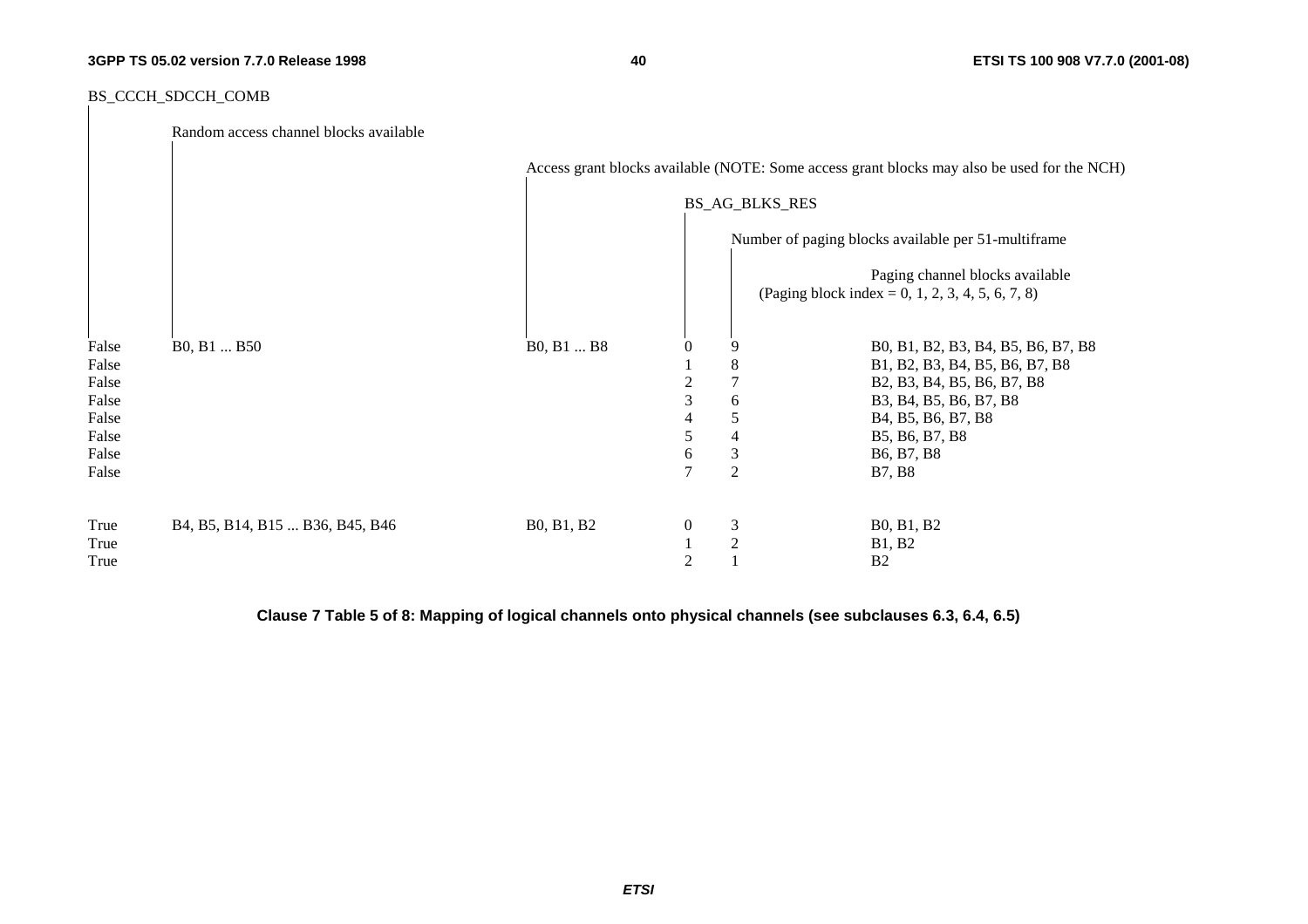| BS_CCCH_SDCCH_COMB | Random access channel blocks available | Access grant blocks available (NOTE: Some access grant blocks may also be used for the NCH) | BS_AG_BLKS_RES | Number of paging blocks available per 51-multiframe | Paging channel blocks available (Paging block index = 0, 1, 2, 3, 4, 5, 6, 7, 8) |
|---|---|---|---|---|---|
| False | B0, B1 ... B50 | B0, B1 ... B8 | 0 | 9 | B0, B1, B2, B3, B4, B5, B6, B7, B8 |
| False | | | 1 | 8 | B1, B2, B3, B4, B5, B6, B7, B8 |
| False | | | 2 | 7 | B2, B3, B4, B5, B6, B7, B8 |
| False | | | 3 | 6 | B3, B4, B5, B6, B7, B8 |
| False | | | 4 | 5 | B4, B5, B6, B7, B8 |
| False | | | 5 | 4 | B5, B6, B7, B8 |
| False | | | 6 | 3 | B6, B7, B8 |
| False | | | 7 | 2 | B7, B8 |
| True | B4, B5, B14, B15 ... B36, B45, B46 | B0, B1, B2 | 0 | 3 | B0, B1, B2 |
| True | | | 1 | 2 | B1, B2 |
| True | | | 2 | 1 | B2 |

**Clause 7 Table 5 of 8: Mapping of logical channels onto physical channels (see subclauses 6.3, 6.4, 6.5)**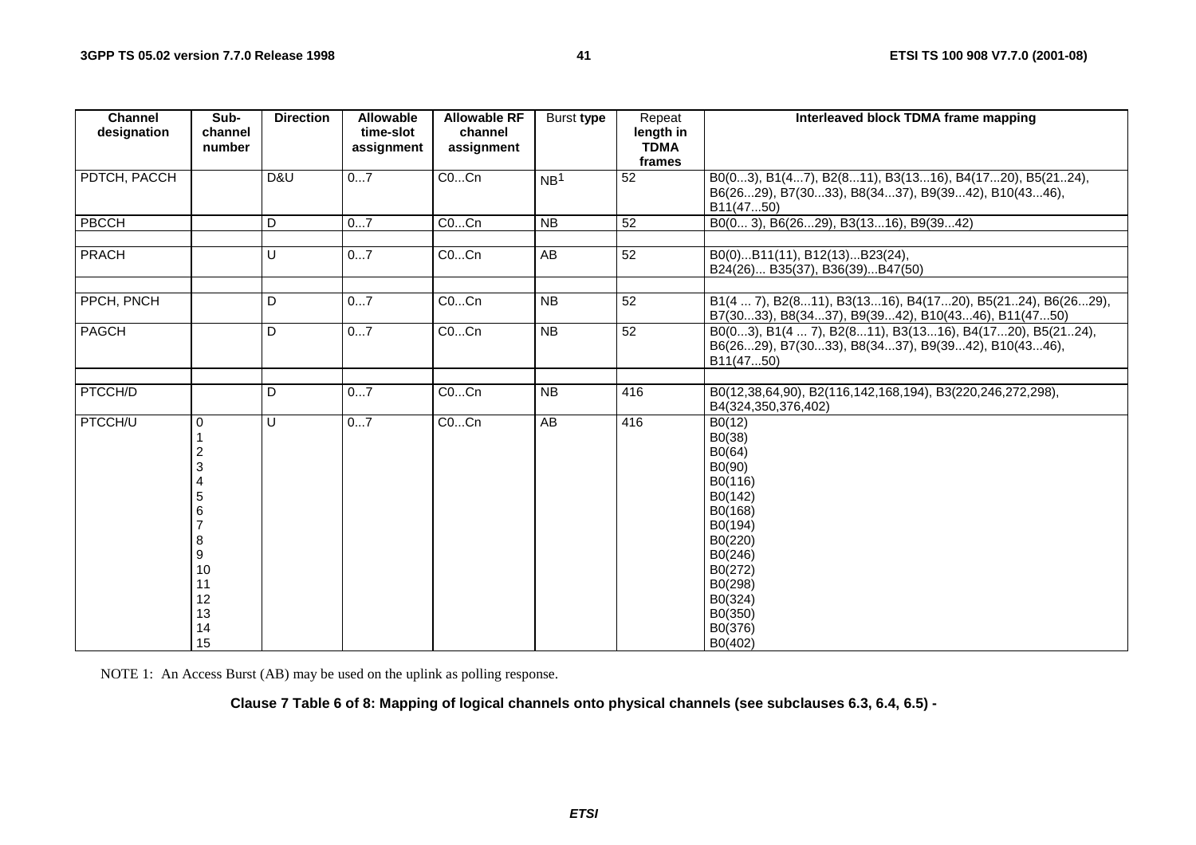| Channel designation | Sub-channel number | Direction | Allowable time-slot assignment | Allowable RF channel assignment | Burst type | Repeat length in TDMA frames | Interleaved block TDMA frame mapping |
|---|---|---|---|---|---|---|---|
| PDTCH, PACCH | | D&U | 0...7 | C0...Cn | NB[1] | 52 | B0(0...3), B1(4...7), B2(8...11), B3(13...16), B4(17...20), B5(21..24), B6(26...29), B7(30...33), B8(34...37), B9(39...42), B10(43...46), B11(47...50) |
| PBCCH | | D | 0...7 | C0...Cn | NB | 52 | B0(0... 3), B6(26...29), B3(13...16), B9(39...42) |
| | | | | | | | |
| PRACH | | U | 0...7 | C0...Cn | AB | 52 | B0(0)...B11(11), B12(13)...B23(24), B24(26)... B35(37), B36(39)...B47(50) |
| | | | | | | | |
| PPCH, PNCH | | D | 0...7 | C0...Cn | NB | 52 | B1(4 ... 7), B2(8...11), B3(13...16), B4(17...20), B5(21..24), B6(26...29), B7(30...33), B8(34...37), B9(39...42), B10(43...46), B11(47...50) |
| PAGCH | | D | 0...7 | C0...Cn | NB | 52 | B0(0...3), B1(4 ... 7), B2(8...11), B3(13...16), B4(17...20), B5(21..24), B6(26...29), B7(30...33), B8(34...37), B9(39...42), B10(43...46), B11(47...50) |
| | | | | | | | |
| PTCCH/D | | D | 0...7 | C0...Cn | NB | 416 | B0(12,38,64,90), B2(116,142,168,194), B3(220,246,272,298), B4(324,350,376,402) |
| PTCCH/U | 0 | U | 0...7 | C0...Cn | AB | 416 | B0(12) |
| | 1 | | | | | | B0(38) |
| | 2 | | | | | | B0(64) |
| | 3 | | | | | | B0(90) |
| | 4 | | | | | | B0(116) |
| | 5 | | | | | | B0(142) |
| | 6 | | | | | | B0(168) |
| | 7 | | | | | | B0(194) |
| | 8 | | | | | | B0(220) |
| | 9 | | | | | | B0(246) |
| | 10 | | | | | | B0(272) |
| | 11 | | | | | | B0(298) |
| | 12 | | | | | | B0(324) |
| | 13 | | | | | | B0(350) |
| | 14 | | | | | | B0(376) |
| | 15 | | | | | | B0(402) |

NOTE 1: An Access Burst (AB) may be used on the uplink as polling response.

**Clause 7 Table 6 of 8: Mapping of logical channels onto physical channels (see subclauses 6.3, 6.4, 6.5) -**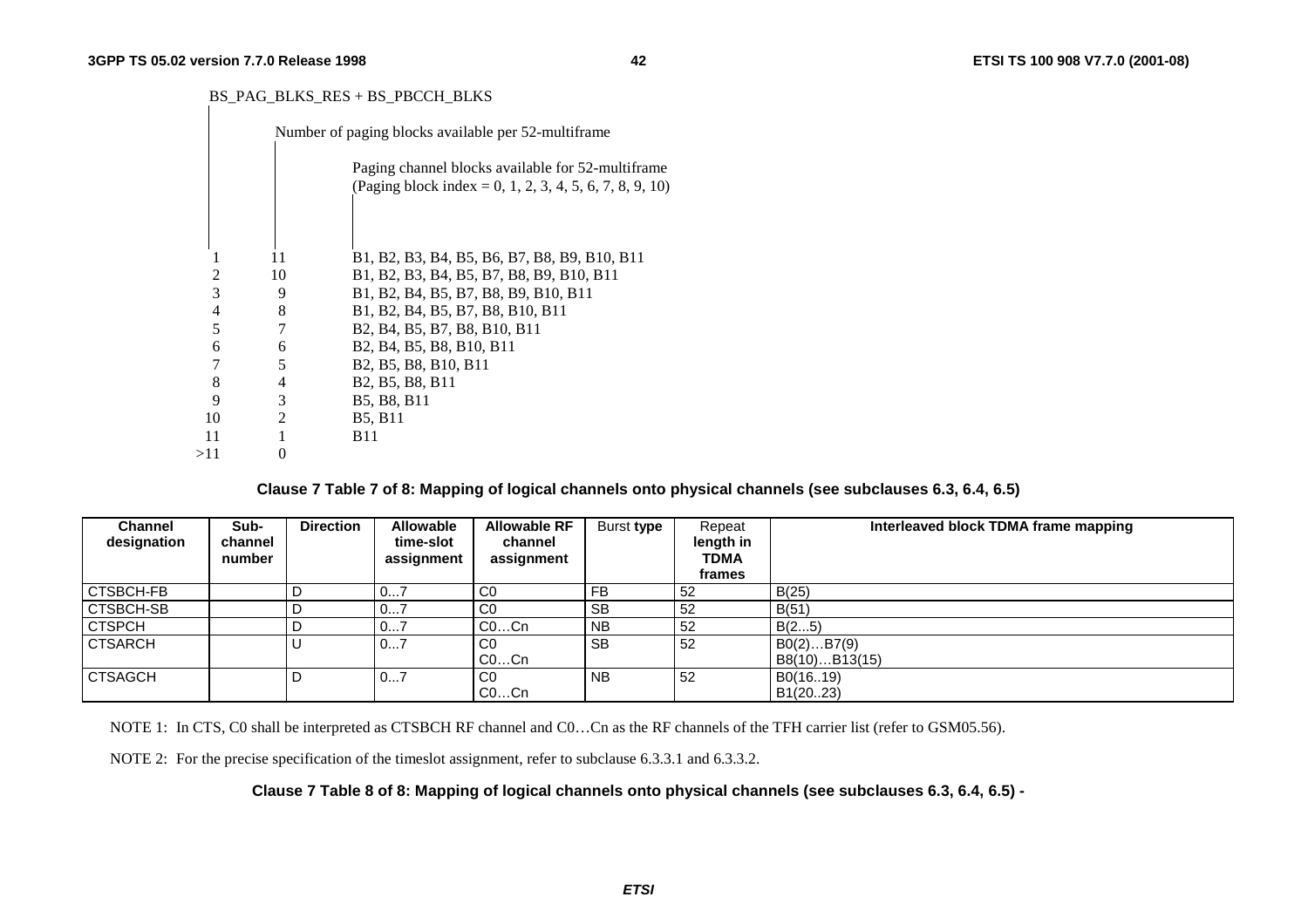| BS_PAG_BLKS_RES + BS_PBCCH_BLKS | Number of paging blocks available per 52-multiframe | Paging channel blocks available for 52-multiframe (Paging block index = 0, 1, 2, 3, 4, 5, 6, 7, 8, 9, 10) |
|---|---|---|
| 1 | 11 | B1, B2, B3, B4, B5, B6, B7, B8, B9, B10, B11 |
| 2 | 10 | B1, B2, B3, B4, B5, B7, B8, B9, B10, B11 |
| 3 | 9 | B1, B2, B4, B5, B7, B8, B9, B10, B11 |
| 4 | 8 | B1, B2, B4, B5, B7, B8, B10, B11 |
| 5 | 7 | B2, B4, B5, B7, B8, B10, B11 |
| 6 | 6 | B2, B4, B5, B8, B10, B11 |
| 7 | 5 | B2, B5, B8, B10, B11 |
| 8 | 4 | B2, B5, B8, B11 |
| 9 | 3 | B5, B8, B11 |
| 10 | 2 | B5, B11 |
| 11 | 1 | B11 |
| >11 | 0 | |

**Clause 7 Table 7 of 8: Mapping of logical channels onto physical channels (see subclauses 6.3, 6.4, 6.5)**

| Channel designation | Sub-channel number | Direction | Allowable time-slot assignment | Allowable RF channel assignment | Burst type | Repeat length in TDMA frames | Interleaved block TDMA frame mapping |
|---|---|---|---|---|---|---|---|
| CTSBCH-FB | | D | 0...7 | C0 | FB | 52 | B(25) |
| CTSBCH-SB | | D | 0...7 | C0 | SB | 52 | B(51) |
| CTSPCH | | D | 0...7 | C0…Cn | NB | 52 | B(2...5) |
| CTSARCH | | U | 0...7 | C0<br>C0…Cn | SB | 52 | B0(2)…B7(9)<br>B8(10)…B13(15) |
| CTSAGCH | | D | 0...7 | C0<br>C0…Cn | NB | 52 | B0(16..19)<br>B1(20..23) |

NOTE 1: In CTS, C0 shall be interpreted as CTSBCH RF channel and C0…Cn as the RF channels of the TFH carrier list (refer to GSM05.56).

NOTE 2: For the precise specification of the timeslot assignment, refer to subclause 6.3.3.1 and 6.3.3.2.

**Clause 7 Table 8 of 8: Mapping of logical channels onto physical channels (see subclauses 6.3, 6.4, 6.5) -**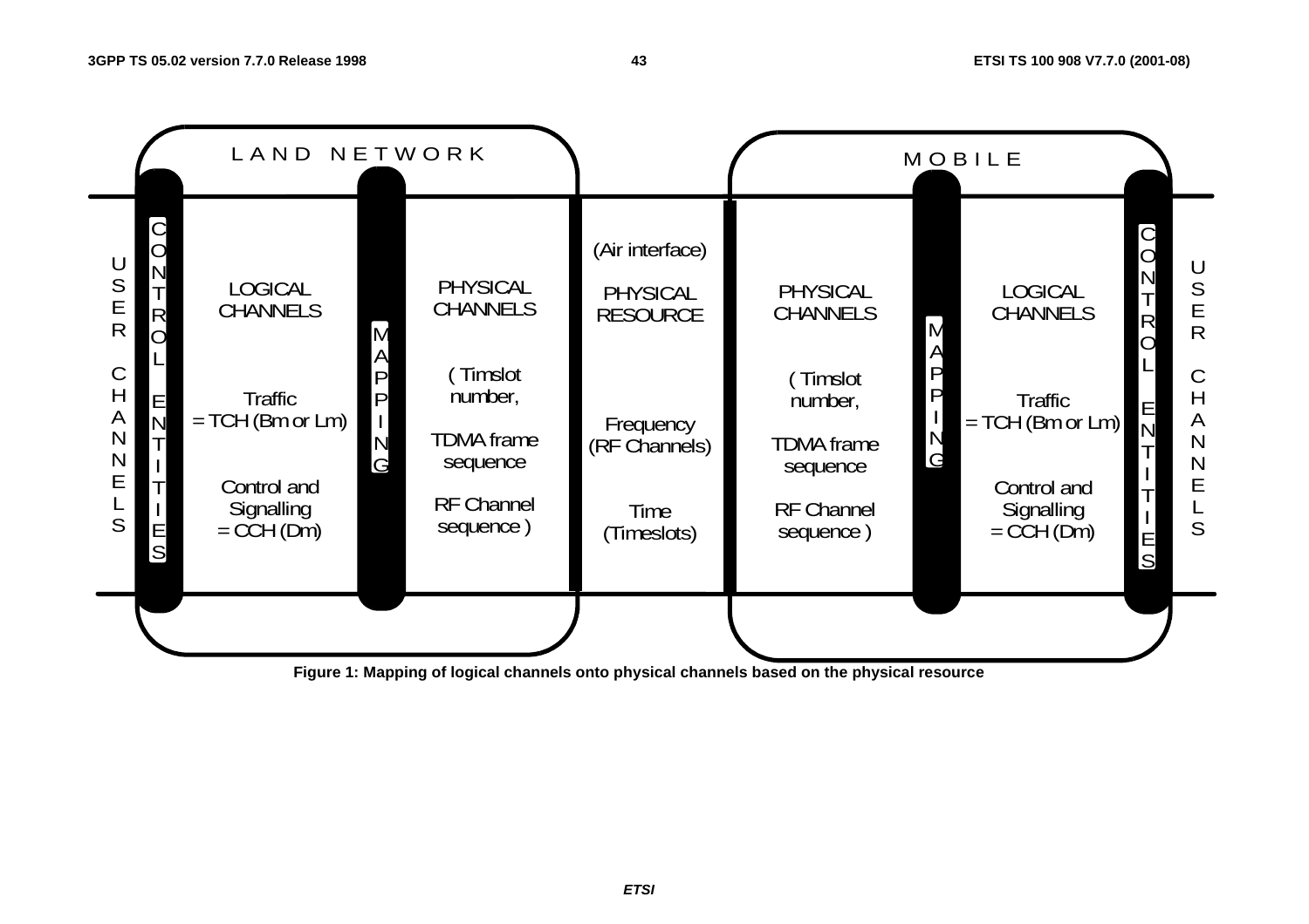LAND NETWORK

USER CHANNELS

CONTROL ENTITIES

LOGICAL CHANNELS

Traffic = TCH (Bm or Lm)

Control and Signalling = CCH (Dm)

MAPPING

PHYSICAL CHANNELS

( Timslot number,

TDMA frame sequence

RF Channel sequence )

(Air interface)

PHYSICAL RESOURCE

Frequency (RF Channels)

Time (Timeslots)

MOBILE

PHYSICAL CHANNELS

( Timslot number,

TDMA frame sequence

RF Channel sequence )

MAPPING

LOGICAL CHANNELS

Traffic = TCH (Bm or Lm)

Control and Signalling = CCH (Dm)

CONTROL ENTITIES

USER CHANNELS

**Figure 1: Mapping of logical channels onto physical channels based on the physical resource**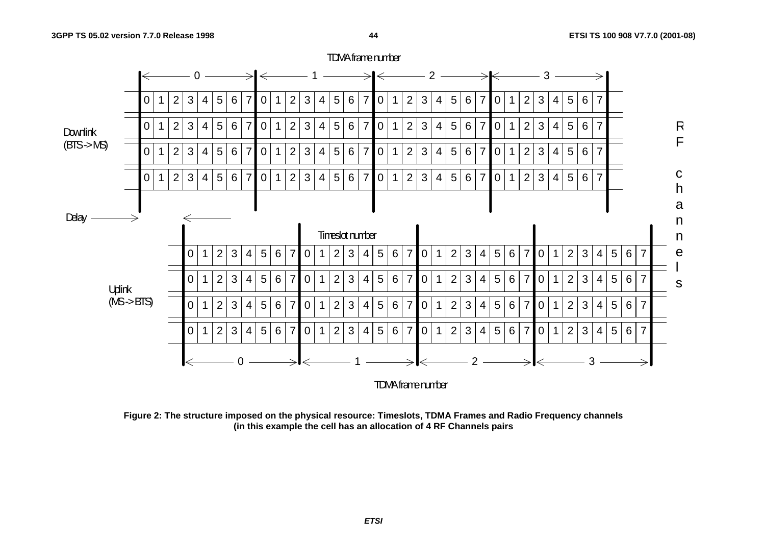TDMA frame number

| | 0 | | | | | | | | 1 | | | | | | | | 2 | | | | | | | | 3 | | | | | | | |
|---|---|---|---|---|---|---|---|---|---|---|---|---|---|---|---|---|---|---|---|---|---|---|---|---|---|---|---|---|---|---|---|---|
| Downlink (BTS -> MS) | 0 | 1 | 2 | 3 | 4 | 5 | 6 | 7 | 0 | 1 | 2 | 3 | 4 | 5 | 6 | 7 | 0 | 1 | 2 | 3 | 4 | 5 | 6 | 7 | 0 | 1 | 2 | 3 | 4 | 5 | 6 | 7 |
| | 0 | 1 | 2 | 3 | 4 | 5 | 6 | 7 | 0 | 1 | 2 | 3 | 4 | 5 | 6 | 7 | 0 | 1 | 2 | 3 | 4 | 5 | 6 | 7 | 0 | 1 | 2 | 3 | 4 | 5 | 6 | 7 |
| | 0 | 1 | 2 | 3 | 4 | 5 | 6 | 7 | 0 | 1 | 2 | 3 | 4 | 5 | 6 | 7 | 0 | 1 | 2 | 3 | 4 | 5 | 6 | 7 | 0 | 1 | 2 | 3 | 4 | 5 | 6 | 7 |
| | 0 | 1 | 2 | 3 | 4 | 5 | 6 | 7 | 0 | 1 | 2 | 3 | 4 | 5 | 6 | 7 | 0 | 1 | 2 | 3 | 4 | 5 | 6 | 7 | 0 | 1 | 2 | 3 | 4 | 5 | 6 | 7 |

Delay

Timeslot number

| | | | | | | | | | | | | | | | | | | | | | | | | | | | | | | | | |
|---|---|---|---|---|---|---|---|---|---|---|---|---|---|---|---|---|---|---|---|---|---|---|---|---|---|---|---|---|---|---|---|---|
| Uplink (MS -> BTS) | 0 | 1 | 2 | 3 | 4 | 5 | 6 | 7 | 0 | 1 | 2 | 3 | 4 | 5 | 6 | 7 | 0 | 1 | 2 | 3 | 4 | 5 | 6 | 7 | 0 | 1 | 2 | 3 | 4 | 5 | 6 | 7 |
| | 0 | 1 | 2 | 3 | 4 | 5 | 6 | 7 | 0 | 1 | 2 | 3 | 4 | 5 | 6 | 7 | 0 | 1 | 2 | 3 | 4 | 5 | 6 | 7 | 0 | 1 | 2 | 3 | 4 | 5 | 6 | 7 |
| | 0 | 1 | 2 | 3 | 4 | 5 | 6 | 7 | 0 | 1 | 2 | 3 | 4 | 5 | 6 | 7 | 0 | 1 | 2 | 3 | 4 | 5 | 6 | 7 | 0 | 1 | 2 | 3 | 4 | 5 | 6 | 7 |
| | 0 | 1 | 2 | 3 | 4 | 5 | 6 | 7 | 0 | 1 | 2 | 3 | 4 | 5 | 6 | 7 | 0 | 1 | 2 | 3 | 4 | 5 | 6 | 7 | 0 | 1 | 2 | 3 | 4 | 5 | 6 | 7 |
| | 0 | | | | | | | | 1 | | | | | | | | 2 | | | | | | | | 3 | | | | | | | |

TDMA frame number

RF channels

**Figure 2: The structure imposed on the physical resource: Timeslots, TDMA Frames and Radio Frequency channels (in this example the cell has an allocation of 4 RF Channels pairs**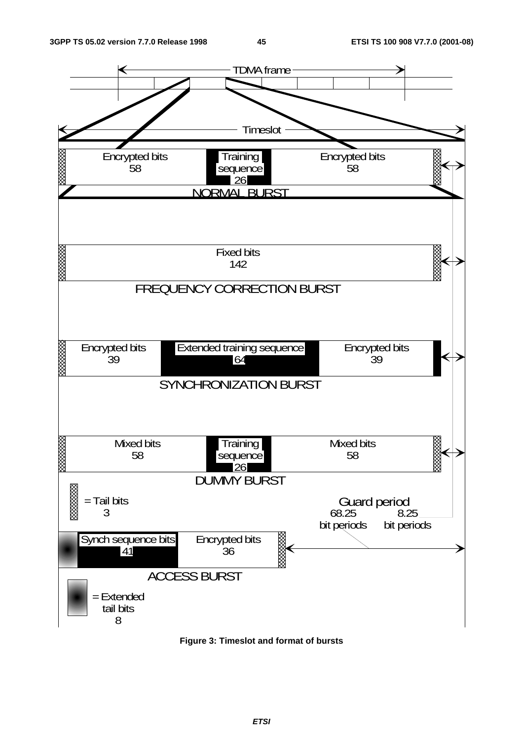TDMA frame

Timeslot

Encrypted bits 58 | Training sequence 26 | Encrypted bits 58

NORMAL BURST

Fixed bits 142

FREQUENCY CORRECTION BURST

Encrypted bits 39 | Extended training sequence 64 | Encrypted bits 39

SYNCHRONIZATION BURST

Mixed bits 58 | Training sequence 26 | Mixed bits 58

DUMMY BURST

= Tail bits 3

Guard period 68.25 bit periods 8.25 bit periods

Synch sequence bits 41 | Encrypted bits 36

ACCESS BURST

= Extended tail bits 8

**Figure 3: Timeslot and format of bursts**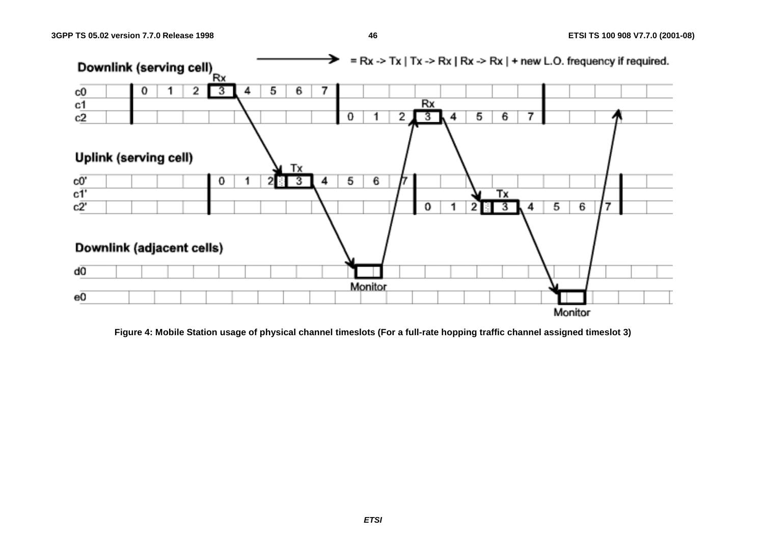Figure 4: Mobile Station usage of physical channel timeslots (For a full-rate hopping traffic channel assigned timeslot 3)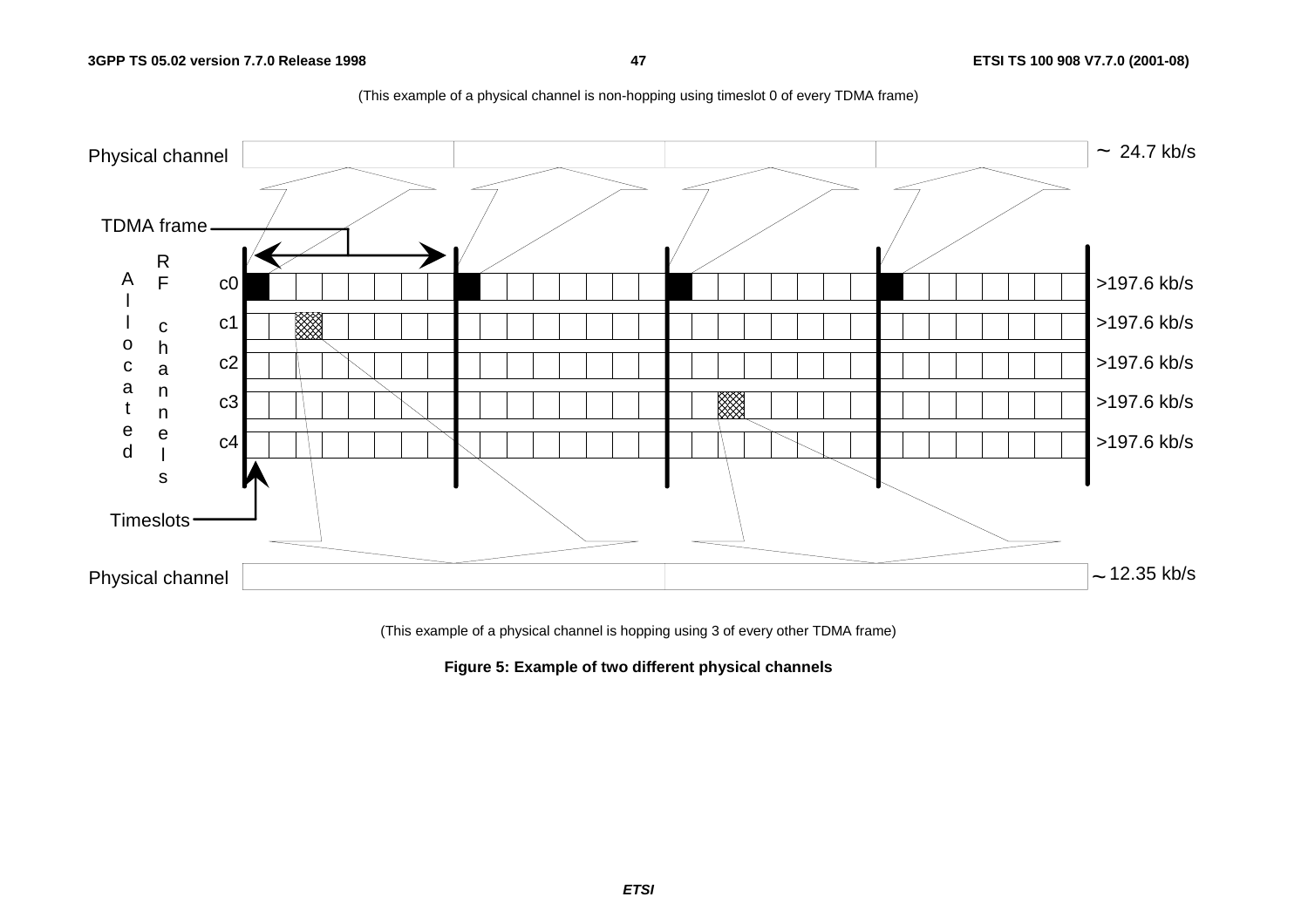(This example of a physical channel is non-hopping using timeslot 0 of every TDMA frame)

Physical channel ~ 24.7 kb/s

TDMA frame

Allocated RF channels

c0 >197.6 kb/s

c1 >197.6 kb/s

c2 >197.6 kb/s

c3 >197.6 kb/s

c4 >197.6 kb/s

Timeslots

Physical channel ~ 12.35 kb/s

(This example of a physical channel is hopping using 3 of every other TDMA frame)

**Figure 5: Example of two different physical channels**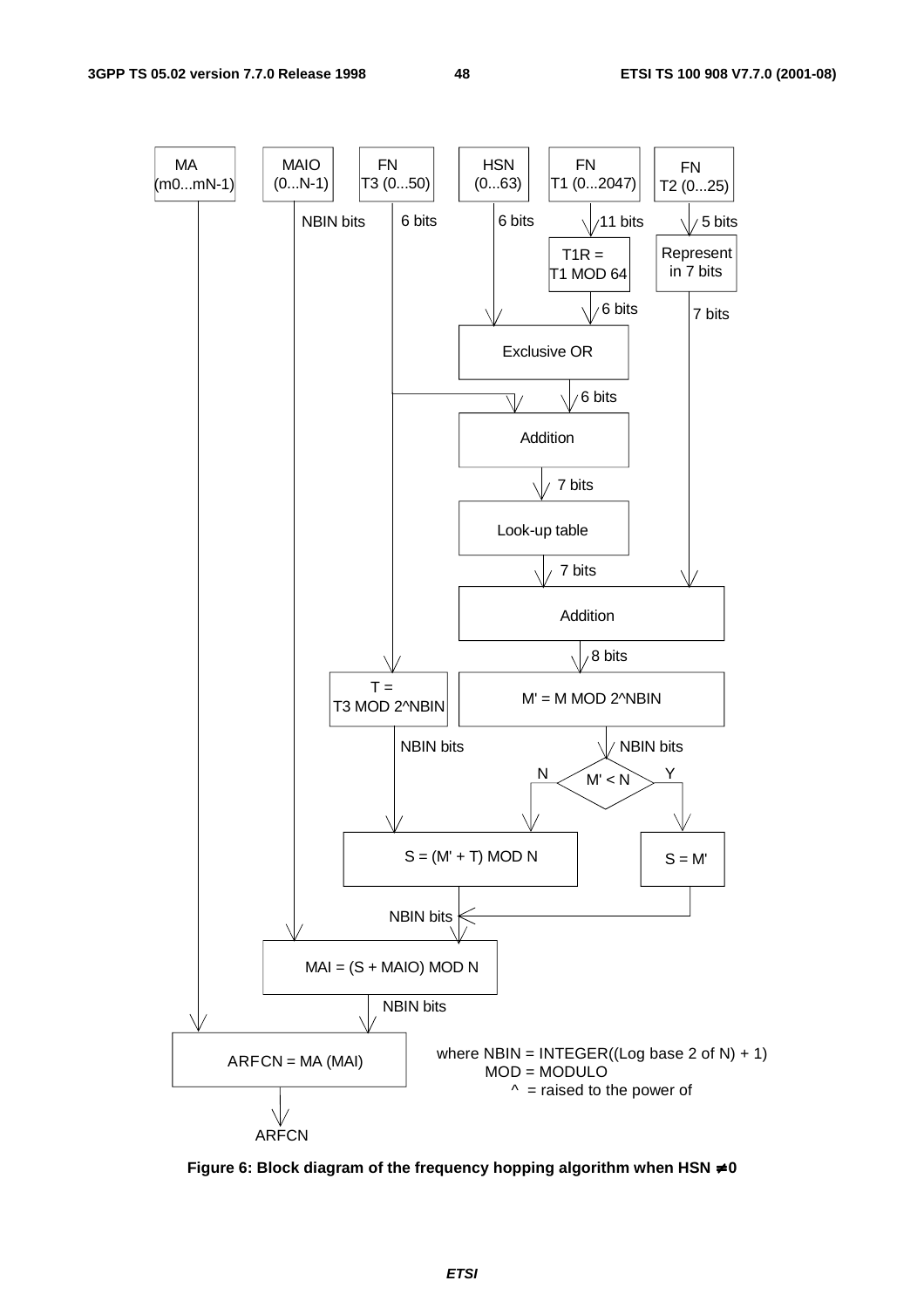MA (m0...mN-1)

MAIO (0...N-1) — NBIN bits

FN T3 (0...50) — 6 bits

HSN (0...63) — 6 bits

FN T1 (0...2047) — 11 bits → T1R = T1 MOD 64 — 6 bits

FN T2 (0...25) — 5 bits → Represent in 7 bits — 7 bits

HSN (6 bits) and T1R (6 bits) → Exclusive OR — 6 bits

Exclusive OR output (6 bits) and T3 (6 bits) → Addition — 7 bits → Look-up table — 7 bits

Look-up table output (7 bits) and T2 (7 bits) → Addition — 8 bits → M' = M MOD 2^NBIN — NBIN bits

T3 → T = T3 MOD 2^NBIN — NBIN bits

M' < N ?
- N: S = (M' + T) MOD N
- Y: S = M'

S (NBIN bits) and MAIO → MAI = (S + MAIO) MOD N — NBIN bits

MA and MAI → ARFCN = MA (MAI) → ARFCN

where NBIN = INTEGER((Log base 2 of N) + 1)
MOD = MODULO
^ = raised to the power of

**Figure 6: Block diagram of the frequency hopping algorithm when HSN ≠ 0**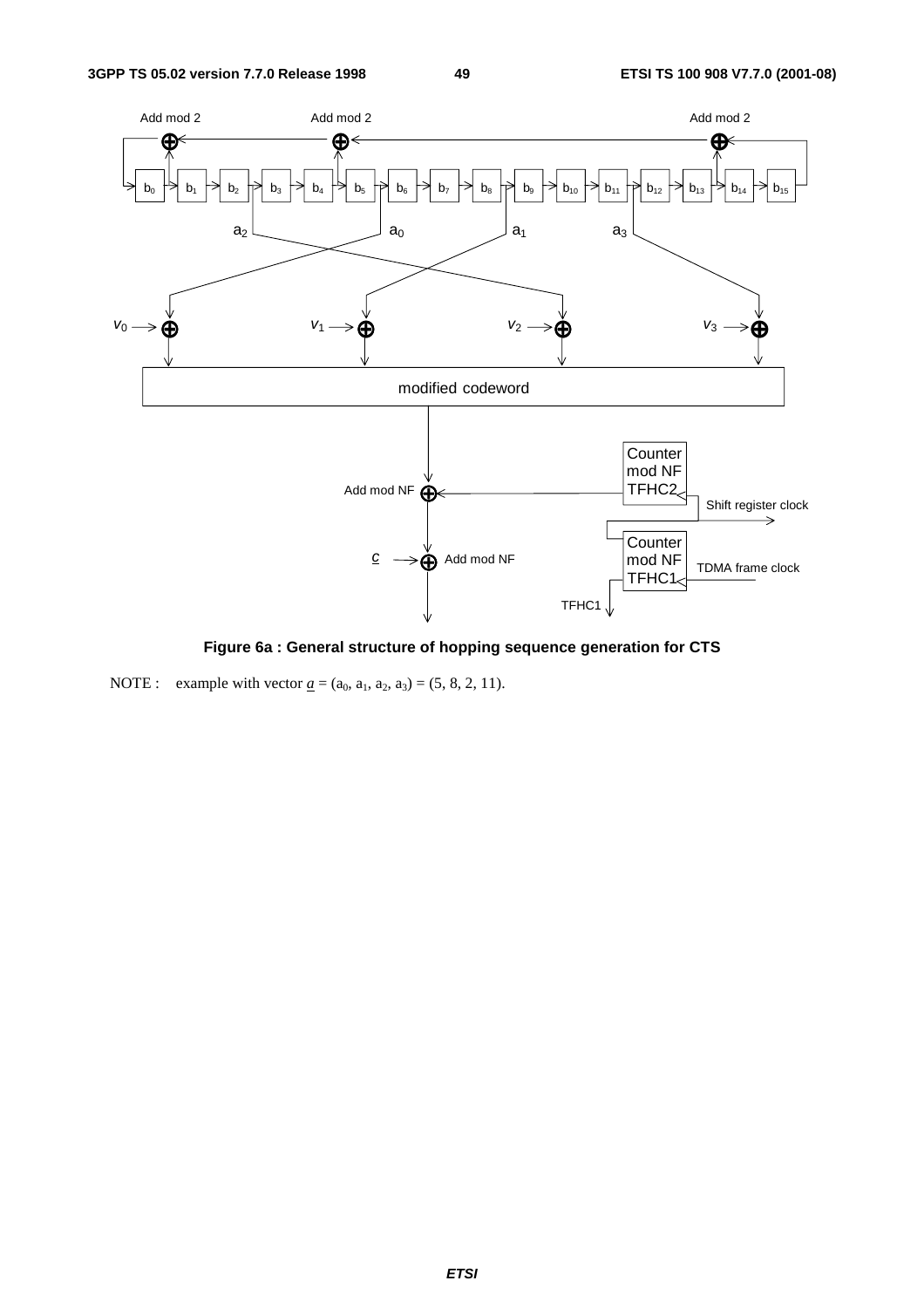**Figure 6a : General structure of hopping sequence generation for CTS**

NOTE : example with vector $\underline{a} = (a_0, a_1, a_2, a_3) = (5, 8, 2, 11)$.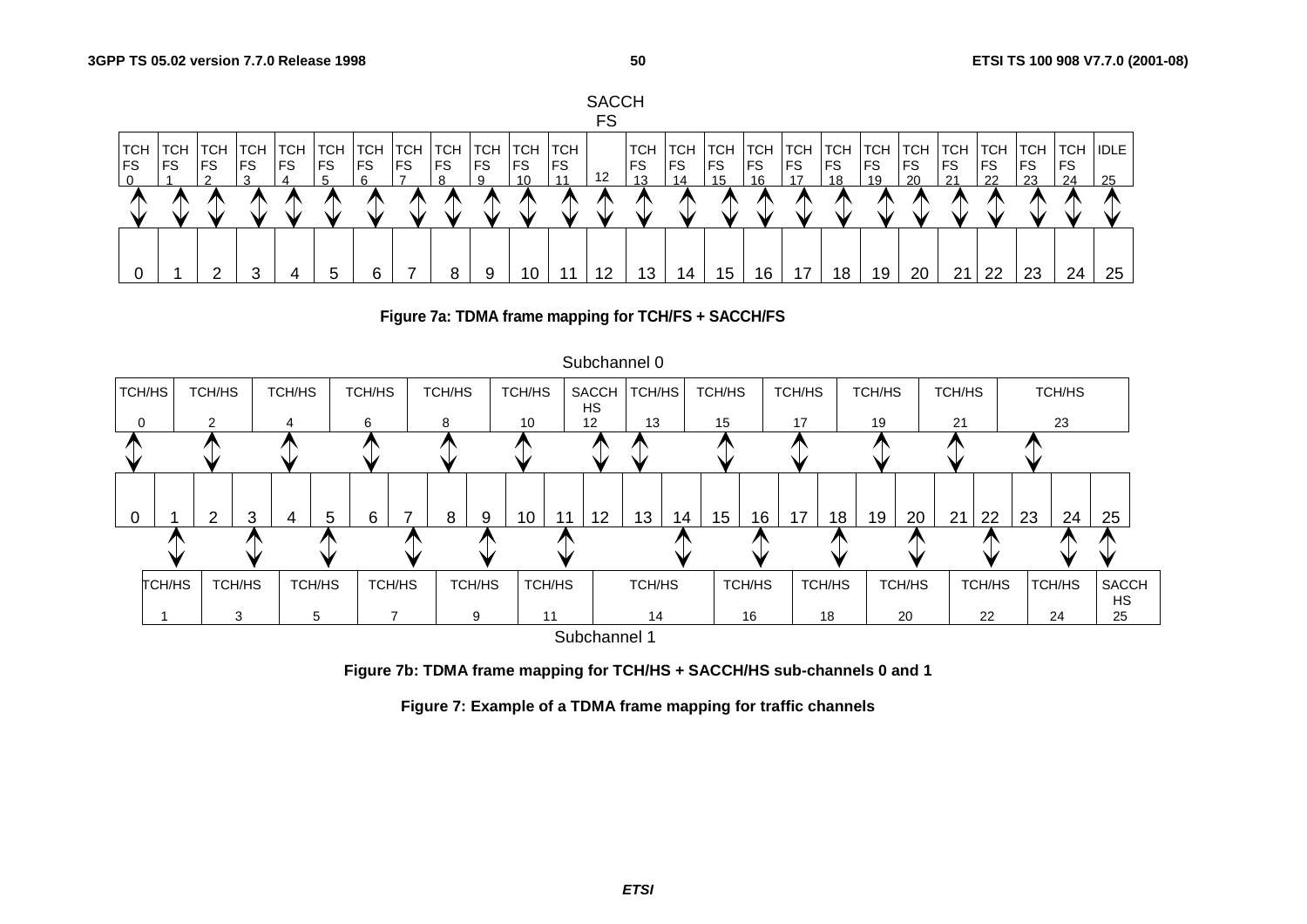| TCH FS 0 | TCH FS 1 | TCH FS 2 | TCH FS 3 | TCH FS 4 | TCH FS 5 | TCH FS 6 | TCH FS 7 | TCH FS 8 | TCH FS 9 | TCH FS 10 | TCH FS 11 | SACCH FS 12 | TCH FS 13 | TCH FS 14 | TCH FS 15 | TCH FS 16 | TCH FS 17 | TCH FS 18 | TCH FS 19 | TCH FS 20 | TCH FS 21 | TCH FS 22 | TCH FS 23 | TCH FS 24 | IDLE 25 |
|---|---|---|---|---|---|---|---|---|---|---|---|---|---|---|---|---|---|---|---|---|---|---|---|---|---|
| 0 | 1 | 2 | 3 | 4 | 5 | 6 | 7 | 8 | 9 | 10 | 11 | 12 | 13 | 14 | 15 | 16 | 17 | 18 | 19 | 20 | 21 | 22 | 23 | 24 | 25 |

**Figure 7a: TDMA frame mapping for TCH/FS + SACCH/FS**

Subchannel 0

| TCH/HS 0 | TCH/HS 2 | TCH/HS 4 | TCH/HS 6 | TCH/HS 8 | TCH/HS 10 | SACCH HS 12 | TCH/HS 13 | TCH/HS 15 | TCH/HS 17 | TCH/HS 19 | TCH/HS 21 | TCH/HS 23 |
|---|---|---|---|---|---|---|---|---|---|---|---|---|

| 0 | 1 | 2 | 3 | 4 | 5 | 6 | 7 | 8 | 9 | 10 | 11 | 12 | 13 | 14 | 15 | 16 | 17 | 18 | 19 | 20 | 21 | 22 | 23 | 24 | 25 |
|---|---|---|---|---|---|---|---|---|---|---|---|---|---|---|---|---|---|---|---|---|---|---|---|---|---|

| TCH/HS 1 | TCH/HS 3 | TCH/HS 5 | TCH/HS 7 | TCH/HS 9 | TCH/HS 11 | TCH/HS 14 | TCH/HS 16 | TCH/HS 18 | TCH/HS 20 | TCH/HS 22 | TCH/HS 24 | SACCH HS 25 |
|---|---|---|---|---|---|---|---|---|---|---|---|---|

Subchannel 1

**Figure 7b: TDMA frame mapping for TCH/HS + SACCH/HS sub-channels 0 and 1**

**Figure 7: Example of a TDMA frame mapping for traffic channels**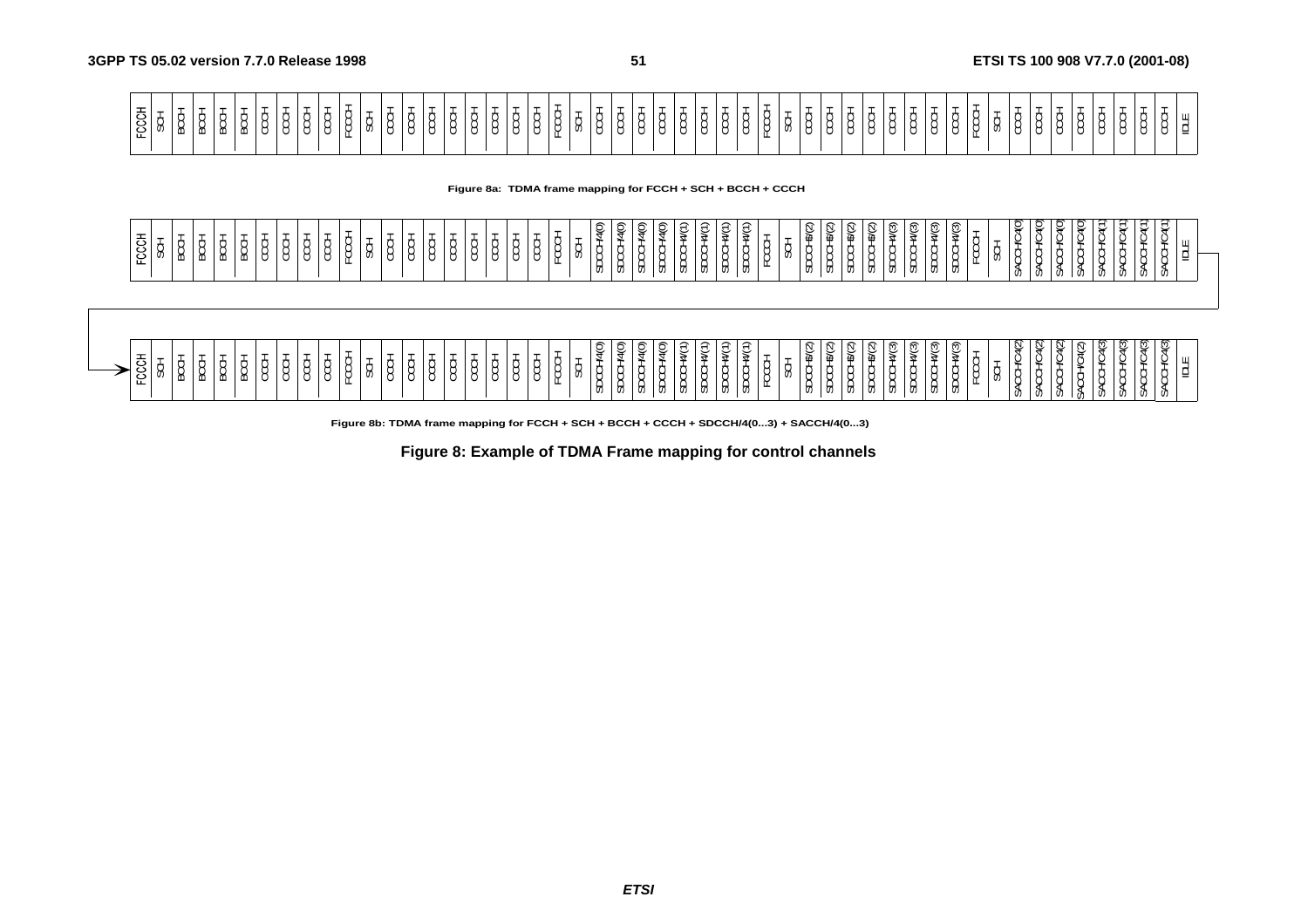| FCCH | SCH | BCCH | BCCH | BCCH | BCCH | CCCH | CCCH | CCCH | CCCH | FCCH | SCH | CCCH | CCCH | CCCH | CCCH | CCCH | CCCH | CCCH | CCCH | FCCH | SCH | CCCH | CCCH | CCCH | CCCH | CCCH | CCCH | CCCH | CCCH | FCCH | SCH | CCCH | CCCH | CCCH | CCCH | CCCH | CCCH | CCCH | CCCH | FCCH | SCH | CCCH | CCCH | CCCH | CCCH | CCCH | CCCH | CCCH | CCCH | IDLE |
|---|---|---|---|---|---|---|---|---|---|---|---|---|---|---|---|---|---|---|---|---|---|---|---|---|---|---|---|---|---|---|---|---|---|---|---|---|---|---|---|---|---|---|---|---|---|---|---|---|---|---|

**Figure 8a: TDMA frame mapping for FCCH + SCH + BCCH + CCCH**

| FCCH | SCH | BCCH | BCCH | BCCH | BCCH | CCCH | CCCH | CCCH | CCCH | FCCH | SCH | CCCH | CCCH | CCCH | CCCH | CCCH | CCCH | CCCH | CCCH | FCCH | SCH | SDCCH/4(0) | SDCCH/4(0) | SDCCH/4(0) | SDCCH/4(0) | SDCCH/4(1) | SDCCH/4(1) | SDCCH/4(1) | SDCCH/4(1) | FCCH | SCH | SDCCH/4(2) | SDCCH/4(2) | SDCCH/4(2) | SDCCH/4(2) | SDCCH/4(3) | SDCCH/4(3) | SDCCH/4(3) | SDCCH/4(3) | FCCH | SCH | SACCH/C4(0) | SACCH/C4(0) | SACCH/C4(0) | SACCH/C4(0) | SACCH/C4(1) | SACCH/C4(1) | SACCH/C4(1) | SACCH/C4(1) | IDLE |
|---|---|---|---|---|---|---|---|---|---|---|---|---|---|---|---|---|---|---|---|---|---|---|---|---|---|---|---|---|---|---|---|---|---|---|---|---|---|---|---|---|---|---|---|---|---|---|---|---|---|---|
| FCCH | SCH | BCCH | BCCH | BCCH | BCCH | CCCH | CCCH | CCCH | CCCH | FCCH | SCH | CCCH | CCCH | CCCH | CCCH | CCCH | CCCH | CCCH | CCCH | FCCH | SCH | SDCCH/4(0) | SDCCH/4(0) | SDCCH/4(0) | SDCCH/4(0) | SDCCH/4(1) | SDCCH/4(1) | SDCCH/4(1) | SDCCH/4(1) | FCCH | SCH | SDCCH/4(2) | SDCCH/4(2) | SDCCH/4(2) | SDCCH/4(2) | SDCCH/4(3) | SDCCH/4(3) | SDCCH/4(3) | SDCCH/4(3) | FCCH | SCH | SACCH/C4(2) | SACCH/C4(2) | SACCH/C4(2) | SACCH/C4(2) | SACCH/C4(3) | SACCH/C4(3) | SACCH/C4(3) | SACCH/C4(3) | IDLE |

**Figure 8b: TDMA frame mapping for FCCH + SCH + BCCH + CCCH + SDCCH/4(0...3) + SACCH/4(0...3)**

**Figure 8: Example of TDMA Frame mapping for control channels**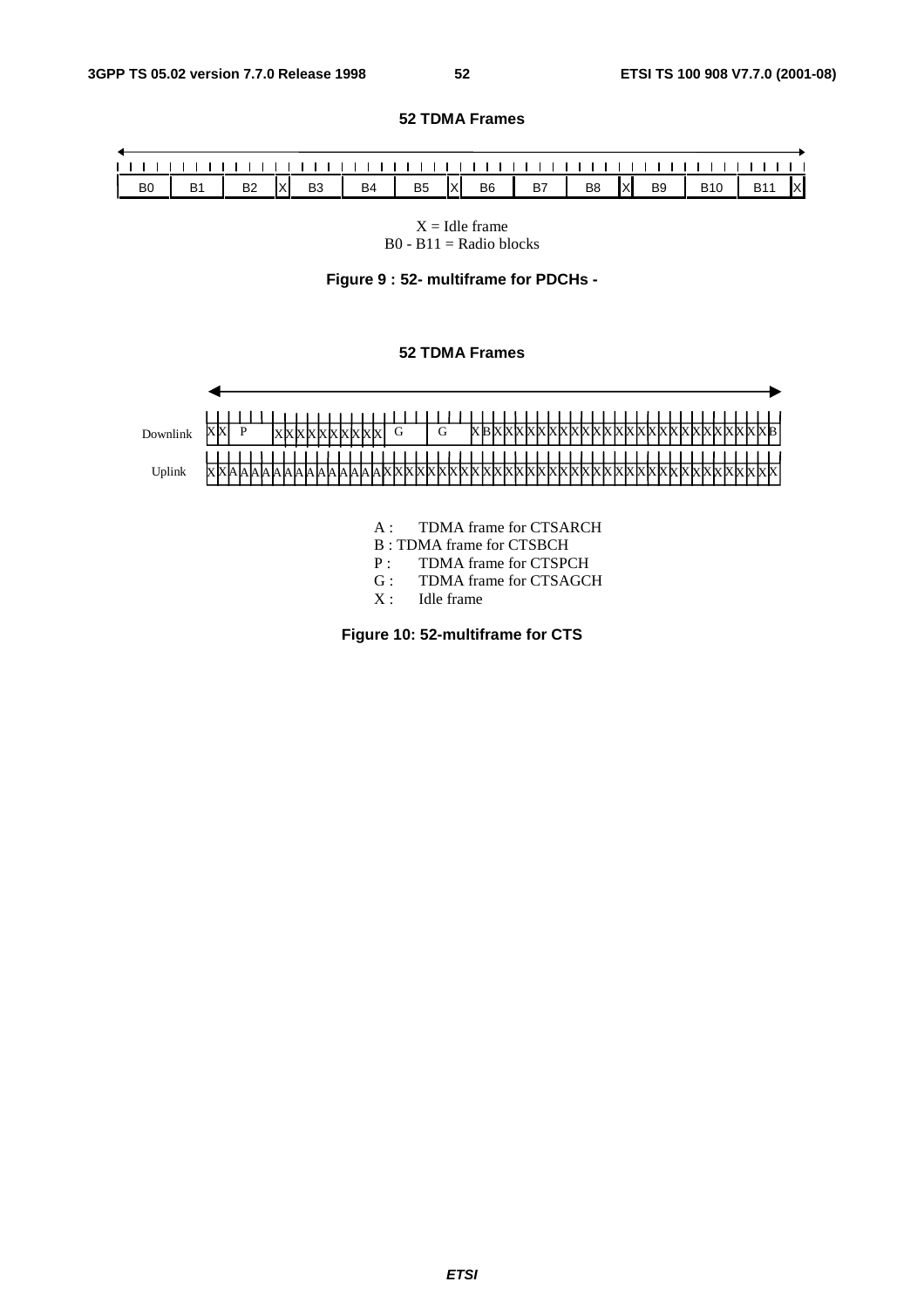52 TDMA Frames

| B0 | B1 | B2 | X | B3 | B4 | B5 | X | B6 | B7 | B8 | X | B9 | B10 | B11 | X |
|---|---|---|---|---|---|---|---|---|---|---|---|---|---|---|---|

X = Idle frame
B0 - B11 = Radio blocks

**Figure 9 : 52- multiframe for PDCHs -**

52 TDMA Frames

Downlink: X X P X X X X X X X X X X G G X B X X X X X X X X X X X X X X X X X X X X X X X X X X X X X B

Uplink: X X A A A A A A A A A A A A A A A X X X X X X X X X X X X X X X X X X X X X X X X X X X X X X X X X X X

A : TDMA frame for CTSARCH
B : TDMA frame for CTSBCH
P : TDMA frame for CTSPCH
G : TDMA frame for CTSAGCH
X : Idle frame

**Figure 10: 52-multiframe for CTS**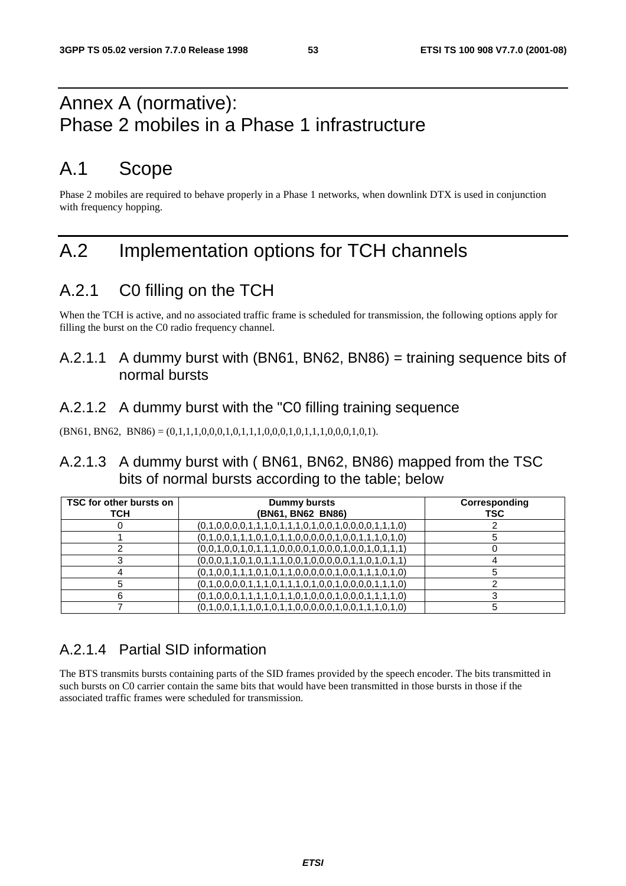# Annex A (normative): Phase 2 mobiles in a Phase 1 infrastructure

# A.1 Scope

Phase 2 mobiles are required to behave properly in a Phase 1 networks, when downlink DTX is used in conjunction with frequency hopping.

# A.2 Implementation options for TCH channels

## A.2.1 C0 filling on the TCH

When the TCH is active, and no associated traffic frame is scheduled for transmission, the following options apply for filling the burst on the C0 radio frequency channel.

### A.2.1.1 A dummy burst with (BN61, BN62, BN86) = training sequence bits of normal bursts

### A.2.1.2 A dummy burst with the "C0 filling training sequence

(BN61, BN62, BN86) = (0,1,1,1,0,0,0,1,0,1,1,1,0,0,0,1,0,1,1,1,0,0,0,1,0,1).

### A.2.1.3 A dummy burst with ( BN61, BN62, BN86) mapped from the TSC bits of normal bursts according to the table; below

| TSC for other bursts on TCH | Dummy bursts (BN61, BN62 BN86) | Corresponding TSC |
|---|---|---|
| 0 | (0,1,0,0,0,0,1,1,1,0,1,1,1,0,1,0,0,1,0,0,0,0,1,1,1,0) | 2 |
| 1 | (0,1,0,0,1,1,1,0,1,0,1,1,0,0,0,0,0,1,0,0,1,1,1,0,1,0) | 5 |
| 2 | (0,0,1,0,0,1,0,1,1,1,0,0,0,0,1,0,0,0,1,0,0,1,0,1,1,1) | 0 |
| 3 | (0,0,0,1,1,0,1,0,1,1,1,0,0,1,0,0,0,0,0,1,1,0,1,0,1,1) | 4 |
| 4 | (0,1,0,0,1,1,1,0,1,0,1,1,0,0,0,0,0,1,0,0,1,1,1,0,1,0) | 5 |
| 5 | (0,1,0,0,0,0,1,1,1,0,1,1,1,0,1,0,0,1,0,0,0,0,1,1,1,0) | 2 |
| 6 | (0,1,0,0,0,1,1,1,1,0,1,1,0,1,0,0,0,1,0,0,0,1,1,1,1,0) | 3 |
| 7 | (0,1,0,0,1,1,1,0,1,0,1,1,0,0,0,0,0,1,0,0,1,1,1,0,1,0) | 5 |

### A.2.1.4 Partial SID information

The BTS transmits bursts containing parts of the SID frames provided by the speech encoder. The bits transmitted in such bursts on C0 carrier contain the same bits that would have been transmitted in those bursts in those if the associated traffic frames were scheduled for transmission.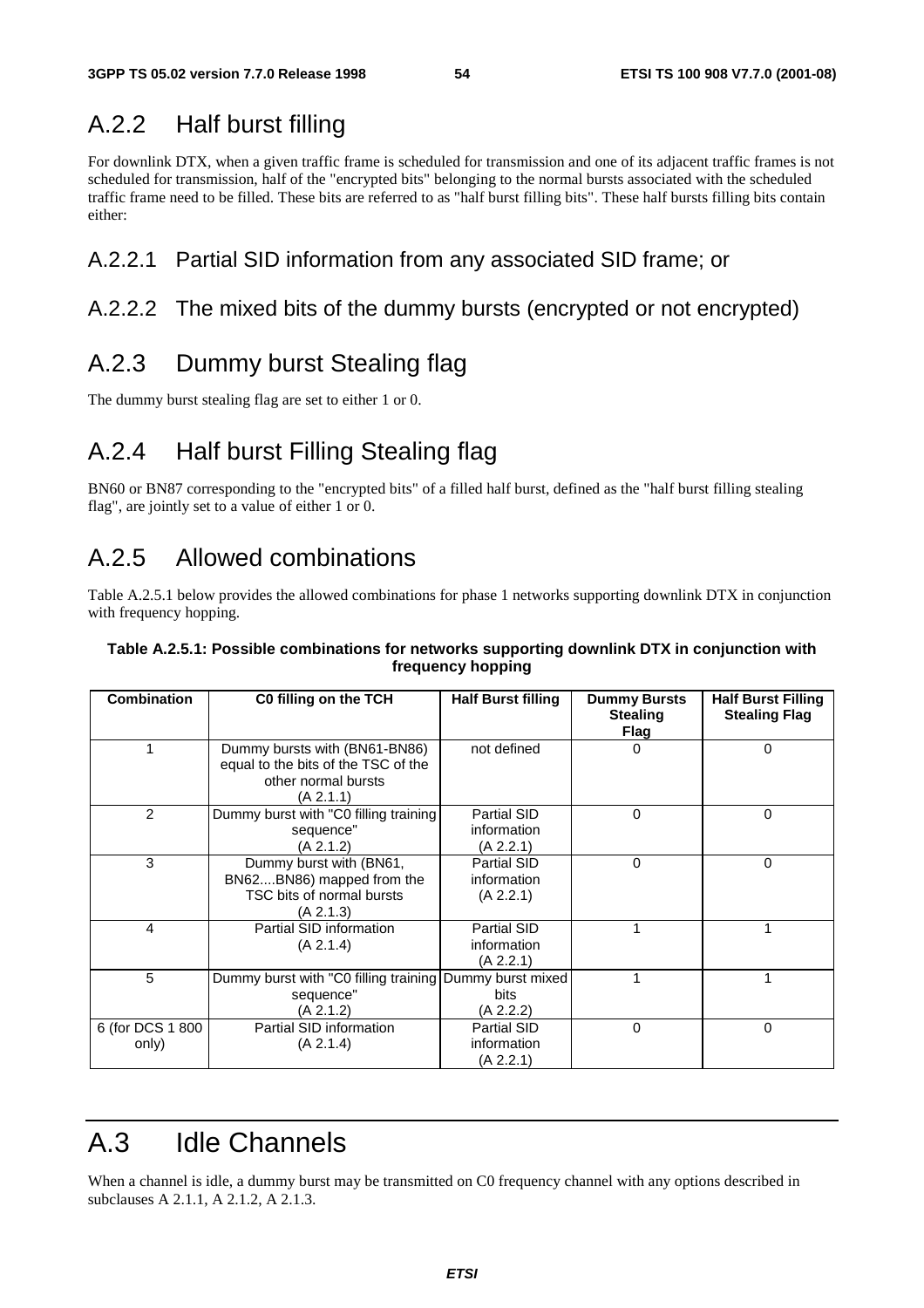## A.2.2 Half burst filling

For downlink DTX, when a given traffic frame is scheduled for transmission and one of its adjacent traffic frames is not scheduled for transmission, half of the "encrypted bits" belonging to the normal bursts associated with the scheduled traffic frame need to be filled. These bits are referred to as "half burst filling bits". These half bursts filling bits contain either:

### A.2.2.1 Partial SID information from any associated SID frame; or

### A.2.2.2 The mixed bits of the dummy bursts (encrypted or not encrypted)

## A.2.3 Dummy burst Stealing flag

The dummy burst stealing flag are set to either 1 or 0.

## A.2.4 Half burst Filling Stealing flag

BN60 or BN87 corresponding to the "encrypted bits" of a filled half burst, defined as the "half burst filling stealing flag", are jointly set to a value of either 1 or 0.

## A.2.5 Allowed combinations

Table A.2.5.1 below provides the allowed combinations for phase 1 networks supporting downlink DTX in conjunction with frequency hopping.

**Table A.2.5.1: Possible combinations for networks supporting downlink DTX in conjunction with frequency hopping**

| Combination | C0 filling on the TCH | Half Burst filling | Dummy Bursts Stealing Flag | Half Burst Filling Stealing Flag |
|---|---|---|---|---|
| 1 | Dummy bursts with (BN61-BN86) equal to the bits of the TSC of the other normal bursts (A 2.1.1) | not defined | 0 | 0 |
| 2 | Dummy burst with "C0 filling training sequence" (A 2.1.2) | Partial SID information (A 2.2.1) | 0 | 0 |
| 3 | Dummy burst with (BN61, BN62....BN86) mapped from the TSC bits of normal bursts (A 2.1.3) | Partial SID information (A 2.2.1) | 0 | 0 |
| 4 | Partial SID information (A 2.1.4) | Partial SID information (A 2.2.1) | 1 | 1 |
| 5 | Dummy burst with "C0 filling training sequence" (A 2.1.2) | Dummy burst mixed bits (A 2.2.2) | 1 | 1 |
| 6 (for DCS 1 800 only) | Partial SID information (A 2.1.4) | Partial SID information (A 2.2.1) | 0 | 0 |

# A.3 Idle Channels

When a channel is idle, a dummy burst may be transmitted on C0 frequency channel with any options described in subclauses A 2.1.1, A 2.1.2, A 2.1.3.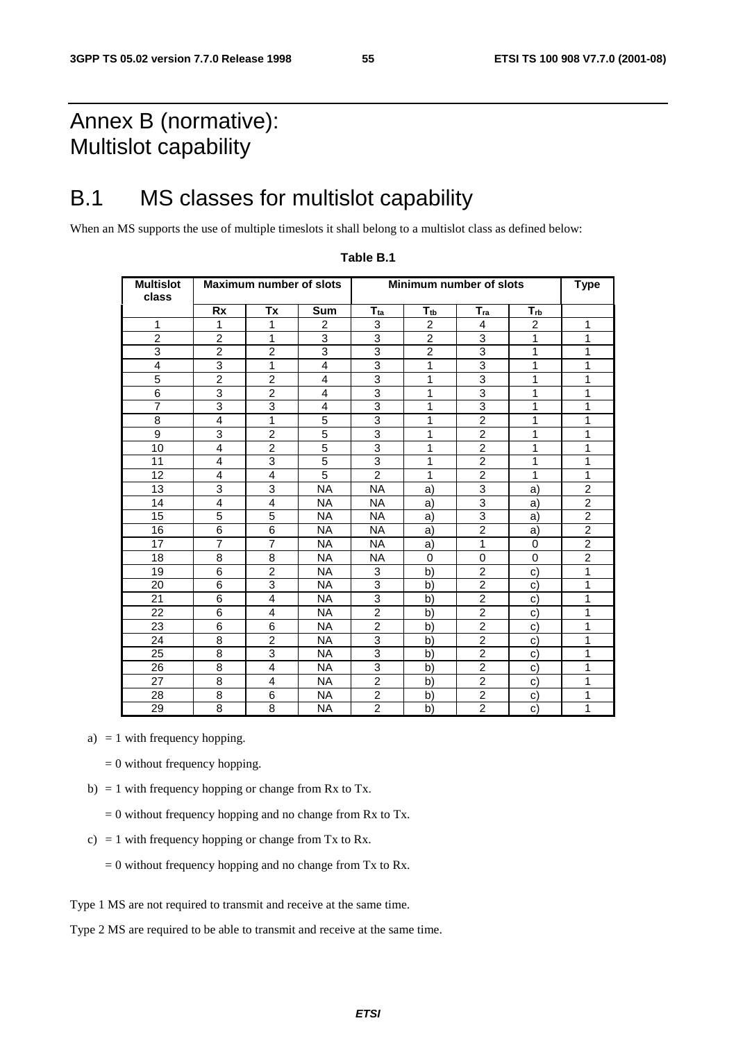# Annex B (normative): Multislot capability

## B.1 MS classes for multislot capability

When an MS supports the use of multiple timeslots it shall belong to a multislot class as defined below:

**Table B.1**

| Multislot class | Maximum number of slots | | | Minimum number of slots | | | | Type |
|---|---|---|---|---|---|---|---|---|
| | Rx | Tx | Sum | $T_{ta}$ | $T_{tb}$ | $T_{ra}$ | $T_{rb}$ | |
| 1 | 1 | 1 | 2 | 3 | 2 | 4 | 2 | 1 |
| 2 | 2 | 1 | 3 | 3 | 2 | 3 | 1 | 1 |
| 3 | 2 | 2 | 3 | 3 | 2 | 3 | 1 | 1 |
| 4 | 3 | 1 | 4 | 3 | 1 | 3 | 1 | 1 |
| 5 | 2 | 2 | 4 | 3 | 1 | 3 | 1 | 1 |
| 6 | 3 | 2 | 4 | 3 | 1 | 3 | 1 | 1 |
| 7 | 3 | 3 | 4 | 3 | 1 | 3 | 1 | 1 |
| 8 | 4 | 1 | 5 | 3 | 1 | 2 | 1 | 1 |
| 9 | 3 | 2 | 5 | 3 | 1 | 2 | 1 | 1 |
| 10 | 4 | 2 | 5 | 3 | 1 | 2 | 1 | 1 |
| 11 | 4 | 3 | 5 | 3 | 1 | 2 | 1 | 1 |
| 12 | 4 | 4 | 5 | 2 | 1 | 2 | 1 | 1 |
| 13 | 3 | 3 | NA | NA | a) | 3 | a) | 2 |
| 14 | 4 | 4 | NA | NA | a) | 3 | a) | 2 |
| 15 | 5 | 5 | NA | NA | a) | 3 | a) | 2 |
| 16 | 6 | 6 | NA | NA | a) | 2 | a) | 2 |
| 17 | 7 | 7 | NA | NA | a) | 1 | 0 | 2 |
| 18 | 8 | 8 | NA | NA | 0 | 0 | 0 | 2 |
| 19 | 6 | 2 | NA | 3 | b) | 2 | c) | 1 |
| 20 | 6 | 3 | NA | 3 | b) | 2 | c) | 1 |
| 21 | 6 | 4 | NA | 3 | b) | 2 | c) | 1 |
| 22 | 6 | 4 | NA | 2 | b) | 2 | c) | 1 |
| 23 | 6 | 6 | NA | 2 | b) | 2 | c) | 1 |
| 24 | 8 | 2 | NA | 3 | b) | 2 | c) | 1 |
| 25 | 8 | 3 | NA | 3 | b) | 2 | c) | 1 |
| 26 | 8 | 4 | NA | 3 | b) | 2 | c) | 1 |
| 27 | 8 | 4 | NA | 2 | b) | 2 | c) | 1 |
| 28 | 8 | 6 | NA | 2 | b) | 2 | c) | 1 |
| 29 | 8 | 8 | NA | 2 | b) | 2 | c) | 1 |

a) = 1 with frequency hopping.

= 0 without frequency hopping.

b) = 1 with frequency hopping or change from Rx to Tx.

= 0 without frequency hopping and no change from Rx to Tx.

c) = 1 with frequency hopping or change from Tx to Rx.

= 0 without frequency hopping and no change from Tx to Rx.

Type 1 MS are not required to transmit and receive at the same time.

Type 2 MS are required to be able to transmit and receive at the same time.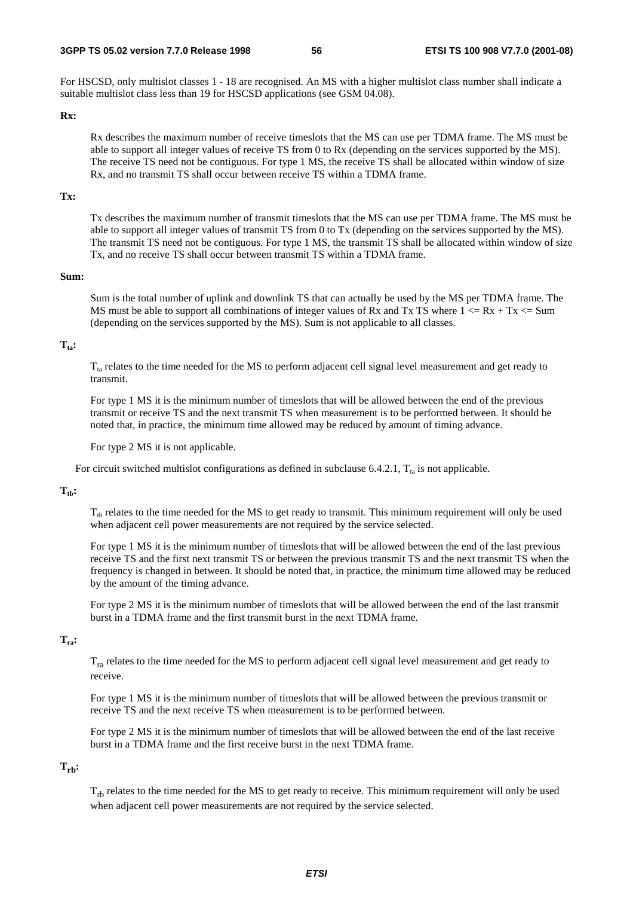For HSCSD, only multislot classes 1 - 18 are recognised. An MS with a higher multislot class number shall indicate a suitable multislot class less than 19 for HSCSD applications (see GSM 04.08).

**Rx:**

Rx describes the maximum number of receive timeslots that the MS can use per TDMA frame. The MS must be able to support all integer values of receive TS from 0 to Rx (depending on the services supported by the MS). The receive TS need not be contiguous. For type 1 MS, the receive TS shall be allocated within window of size Rx, and no transmit TS shall occur between receive TS within a TDMA frame.

**Tx:**

Tx describes the maximum number of transmit timeslots that the MS can use per TDMA frame. The MS must be able to support all integer values of transmit TS from 0 to Tx (depending on the services supported by the MS). The transmit TS need not be contiguous. For type 1 MS, the transmit TS shall be allocated within window of size Tx, and no receive TS shall occur between transmit TS within a TDMA frame.

**Sum:**

Sum is the total number of uplink and downlink TS that can actually be used by the MS per TDMA frame. The MS must be able to support all combinations of integer values of Rx and Tx TS where $1 <= Rx + Tx <= Sum$ (depending on the services supported by the MS). Sum is not applicable to all classes.

**$T_{ta}$:**

$T_{ta}$ relates to the time needed for the MS to perform adjacent cell signal level measurement and get ready to transmit.

For type 1 MS it is the minimum number of timeslots that will be allowed between the end of the previous transmit or receive TS and the next transmit TS when measurement is to be performed between. It should be noted that, in practice, the minimum time allowed may be reduced by amount of timing advance.

For type 2 MS it is not applicable.

For circuit switched multislot configurations as defined in subclause 6.4.2.1, $T_{ta}$ is not applicable.

**$T_{tb}$:**

$T_{tb}$ relates to the time needed for the MS to get ready to transmit. This minimum requirement will only be used when adjacent cell power measurements are not required by the service selected.

For type 1 MS it is the minimum number of timeslots that will be allowed between the end of the last previous receive TS and the first next transmit TS or between the previous transmit TS and the next transmit TS when the frequency is changed in between. It should be noted that, in practice, the minimum time allowed may be reduced by the amount of the timing advance.

For type 2 MS it is the minimum number of timeslots that will be allowed between the end of the last transmit burst in a TDMA frame and the first transmit burst in the next TDMA frame.

**$T_{ra}$:**

$T_{ra}$ relates to the time needed for the MS to perform adjacent cell signal level measurement and get ready to receive.

For type 1 MS it is the minimum number of timeslots that will be allowed between the previous transmit or receive TS and the next receive TS when measurement is to be performed between.

For type 2 MS it is the minimum number of timeslots that will be allowed between the end of the last receive burst in a TDMA frame and the first receive burst in the next TDMA frame.

**$T_{rb}$:**

$T_{rb}$ relates to the time needed for the MS to get ready to receive. This minimum requirement will only be used when adjacent cell power measurements are not required by the service selected.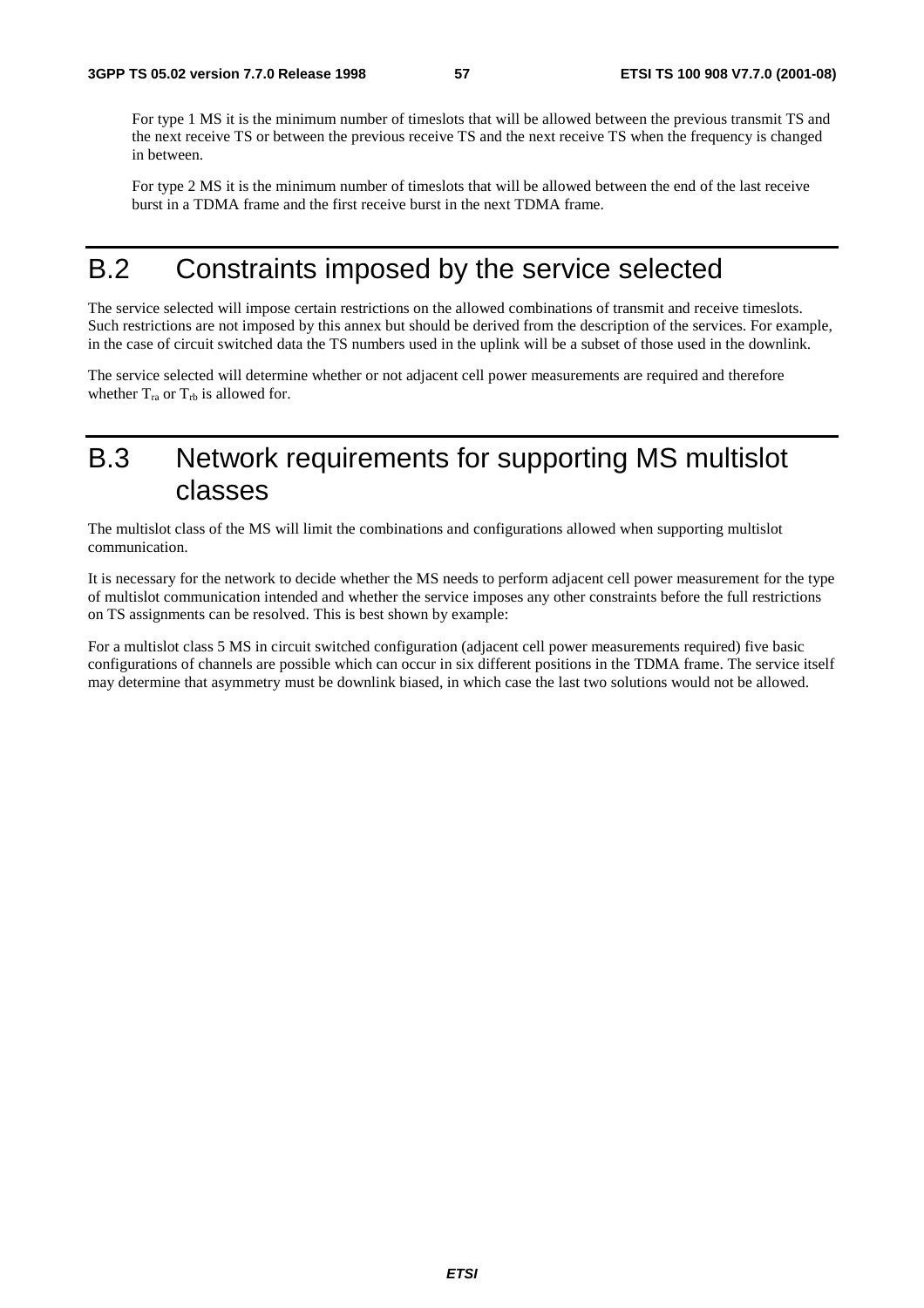For type 1 MS it is the minimum number of timeslots that will be allowed between the previous transmit TS and the next receive TS or between the previous receive TS and the next receive TS when the frequency is changed in between.

For type 2 MS it is the minimum number of timeslots that will be allowed between the end of the last receive burst in a TDMA frame and the first receive burst in the next TDMA frame.

# B.2 Constraints imposed by the service selected

The service selected will impose certain restrictions on the allowed combinations of transmit and receive timeslots. Such restrictions are not imposed by this annex but should be derived from the description of the services. For example, in the case of circuit switched data the TS numbers used in the uplink will be a subset of those used in the downlink.

The service selected will determine whether or not adjacent cell power measurements are required and therefore whether $T_{ra}$ or $T_{rb}$ is allowed for.

# B.3 Network requirements for supporting MS multislot classes

The multislot class of the MS will limit the combinations and configurations allowed when supporting multislot communication.

It is necessary for the network to decide whether the MS needs to perform adjacent cell power measurement for the type of multislot communication intended and whether the service imposes any other constraints before the full restrictions on TS assignments can be resolved. This is best shown by example:

For a multislot class 5 MS in circuit switched configuration (adjacent cell power measurements required) five basic configurations of channels are possible which can occur in six different positions in the TDMA frame. The service itself may determine that asymmetry must be downlink biased, in which case the last two solutions would not be allowed.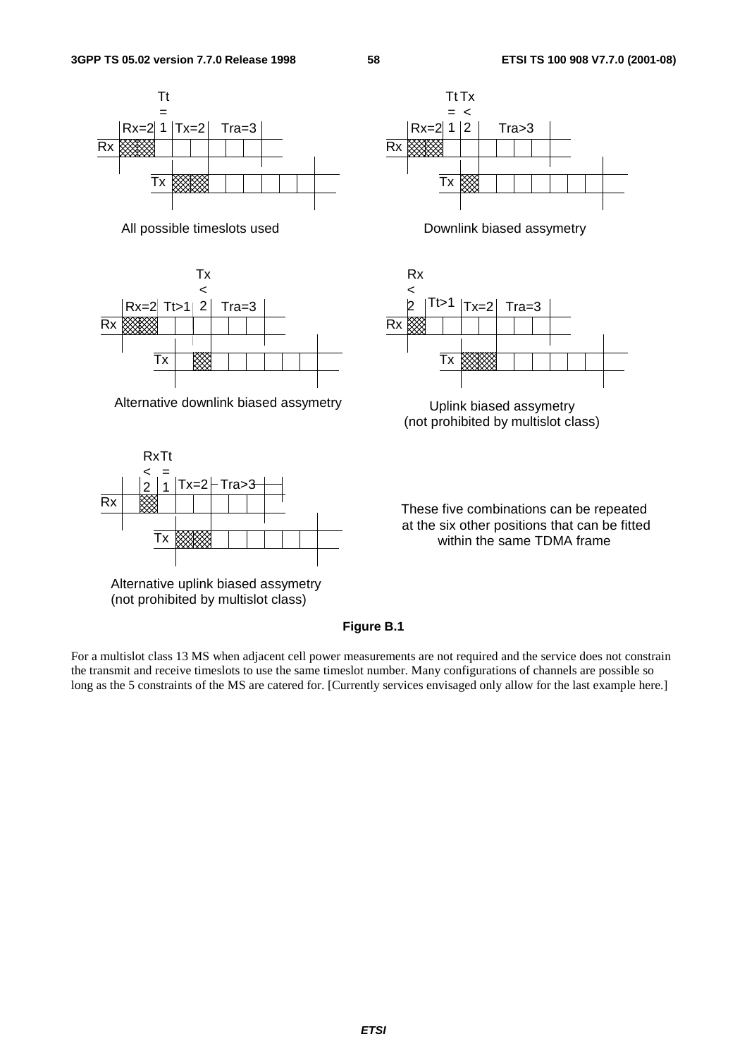All possible timeslots used

Downlink biased assymetry

Alternative downlink biased assymetry

Uplink biased assymetry
(not prohibited by multislot class)

Alternative uplink biased assymetry
(not prohibited by multislot class)

These five combinations can be repeated at the six other positions that can be fitted within the same TDMA frame

**Figure B.1**

For a multislot class 13 MS when adjacent cell power measurements are not required and the service does not constrain the transmit and receive timeslots to use the same timeslot number. Many configurations of channels are possible so long as the 5 constraints of the MS are catered for. [Currently services envisaged only allow for the last example here.]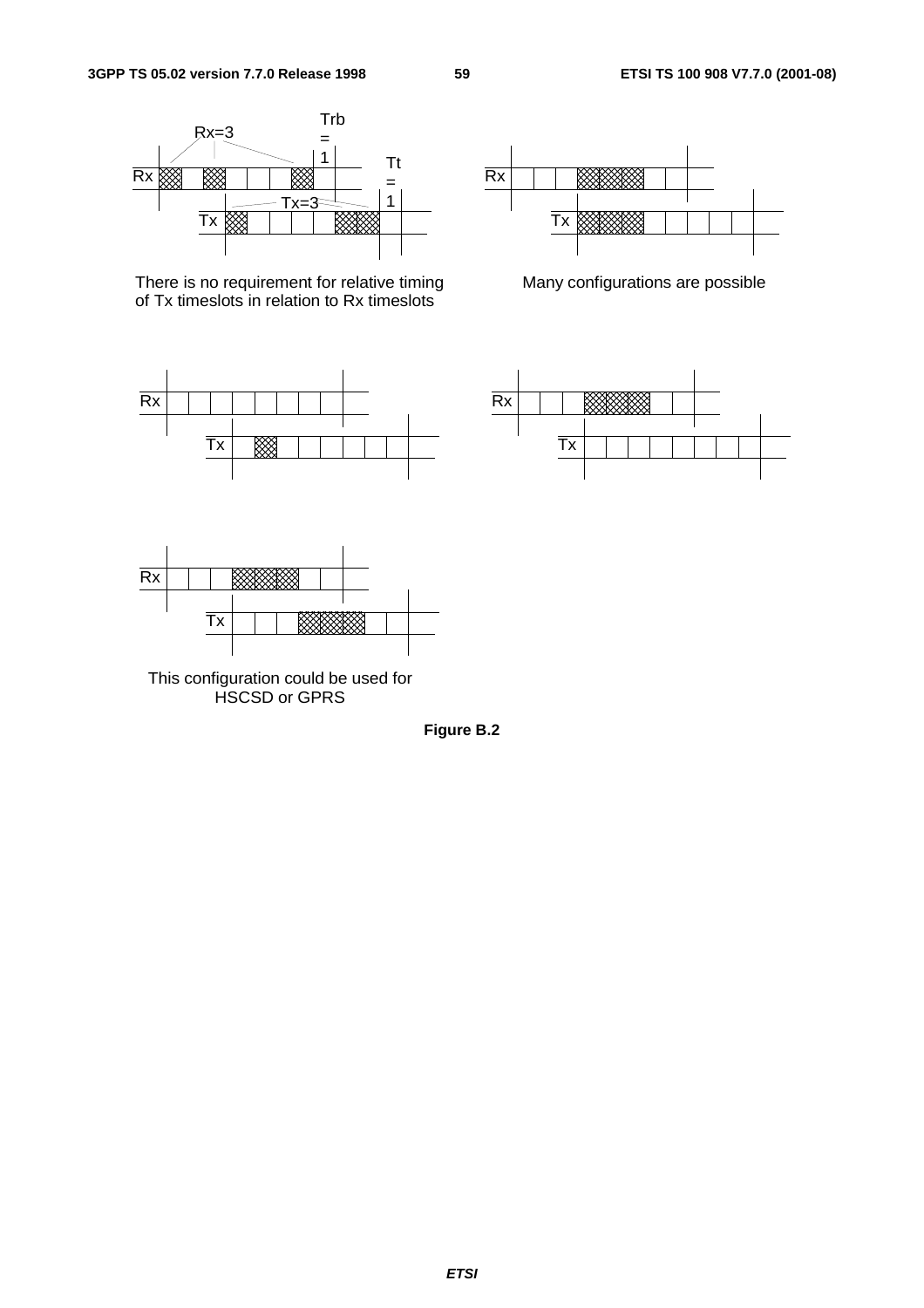Rx=3

Trb = 1

Rx

Tt = 1

Tx=3

Tx

There is no requirement for relative timing of Tx timeslots in relation to Rx timeslots

Rx

Tx

Many configurations are possible

Rx

Tx

Rx

Tx

Rx

Tx

This configuration could be used for HSCSD or GPRS

**Figure B.2**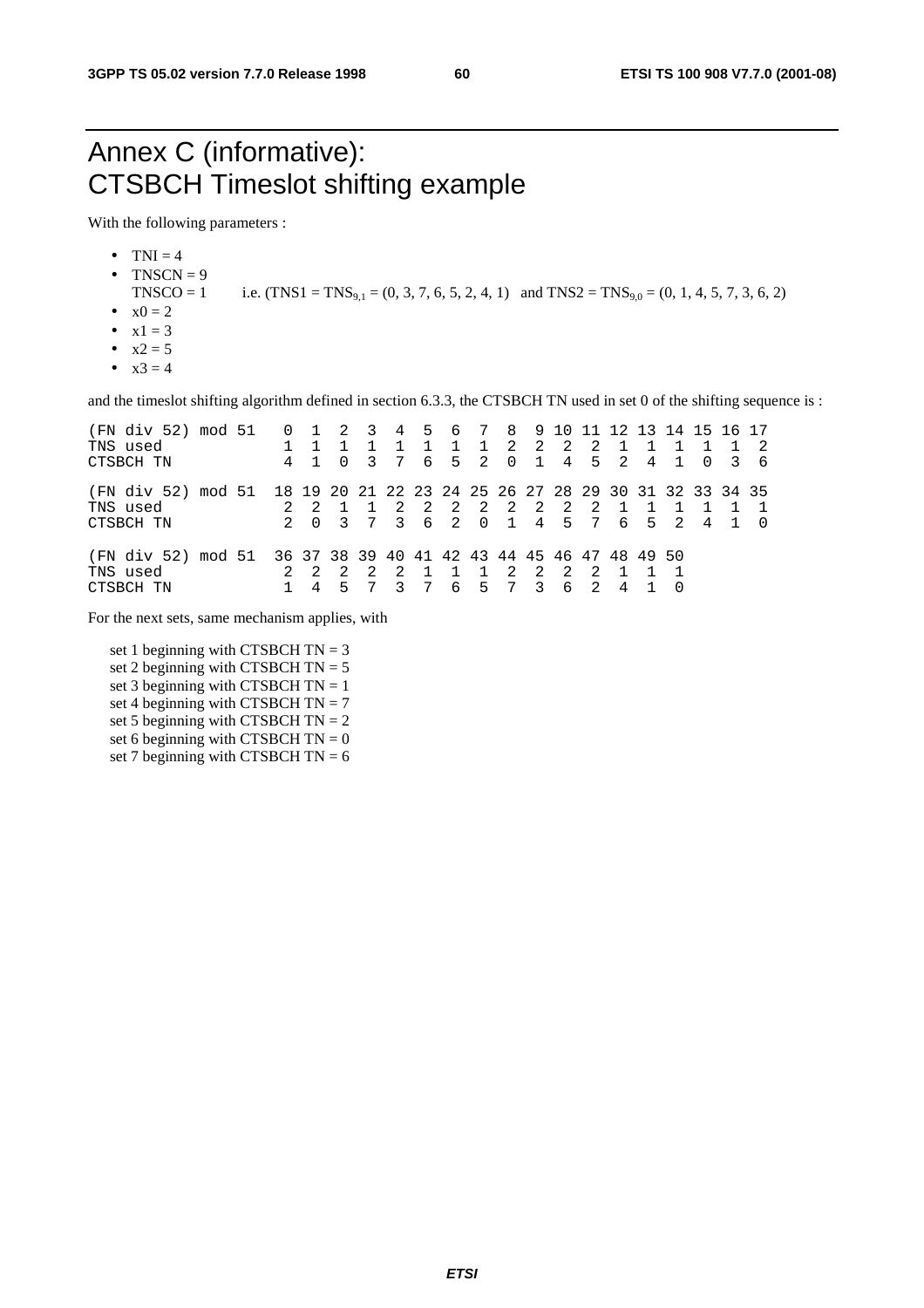# Annex C (informative): CTSBCH Timeslot shifting example

With the following parameters :

- TNI = 4
- TNSCN = 9
  TNSCO = 1 i.e. (TNS1 = $TNS_{9,1}$ = (0, 3, 7, 6, 5, 2, 4, 1) and TNS2 = $TNS_{9,0}$ = (0, 1, 4, 5, 7, 3, 6, 2)
- x0 = 2
- x1 = 3
- x2 = 5
- x3 = 4

and the timeslot shifting algorithm defined in section 6.3.3, the CTSBCH TN used in set 0 of the shifting sequence is :

```
(FN div 52) mod 51   0  1  2  3  4  5  6  7  8  9 10 11 12 13 14 15 16 17
TNS used             1  1  1  1  1  1  1  1  2  2  2  2  1  1  1  1  1  2
CTSBCH TN            4  1  0  3  7  6  5  2  0  1  4  5  2  4  1  0  3  6

(FN div 52) mod 51  18 19 20 21 22 23 24 25 26 27 28 29 30 31 32 33 34 35
TNS used             2  2  1  1  2  2  2  2  2  2  2  2  1  1  1  1  1  1
CTSBCH TN            2  0  3  7  3  6  2  0  1  4  5  7  6  5  2  4  1  0

(FN div 52) mod 51  36 37 38 39 40 41 42 43 44 45 46 47 48 49 50
TNS used             2  2  2  2  2  1  1  1  2  2  2  2  1  1  1
CTSBCH TN            1  4  5  7  3  7  6  5  7  3  6  2  4  1  0
```

For the next sets, same mechanism applies, with

set 1 beginning with CTSBCH TN = 3
set 2 beginning with CTSBCH TN = 5
set 3 beginning with CTSBCH TN = 1
set 4 beginning with CTSBCH TN = 7
set 5 beginning with CTSBCH TN = 2
set 6 beginning with CTSBCH TN = 0
set 7 beginning with CTSBCH TN = 6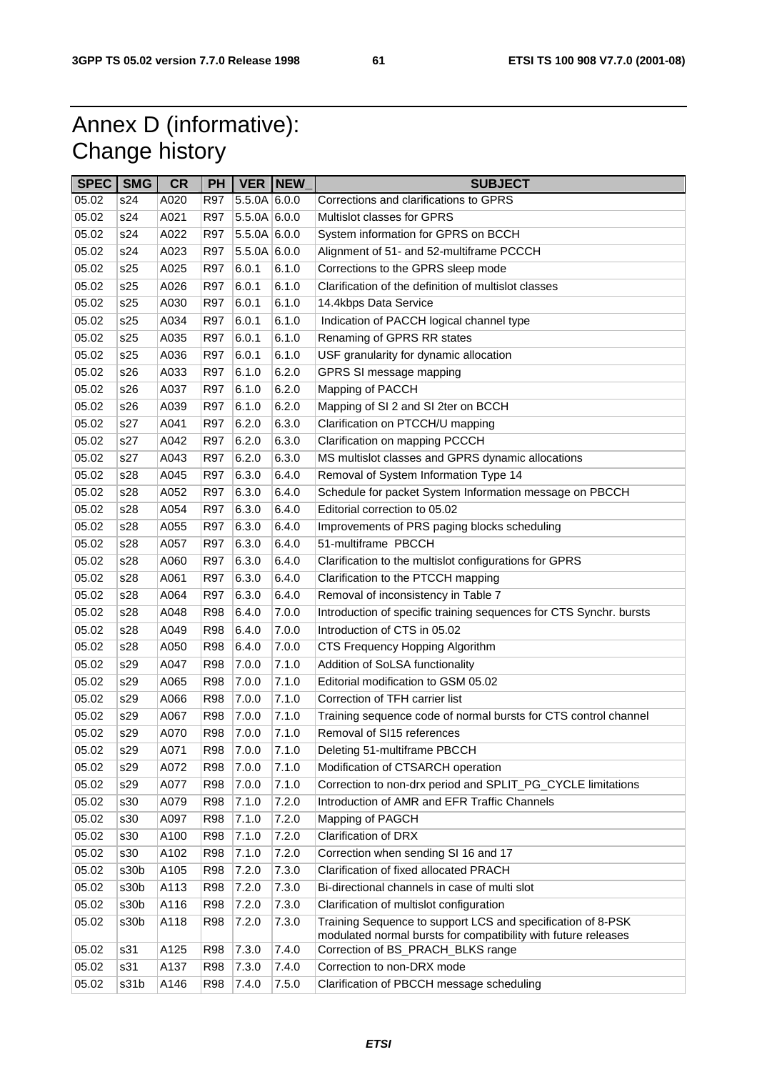# Annex D (informative): Change history

| SPEC | SMG | CR | PH | VER | NEW_ | SUBJECT |
|---|---|---|---|---|---|---|
| 05.02 | s24 | A020 | R97 | 5.5.0A | 6.0.0 | Corrections and clarifications to GPRS |
| 05.02 | s24 | A021 | R97 | 5.5.0A | 6.0.0 | Multislot classes for GPRS |
| 05.02 | s24 | A022 | R97 | 5.5.0A | 6.0.0 | System information for GPRS on BCCH |
| 05.02 | s24 | A023 | R97 | 5.5.0A | 6.0.0 | Alignment of 51- and 52-multiframe PCCCH |
| 05.02 | s25 | A025 | R97 | 6.0.1 | 6.1.0 | Corrections to the GPRS sleep mode |
| 05.02 | s25 | A026 | R97 | 6.0.1 | 6.1.0 | Clarification of the definition of multislot classes |
| 05.02 | s25 | A030 | R97 | 6.0.1 | 6.1.0 | 14.4kbps Data Service |
| 05.02 | s25 | A034 | R97 | 6.0.1 | 6.1.0 | Indication of PACCH logical channel type |
| 05.02 | s25 | A035 | R97 | 6.0.1 | 6.1.0 | Renaming of GPRS RR states |
| 05.02 | s25 | A036 | R97 | 6.0.1 | 6.1.0 | USF granularity for dynamic allocation |
| 05.02 | s26 | A033 | R97 | 6.1.0 | 6.2.0 | GPRS SI message mapping |
| 05.02 | s26 | A037 | R97 | 6.1.0 | 6.2.0 | Mapping of PACCH |
| 05.02 | s26 | A039 | R97 | 6.1.0 | 6.2.0 | Mapping of SI 2 and SI 2ter on BCCH |
| 05.02 | s27 | A041 | R97 | 6.2.0 | 6.3.0 | Clarification on PTCCH/U mapping |
| 05.02 | s27 | A042 | R97 | 6.2.0 | 6.3.0 | Clarification on mapping PCCCH |
| 05.02 | s27 | A043 | R97 | 6.2.0 | 6.3.0 | MS multislot classes and GPRS dynamic allocations |
| 05.02 | s28 | A045 | R97 | 6.3.0 | 6.4.0 | Removal of System Information Type 14 |
| 05.02 | s28 | A052 | R97 | 6.3.0 | 6.4.0 | Schedule for packet System Information message on PBCCH |
| 05.02 | s28 | A054 | R97 | 6.3.0 | 6.4.0 | Editorial correction to 05.02 |
| 05.02 | s28 | A055 | R97 | 6.3.0 | 6.4.0 | Improvements of PRS paging blocks scheduling |
| 05.02 | s28 | A057 | R97 | 6.3.0 | 6.4.0 | 51-multiframe PBCCH |
| 05.02 | s28 | A060 | R97 | 6.3.0 | 6.4.0 | Clarification to the multislot configurations for GPRS |
| 05.02 | s28 | A061 | R97 | 6.3.0 | 6.4.0 | Clarification to the PTCCH mapping |
| 05.02 | s28 | A064 | R97 | 6.3.0 | 6.4.0 | Removal of inconsistency in Table 7 |
| 05.02 | s28 | A048 | R98 | 6.4.0 | 7.0.0 | Introduction of specific training sequences for CTS Synchr. bursts |
| 05.02 | s28 | A049 | R98 | 6.4.0 | 7.0.0 | Introduction of CTS in 05.02 |
| 05.02 | s28 | A050 | R98 | 6.4.0 | 7.0.0 | CTS Frequency Hopping Algorithm |
| 05.02 | s29 | A047 | R98 | 7.0.0 | 7.1.0 | Addition of SoLSA functionality |
| 05.02 | s29 | A065 | R98 | 7.0.0 | 7.1.0 | Editorial modification to GSM 05.02 |
| 05.02 | s29 | A066 | R98 | 7.0.0 | 7.1.0 | Correction of TFH carrier list |
| 05.02 | s29 | A067 | R98 | 7.0.0 | 7.1.0 | Training sequence code of normal bursts for CTS control channel |
| 05.02 | s29 | A070 | R98 | 7.0.0 | 7.1.0 | Removal of SI15 references |
| 05.02 | s29 | A071 | R98 | 7.0.0 | 7.1.0 | Deleting 51-multiframe PBCCH |
| 05.02 | s29 | A072 | R98 | 7.0.0 | 7.1.0 | Modification of CTSARCH operation |
| 05.02 | s29 | A077 | R98 | 7.0.0 | 7.1.0 | Correction to non-drx period and SPLIT_PG_CYCLE limitations |
| 05.02 | s30 | A079 | R98 | 7.1.0 | 7.2.0 | Introduction of AMR and EFR Traffic Channels |
| 05.02 | s30 | A097 | R98 | 7.1.0 | 7.2.0 | Mapping of PAGCH |
| 05.02 | s30 | A100 | R98 | 7.1.0 | 7.2.0 | Clarification of DRX |
| 05.02 | s30 | A102 | R98 | 7.1.0 | 7.2.0 | Correction when sending SI 16 and 17 |
| 05.02 | s30b | A105 | R98 | 7.2.0 | 7.3.0 | Clarification of fixed allocated PRACH |
| 05.02 | s30b | A113 | R98 | 7.2.0 | 7.3.0 | Bi-directional channels in case of multi slot |
| 05.02 | s30b | A116 | R98 | 7.2.0 | 7.3.0 | Clarification of multislot configuration |
| 05.02 | s30b | A118 | R98 | 7.2.0 | 7.3.0 | Training Sequence to support LCS and specification of 8-PSK modulated normal bursts for compatibility with future releases |
| 05.02 | s31 | A125 | R98 | 7.3.0 | 7.4.0 | Correction of BS_PRACH_BLKS range |
| 05.02 | s31 | A137 | R98 | 7.3.0 | 7.4.0 | Correction to non-DRX mode |
| 05.02 | s31b | A146 | R98 | 7.4.0 | 7.5.0 | Clarification of PBCCH message scheduling |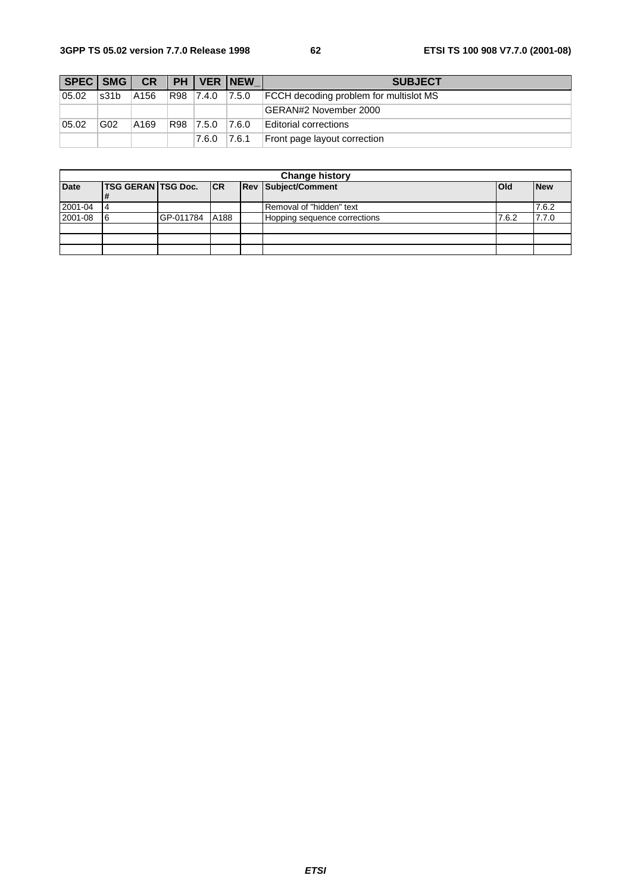| SPEC | SMG | CR | PH | VER | NEW_ | SUBJECT |
|---|---|---|---|---|---|---|
| 05.02 | s31b | A156 | R98 | 7.4.0 | 7.5.0 | FCCH decoding problem for multislot MS |
| | | | | | | GERAN#2 November 2000 |
| 05.02 | G02 | A169 | R98 | 7.5.0 | 7.6.0 | Editorial corrections |
| | | | | 7.6.0 | 7.6.1 | Front page layout correction |

| Change history | | | | | | | |
|---|---|---|---|---|---|---|---|
| **Date** | **TSG GERAN #** | **TSG Doc.** | **CR** | **Rev** | **Subject/Comment** | **Old** | **New** |
| 2001-04 | 4 | | | | Removal of "hidden" text | | 7.6.2 |
| 2001-08 | 6 | GP-011784 | A188 | | Hopping sequence corrections | 7.6.2 | 7.7.0 |
| | | | | | | | |
| | | | | | | | |
| | | | | | | | |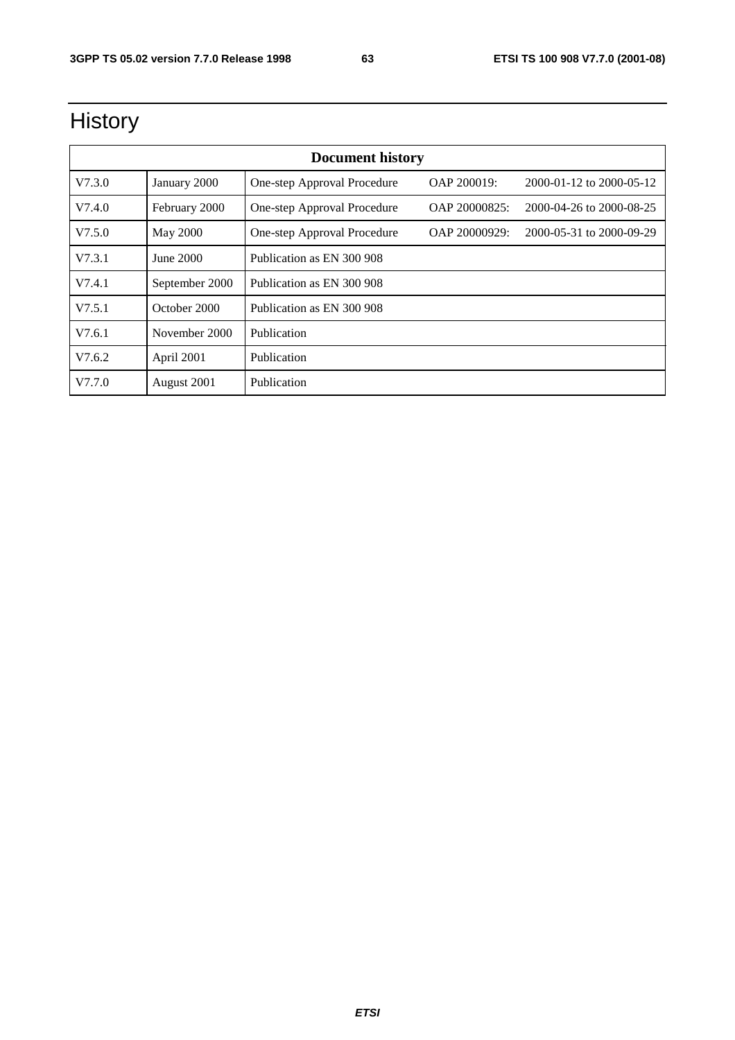# History

| Document history | | | | |
|---|---|---|---|---|
| V7.3.0 | January 2000 | One-step Approval Procedure | OAP 200019: | 2000-01-12 to 2000-05-12 |
| V7.4.0 | February 2000 | One-step Approval Procedure | OAP 20000825: | 2000-04-26 to 2000-08-25 |
| V7.5.0 | May 2000 | One-step Approval Procedure | OAP 20000929: | 2000-05-31 to 2000-09-29 |
| V7.3.1 | June 2000 | Publication as EN 300 908 | | |
| V7.4.1 | September 2000 | Publication as EN 300 908 | | |
| V7.5.1 | October 2000 | Publication as EN 300 908 | | |
| V7.6.1 | November 2000 | Publication | | |
| V7.6.2 | April 2001 | Publication | | |
| V7.7.0 | August 2001 | Publication | | |